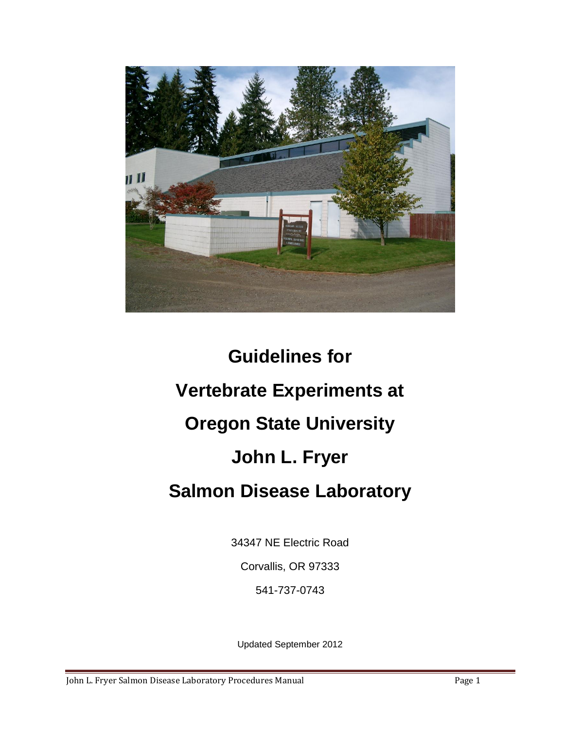# Guidelines for Vertebrate Experiments at Oregon State University John L. Fryer Salmon Disease Laboratory

34347 NE Electric Road

Corvallis, OR 97333

541-737-0743

Updated September 2012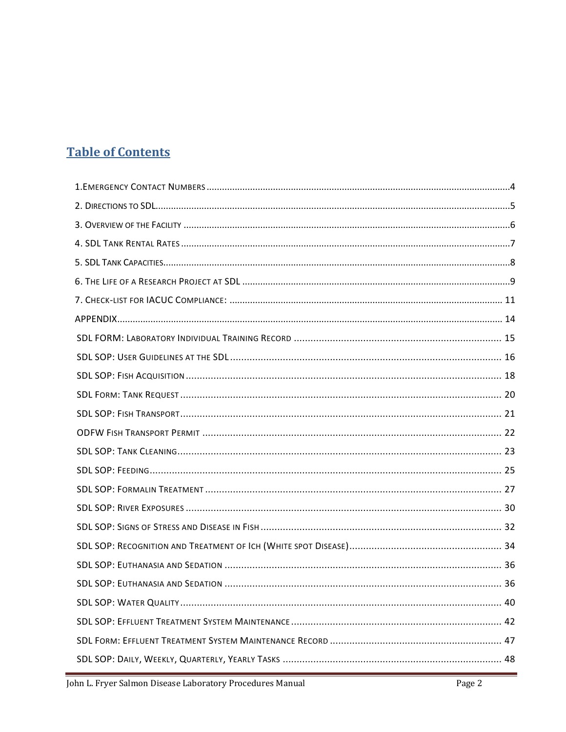# Table of Contents

1. EMERGENCY CONTACT NUMBERS ........ 4
2. DIRECTIONS TO SDL ........ 5
3. OVERVIEW OF THE FACILITY ........ 6
4. SDL TANK RENTAL RATES ........ 7
5. SDL TANK CAPACITIES ........ 8
6. THE LIFE OF A RESEARCH PROJECT AT SDL ........ 9
7. CHECK-LIST FOR IACUC COMPLIANCE: ........ 11

APPENDIX ........ 14

- SDL FORM: LABORATORY INDIVIDUAL TRAINING RECORD ........ 15
- SDL SOP: USER GUIDELINES AT THE SDL ........ 16
- SDL SOP: FISH ACQUISITION ........ 18
- SDL FORM: TANK REQUEST ........ 20
- SDL SOP: FISH TRANSPORT ........ 21
- ODFW FISH TRANSPORT PERMIT ........ 22
- SDL SOP: TANK CLEANING ........ 23
- SDL SOP: FEEDING ........ 25
- SDL SOP: FORMALIN TREATMENT ........ 27
- SDL SOP: RIVER EXPOSURES ........ 30
- SDL SOP: SIGNS OF STRESS AND DISEASE IN FISH ........ 32
- SDL SOP: RECOGNITION AND TREATMENT OF ICH (WHITE SPOT DISEASE) ........ 34
- SDL SOP: EUTHANASIA AND SEDATION ........ 36
- SDL SOP: EUTHANASIA AND SEDATION ........ 36
- SDL SOP: WATER QUALITY ........ 40
- SDL SOP: EFFLUENT TREATMENT SYSTEM MAINTENANCE ........ 42
- SDL FORM: EFFLUENT TREATMENT SYSTEM MAINTENANCE RECORD ........ 47
- SDL SOP: DAILY, WEEKLY, QUARTERLY, YEARLY TASKS ........ 48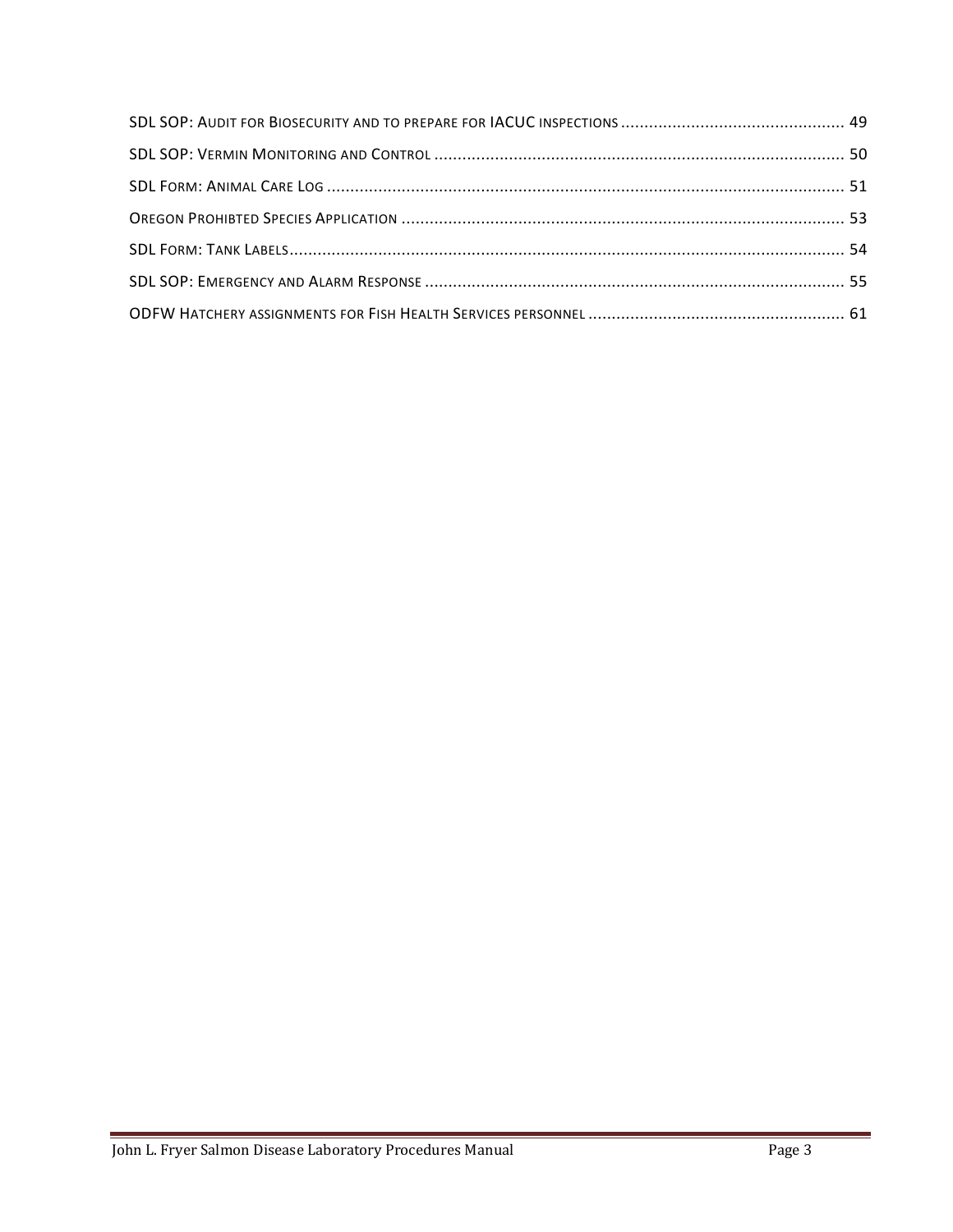SDL SOP: Audit for Biosecurity and to prepare for IACUC inspections ................................................ 49

SDL SOP: Vermin Monitoring and Control ........................................................................................ 50

SDL Form: Animal Care Log .............................................................................................................. 51

Oregon Prohibted Species Application .............................................................................................. 53

SDL Form: Tank Labels....................................................................................................................... 54

SDL SOP: Emergency and Alarm Response ......................................................................................... 55

ODFW Hatchery assignments for Fish Health Services personnel ....................................................... 61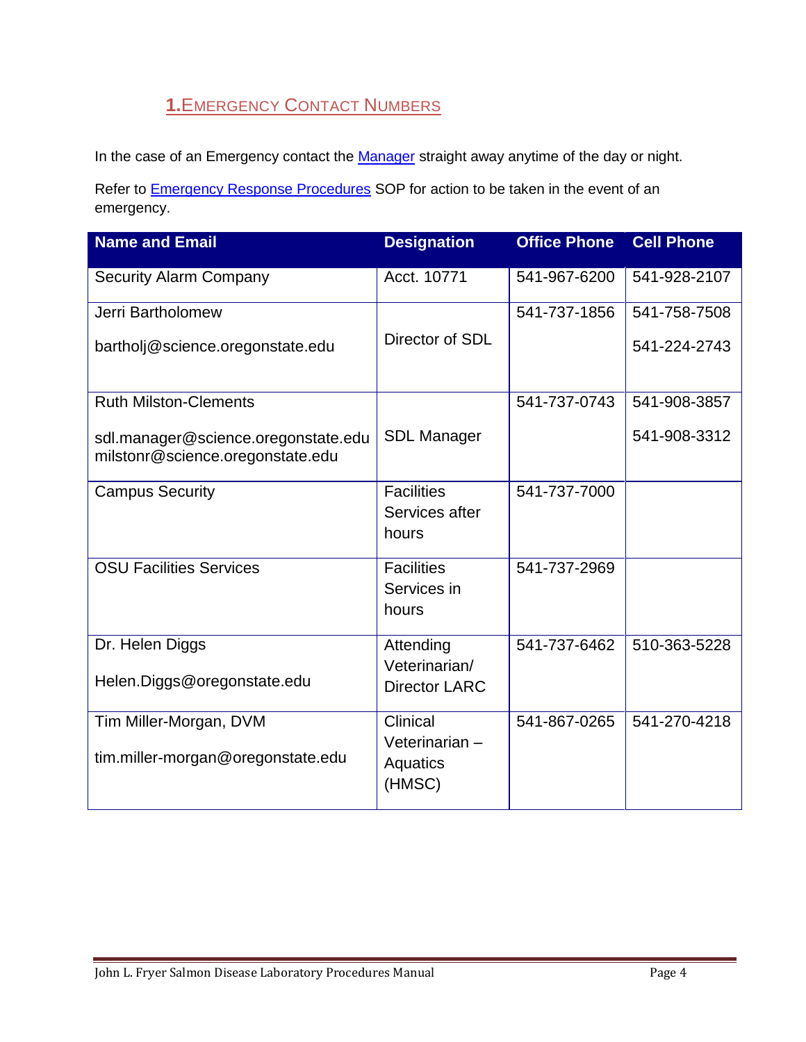## 1. Emergency Contact Numbers

In the case of an Emergency contact the Manager straight away anytime of the day or night.

Refer to Emergency Response Procedures SOP for action to be taken in the event of an emergency.

| Name and Email | Designation | Office Phone | Cell Phone |
|---|---|---|---|
| Security Alarm Company | Acct. 10771 | 541-967-6200 | 541-928-2107 |
| Jerri Bartholomew<br>bartholj@science.oregonstate.edu | Director of SDL | 541-737-1856 | 541-758-7508<br>541-224-2743 |
| Ruth Milston-Clements<br>sdl.manager@science.oregonstate.edu<br>milstonr@science.oregonstate.edu | SDL Manager | 541-737-0743 | 541-908-3857<br>541-908-3312 |
| Campus Security | Facilities Services after hours | 541-737-7000 | |
| OSU Facilities Services | Facilities Services in hours | 541-737-2969 | |
| Dr. Helen Diggs<br>Helen.Diggs@oregonstate.edu | Attending Veterinarian/ Director LARC | 541-737-6462 | 510-363-5228 |
| Tim Miller-Morgan, DVM<br>tim.miller-morgan@oregonstate.edu | Clinical Veterinarian – Aquatics (HMSC) | 541-867-0265 | 541-270-4218 |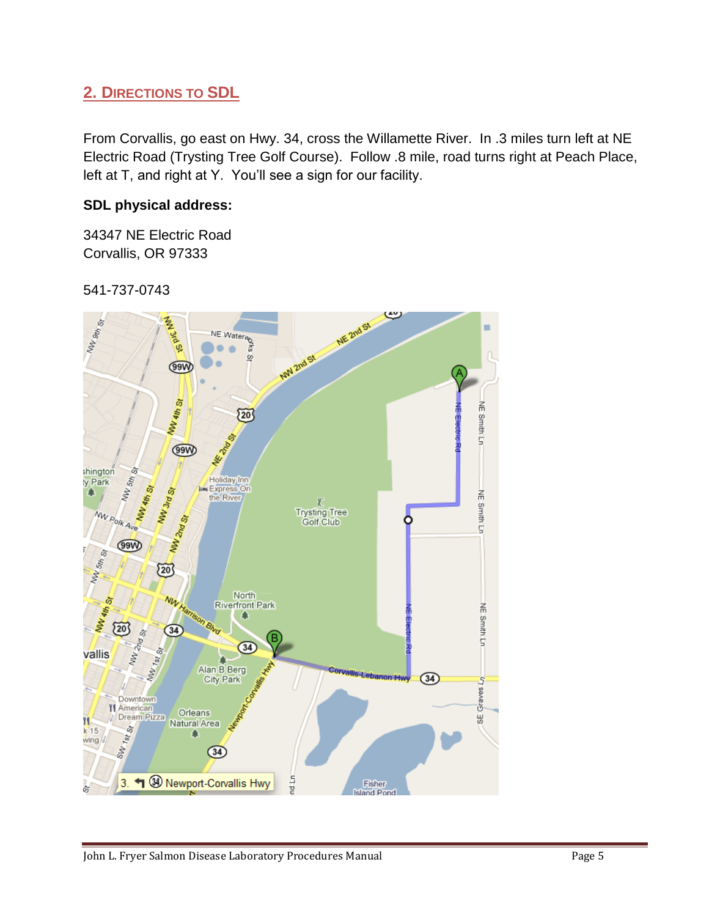## 2. Directions to SDL

From Corvallis, go east on Hwy. 34, cross the Willamette River. In .3 miles turn left at NE Electric Road (Trysting Tree Golf Course). Follow .8 mile, road turns right at Peach Place, left at T, and right at Y. You'll see a sign for our facility.

**SDL physical address:**

34347 NE Electric Road
Corvallis, OR 97333

541-737-0743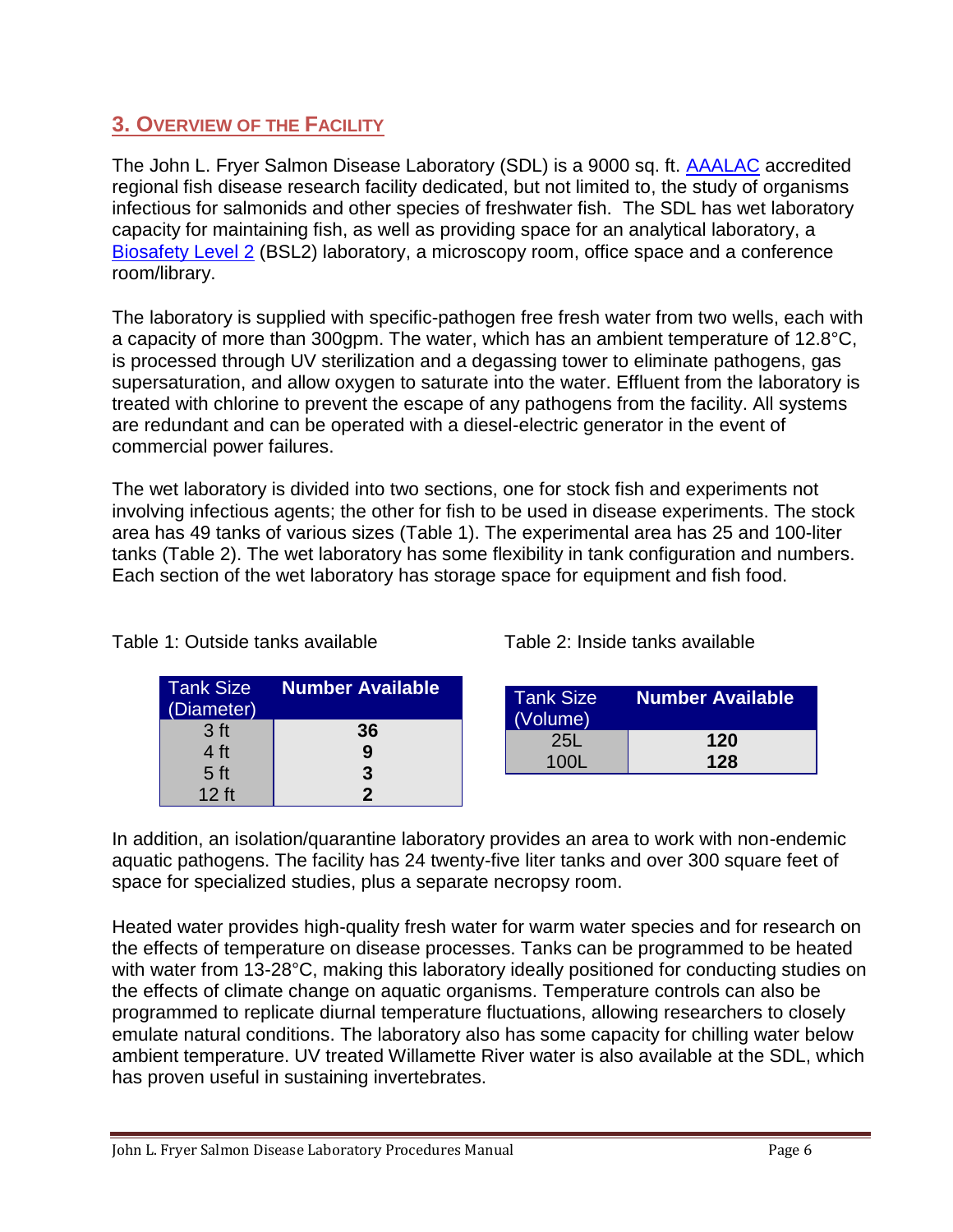## 3. Overview of the Facility

The John L. Fryer Salmon Disease Laboratory (SDL) is a 9000 sq. ft. AAALAC accredited regional fish disease research facility dedicated, but not limited to, the study of organisms infectious for salmonids and other species of freshwater fish. The SDL has wet laboratory capacity for maintaining fish, as well as providing space for an analytical laboratory, a Biosafety Level 2 (BSL2) laboratory, a microscopy room, office space and a conference room/library.

The laboratory is supplied with specific-pathogen free fresh water from two wells, each with a capacity of more than 300gpm. The water, which has an ambient temperature of 12.8°C, is processed through UV sterilization and a degassing tower to eliminate pathogens, gas supersaturation, and allow oxygen to saturate into the water. Effluent from the laboratory is treated with chlorine to prevent the escape of any pathogens from the facility. All systems are redundant and can be operated with a diesel-electric generator in the event of commercial power failures.

The wet laboratory is divided into two sections, one for stock fish and experiments not involving infectious agents; the other for fish to be used in disease experiments. The stock area has 49 tanks of various sizes (Table 1). The experimental area has 25 and 100-liter tanks (Table 2). The wet laboratory has some flexibility in tank configuration and numbers. Each section of the wet laboratory has storage space for equipment and fish food.

Table 1: Outside tanks available

| Tank Size (Diameter) | Number Available |
|---|---|
| 3 ft | **36** |
| 4 ft | **9** |
| 5 ft | **3** |
| 12 ft | **2** |

Table 2: Inside tanks available

| Tank Size (Volume) | Number Available |
|---|---|
| 25L | **120** |
| 100L | **128** |

In addition, an isolation/quarantine laboratory provides an area to work with non-endemic aquatic pathogens. The facility has 24 twenty-five liter tanks and over 300 square feet of space for specialized studies, plus a separate necropsy room.

Heated water provides high-quality fresh water for warm water species and for research on the effects of temperature on disease processes. Tanks can be programmed to be heated with water from 13-28°C, making this laboratory ideally positioned for conducting studies on the effects of climate change on aquatic organisms. Temperature controls can also be programmed to replicate diurnal temperature fluctuations, allowing researchers to closely emulate natural conditions. The laboratory also has some capacity for chilling water below ambient temperature. UV treated Willamette River water is also available at the SDL, which has proven useful in sustaining invertebrates.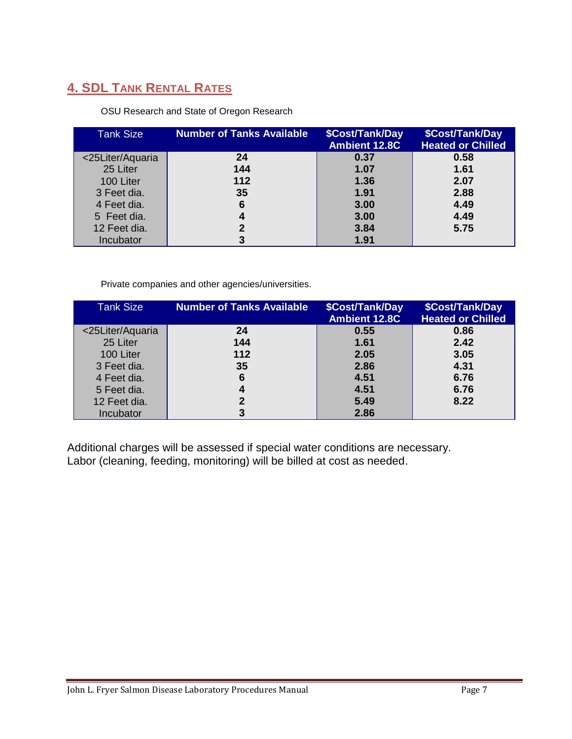## 4. SDL Tank Rental Rates

OSU Research and State of Oregon Research

| Tank Size | Number of Tanks Available | $Cost/Tank/Day Ambient 12.8C | $Cost/Tank/Day Heated or Chilled |
|---|---|---|---|
| <25Liter/Aquaria | 24 | 0.37 | 0.58 |
| 25 Liter | 144 | 1.07 | 1.61 |
| 100 Liter | 112 | 1.36 | 2.07 |
| 3 Feet dia. | 35 | 1.91 | 2.88 |
| 4 Feet dia. | 6 | 3.00 | 4.49 |
| 5 Feet dia. | 4 | 3.00 | 4.49 |
| 12 Feet dia. | 2 | 3.84 | 5.75 |
| Incubator | 3 | 1.91 | |

Private companies and other agencies/universities.

| Tank Size | Number of Tanks Available | $Cost/Tank/Day Ambient 12.8C | $Cost/Tank/Day Heated or Chilled |
|---|---|---|---|
| <25Liter/Aquaria | 24 | 0.55 | 0.86 |
| 25 Liter | 144 | 1.61 | 2.42 |
| 100 Liter | 112 | 2.05 | 3.05 |
| 3 Feet dia. | 35 | 2.86 | 4.31 |
| 4 Feet dia. | 6 | 4.51 | 6.76 |
| 5 Feet dia. | 4 | 4.51 | 6.76 |
| 12 Feet dia. | 2 | 5.49 | 8.22 |
| Incubator | 3 | 2.86 | |

Additional charges will be assessed if special water conditions are necessary.
Labor (cleaning, feeding, monitoring) will be billed at cost as needed.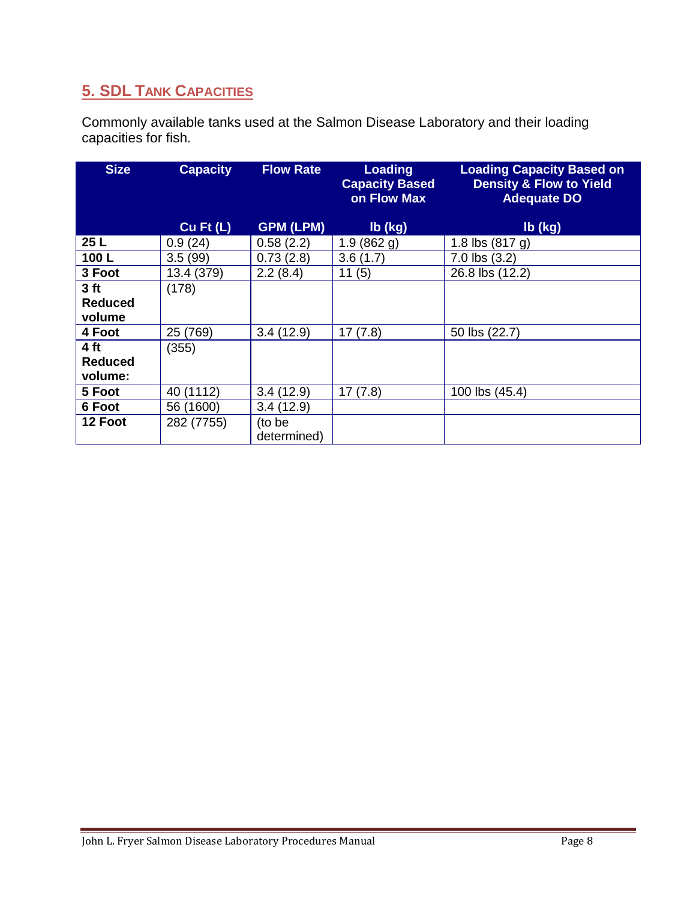## 5. SDL Tank Capacities

Commonly available tanks used at the Salmon Disease Laboratory and their loading capacities for fish.

| Size | Capacity | Flow Rate | Loading Capacity Based on Flow Max | Loading Capacity Based on Density & Flow to Yield Adequate DO |
|---|---|---|---|---|
| | Cu Ft (L) | GPM (LPM) | lb (kg) | lb (kg) |
| **25 L** | 0.9 (24) | 0.58 (2.2) | 1.9 (862 g) | 1.8 lbs (817 g) |
| **100 L** | 3.5 (99) | 0.73 (2.8) | 3.6 (1.7) | 7.0 lbs (3.2) |
| **3 Foot** | 13.4 (379) | 2.2 (8.4) | 11 (5) | 26.8 lbs (12.2) |
| **3 ft Reduced volume** | (178) | | | |
| **4 Foot** | 25 (769) | 3.4 (12.9) | 17 (7.8) | 50 lbs (22.7) |
| **4 ft Reduced volume:** | (355) | | | |
| **5 Foot** | 40 (1112) | 3.4 (12.9) | 17 (7.8) | 100 lbs (45.4) |
| **6 Foot** | 56 (1600) | 3.4 (12.9) | | |
| **12 Foot** | 282 (7755) | (to be determined) | | |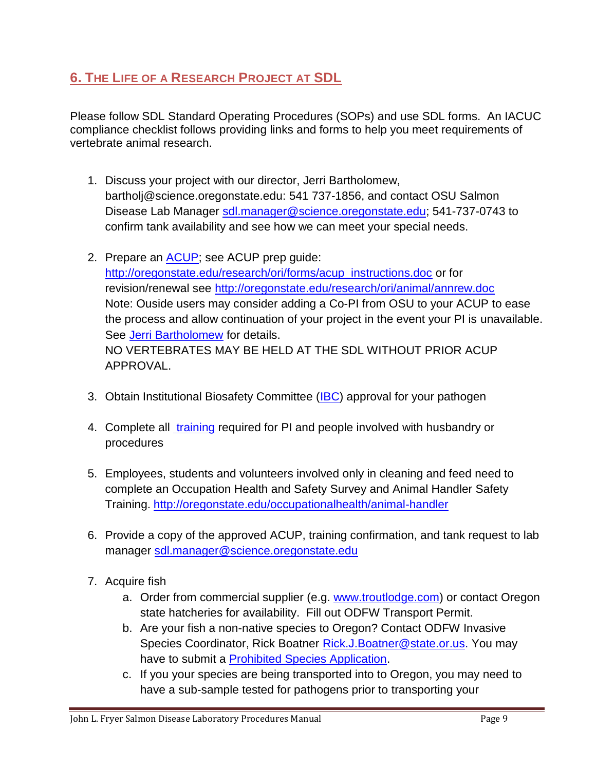## 6. The Life of a Research Project at SDL

Please follow SDL Standard Operating Procedures (SOPs) and use SDL forms. An IACUC compliance checklist follows providing links and forms to help you meet requirements of vertebrate animal research.

1. Discuss your project with our director, Jerri Bartholomew, bartholj@science.oregonstate.edu: 541 737-1856, and contact OSU Salmon Disease Lab Manager sdl.manager@science.oregonstate.edu; 541-737-0743 to confirm tank availability and see how we can meet your special needs.

2. Prepare an ACUP; see ACUP prep guide: http://oregonstate.edu/research/ori/forms/acup_instructions.doc or for revision/renewal see http://oregonstate.edu/research/ori/animal/annrew.doc
   Note: Ouside users may consider adding a Co-PI from OSU to your ACUP to ease the process and allow continuation of your project in the event your PI is unavailable. See Jerri Bartholomew for details.
   NO VERTEBRATES MAY BE HELD AT THE SDL WITHOUT PRIOR ACUP APPROVAL.

3. Obtain Institutional Biosafety Committee (IBC) approval for your pathogen

4. Complete all training required for PI and people involved with husbandry or procedures

5. Employees, students and volunteers involved only in cleaning and feed need to complete an Occupation Health and Safety Survey and Animal Handler Safety Training. http://oregonstate.edu/occupationalhealth/animal-handler

6. Provide a copy of the approved ACUP, training confirmation, and tank request to lab manager sdl.manager@science.oregonstate.edu

7. Acquire fish
   a. Order from commercial supplier (e.g. www.troutlodge.com) or contact Oregon state hatcheries for availability. Fill out ODFW Transport Permit.
   b. Are your fish a non-native species to Oregon? Contact ODFW Invasive Species Coordinator, Rick Boatner Rick.J.Boatner@state.or.us. You may have to submit a Prohibited Species Application.
   c. If you your species are being transported into to Oregon, you may need to have a sub-sample tested for pathogens prior to transporting your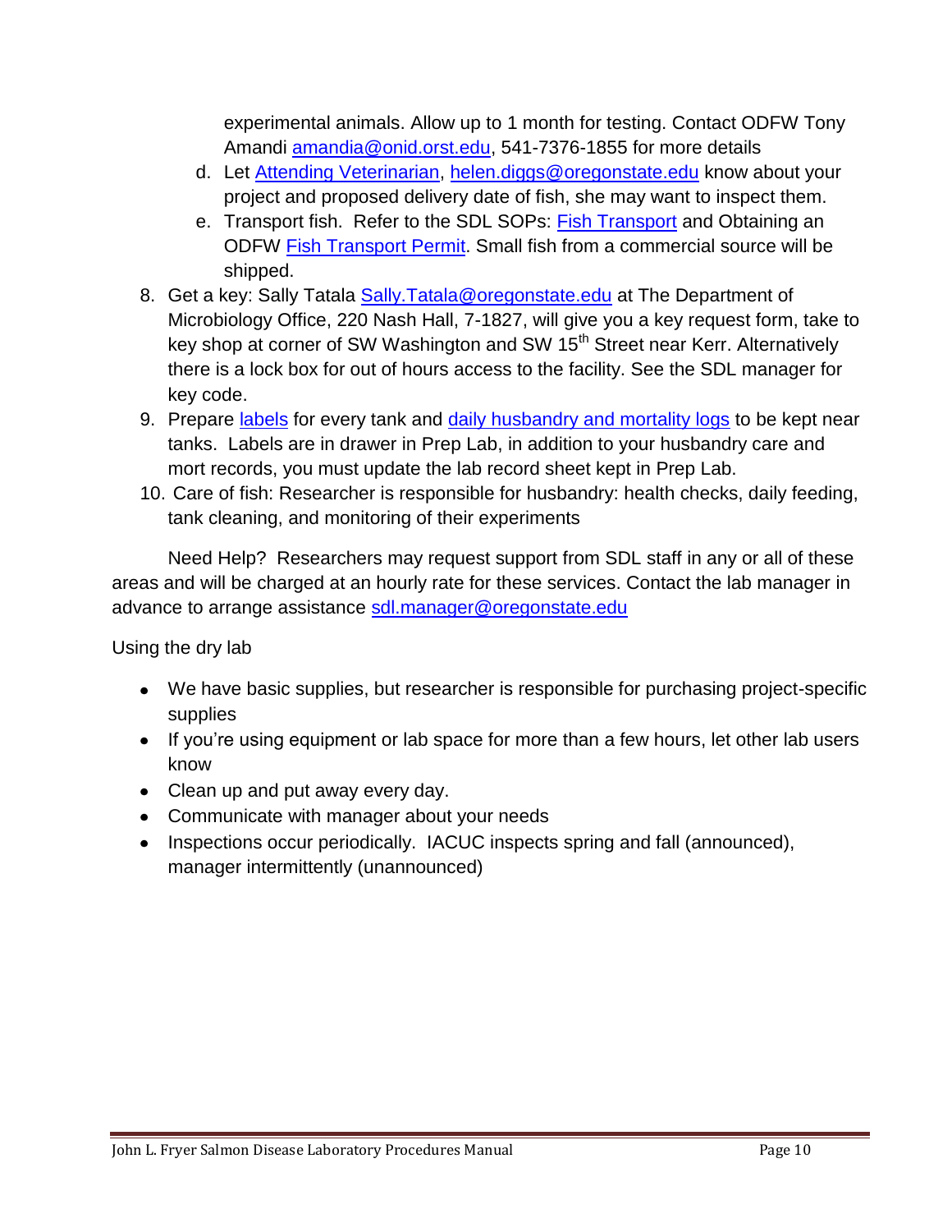experimental animals. Allow up to 1 month for testing. Contact ODFW Tony Amandi amandia@onid.orst.edu, 541-7376-1855 for more details

   d. Let Attending Veterinarian, helen.diggs@oregonstate.edu know about your project and proposed delivery date of fish, she may want to inspect them.
   e. Transport fish. Refer to the SDL SOPs: Fish Transport and Obtaining an ODFW Fish Transport Permit. Small fish from a commercial source will be shipped.

8. Get a key: Sally Tatala Sally.Tatala@oregonstate.edu at The Department of Microbiology Office, 220 Nash Hall, 7-1827, will give you a key request form, take to key shop at corner of SW Washington and SW 15th Street near Kerr. Alternatively there is a lock box for out of hours access to the facility. See the SDL manager for key code.
9. Prepare labels for every tank and daily husbandry and mortality logs to be kept near tanks. Labels are in drawer in Prep Lab, in addition to your husbandry care and mort records, you must update the lab record sheet kept in Prep Lab.
10. Care of fish: Researcher is responsible for husbandry: health checks, daily feeding, tank cleaning, and monitoring of their experiments

Need Help? Researchers may request support from SDL staff in any or all of these areas and will be charged at an hourly rate for these services. Contact the lab manager in advance to arrange assistance sdl.manager@oregonstate.edu

Using the dry lab

- We have basic supplies, but researcher is responsible for purchasing project-specific supplies
- If you're using equipment or lab space for more than a few hours, let other lab users know
- Clean up and put away every day.
- Communicate with manager about your needs
- Inspections occur periodically. IACUC inspects spring and fall (announced), manager intermittently (unannounced)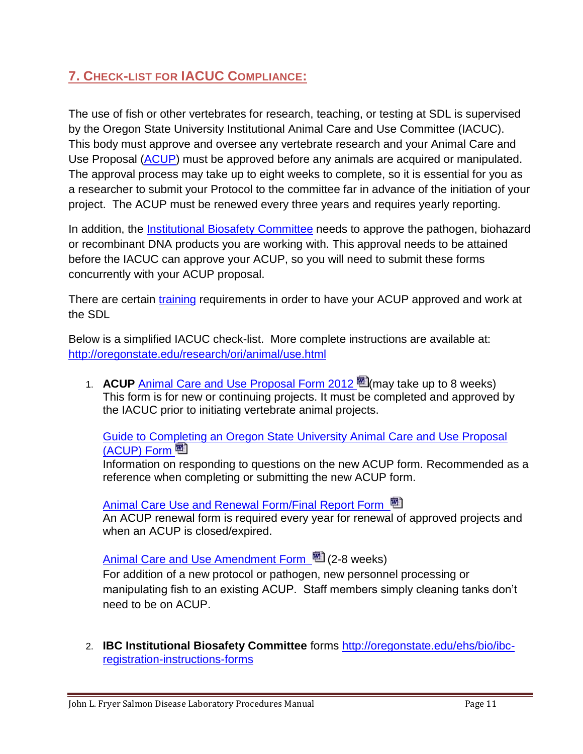## 7. Check-list for IACUC Compliance:

The use of fish or other vertebrates for research, teaching, or testing at SDL is supervised by the Oregon State University Institutional Animal Care and Use Committee (IACUC). This body must approve and oversee any vertebrate research and your Animal Care and Use Proposal (ACUP) must be approved before any animals are acquired or manipulated. The approval process may take up to eight weeks to complete, so it is essential for you as a researcher to submit your Protocol to the committee far in advance of the initiation of your project. The ACUP must be renewed every three years and requires yearly reporting.

In addition, the Institutional Biosafety Committee needs to approve the pathogen, biohazard or recombinant DNA products you are working with. This approval needs to be attained before the IACUC can approve your ACUP, so you will need to submit these forms concurrently with your ACUP proposal.

There are certain training requirements in order to have your ACUP approved and work at the SDL

Below is a simplified IACUC check-list. More complete instructions are available at: http://oregonstate.edu/research/ori/animal/use.html

1. **ACUP** Animal Care and Use Proposal Form 2012 (may take up to 8 weeks)
   This form is for new or continuing projects. It must be completed and approved by the IACUC prior to initiating vertebrate animal projects.

   Guide to Completing an Oregon State University Animal Care and Use Proposal (ACUP) Form
   Information on responding to questions on the new ACUP form. Recommended as a reference when completing or submitting the new ACUP form.

   Animal Care Use and Renewal Form/Final Report Form
   An ACUP renewal form is required every year for renewal of approved projects and when an ACUP is closed/expired.

   Animal Care and Use Amendment Form (2-8 weeks)
   For addition of a new protocol or pathogen, new personnel processing or manipulating fish to an existing ACUP. Staff members simply cleaning tanks don't need to be on ACUP.

2. **IBC Institutional Biosafety Committee** forms http://oregonstate.edu/ehs/bio/ibc-registration-instructions-forms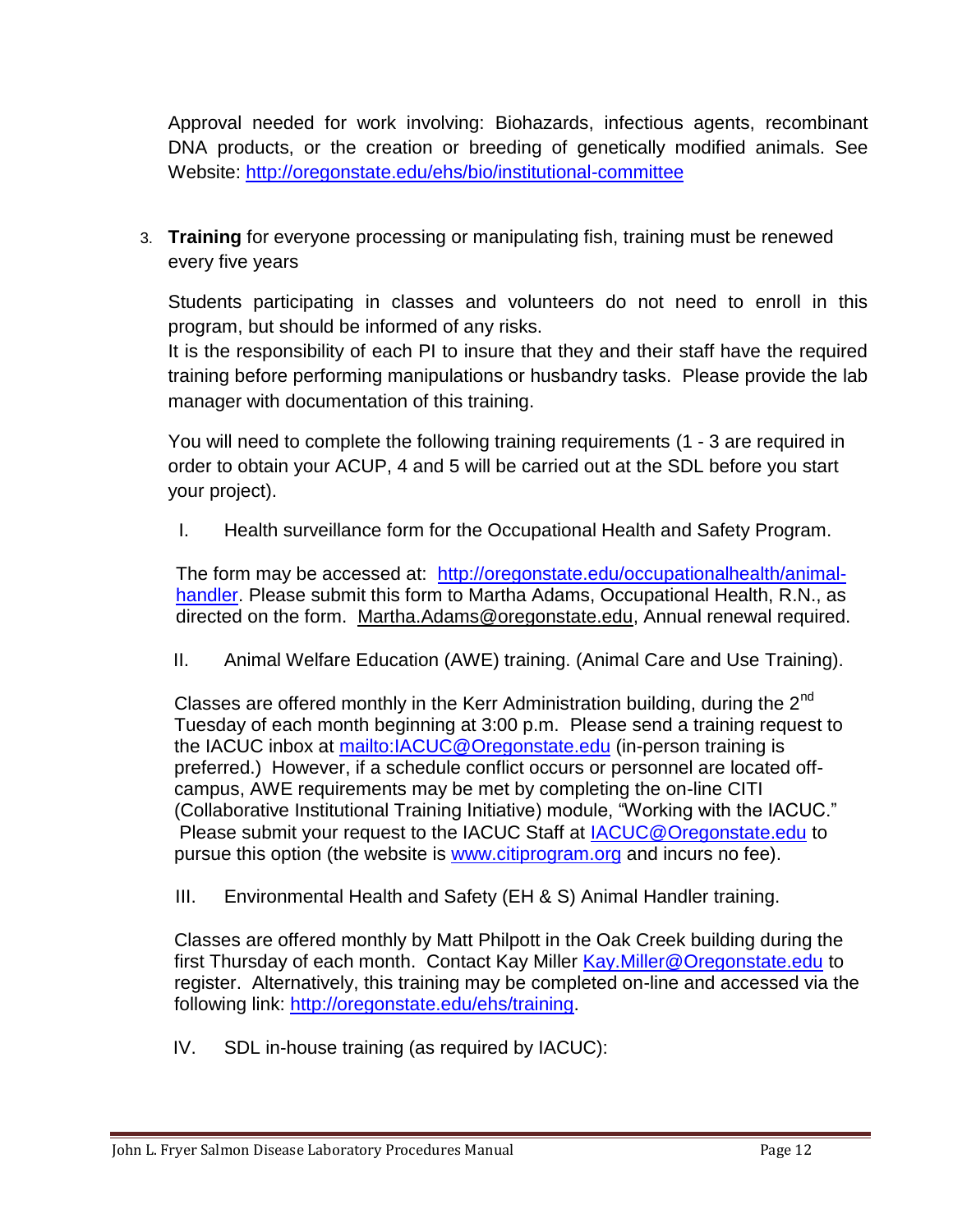Approval needed for work involving: Biohazards, infectious agents, recombinant DNA products, or the creation or breeding of genetically modified animals. See Website: http://oregonstate.edu/ehs/bio/institutional-committee

3. **Training** for everyone processing or manipulating fish, training must be renewed every five years

   Students participating in classes and volunteers do not need to enroll in this program, but should be informed of any risks.
   It is the responsibility of each PI to insure that they and their staff have the required training before performing manipulations or husbandry tasks. Please provide the lab manager with documentation of this training.

   You will need to complete the following training requirements (1 - 3 are required in order to obtain your ACUP, 4 and 5 will be carried out at the SDL before you start your project).

   I. Health surveillance form for the Occupational Health and Safety Program.

   The form may be accessed at: http://oregonstate.edu/occupationalhealth/animal-handler. Please submit this form to Martha Adams, Occupational Health, R.N., as directed on the form. Martha.Adams@oregonstate.edu, Annual renewal required.

   II. Animal Welfare Education (AWE) training. (Animal Care and Use Training).

   Classes are offered monthly in the Kerr Administration building, during the 2nd Tuesday of each month beginning at 3:00 p.m. Please send a training request to the IACUC inbox at mailto:IACUC@Oregonstate.edu (in-person training is preferred.) However, if a schedule conflict occurs or personnel are located off-campus, AWE requirements may be met by completing the on-line CITI (Collaborative Institutional Training Initiative) module, "Working with the IACUC." Please submit your request to the IACUC Staff at IACUC@Oregonstate.edu to pursue this option (the website is www.citiprogram.org and incurs no fee).

   III. Environmental Health and Safety (EH & S) Animal Handler training.

   Classes are offered monthly by Matt Philpott in the Oak Creek building during the first Thursday of each month. Contact Kay Miller Kay.Miller@Oregonstate.edu to register. Alternatively, this training may be completed on-line and accessed via the following link: http://oregonstate.edu/ehs/training.

   IV. SDL in-house training (as required by IACUC):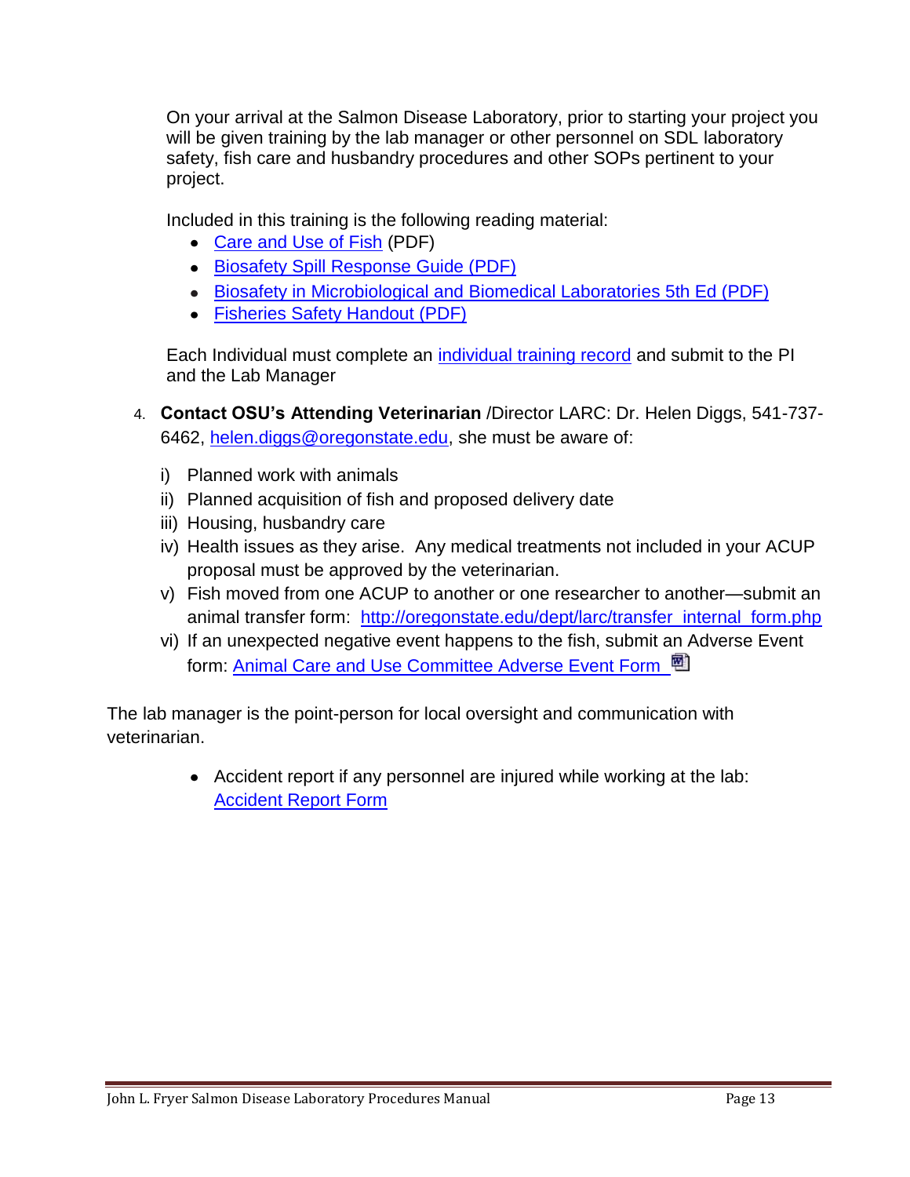On your arrival at the Salmon Disease Laboratory, prior to starting your project you will be given training by the lab manager or other personnel on SDL laboratory safety, fish care and husbandry procedures and other SOPs pertinent to your project.

Included in this training is the following reading material:

- Care and Use of Fish (PDF)
- Biosafety Spill Response Guide (PDF)
- Biosafety in Microbiological and Biomedical Laboratories 5th Ed (PDF)
- Fisheries Safety Handout (PDF)

Each Individual must complete an individual training record and submit to the PI and the Lab Manager

4. **Contact OSU's Attending Veterinarian** /Director LARC: Dr. Helen Diggs, 541-737-6462, helen.diggs@oregonstate.edu, she must be aware of:

   i) Planned work with animals
   ii) Planned acquisition of fish and proposed delivery date
   iii) Housing, husbandry care
   iv) Health issues as they arise. Any medical treatments not included in your ACUP proposal must be approved by the veterinarian.
   v) Fish moved from one ACUP to another or one researcher to another—submit an animal transfer form: http://oregonstate.edu/dept/larc/transfer_internal_form.php
   vi) If an unexpected negative event happens to the fish, submit an Adverse Event form: Animal Care and Use Committee Adverse Event Form

The lab manager is the point-person for local oversight and communication with veterinarian.

- Accident report if any personnel are injured while working at the lab: Accident Report Form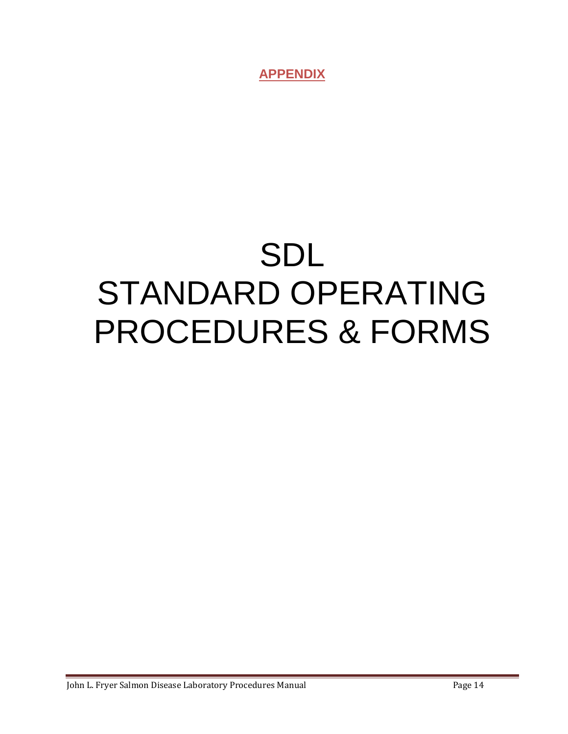**APPENDIX**

# SDL
# STANDARD OPERATING PROCEDURES & FORMS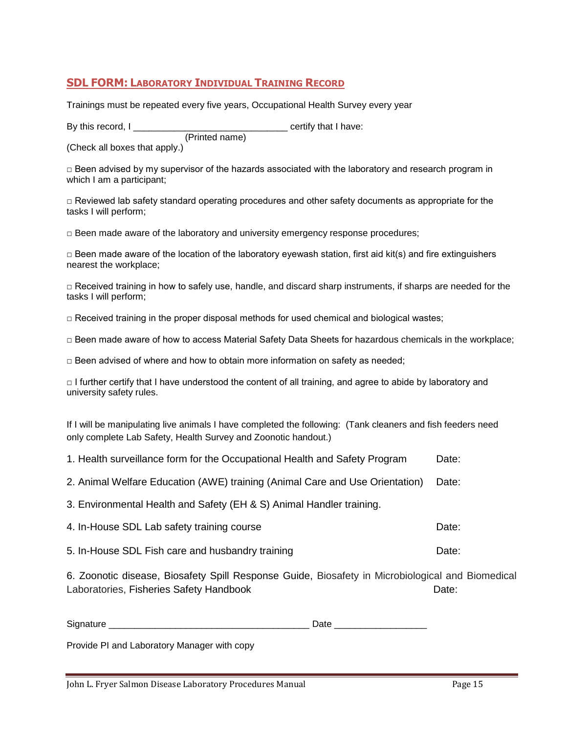## SDL FORM: LABORATORY INDIVIDUAL TRAINING RECORD

Trainings must be repeated every five years, Occupational Health Survey every year

By this record, I _____________________________ certify that I have:
(Printed name)
(Check all boxes that apply.)

□ Been advised by my supervisor of the hazards associated with the laboratory and research program in which I am a participant;

□ Reviewed lab safety standard operating procedures and other safety documents as appropriate for the tasks I will perform;

□ Been made aware of the laboratory and university emergency response procedures;

□ Been made aware of the location of the laboratory eyewash station, first aid kit(s) and fire extinguishers nearest the workplace;

□ Received training in how to safely use, handle, and discard sharp instruments, if sharps are needed for the tasks I will perform;

□ Received training in the proper disposal methods for used chemical and biological wastes;

□ Been made aware of how to access Material Safety Data Sheets for hazardous chemicals in the workplace;

□ Been advised of where and how to obtain more information on safety as needed;

□ I further certify that I have understood the content of all training, and agree to abide by laboratory and university safety rules.

If I will be manipulating live animals I have completed the following: (Tank cleaners and fish feeders need only complete Lab Safety, Health Survey and Zoonotic handout.)

1. Health surveillance form for the Occupational Health and Safety Program Date:

2. Animal Welfare Education (AWE) training (Animal Care and Use Orientation) Date:

3. Environmental Health and Safety (EH & S) Animal Handler training.

4. In-House SDL Lab safety training course Date:

5. In-House SDL Fish care and husbandry training Date:

6. Zoonotic disease, Biosafety Spill Response Guide, Biosafety in Microbiological and Biomedical Laboratories, Fisheries Safety Handbook Date:

Signature _____________________________________ Date _________________

Provide PI and Laboratory Manager with copy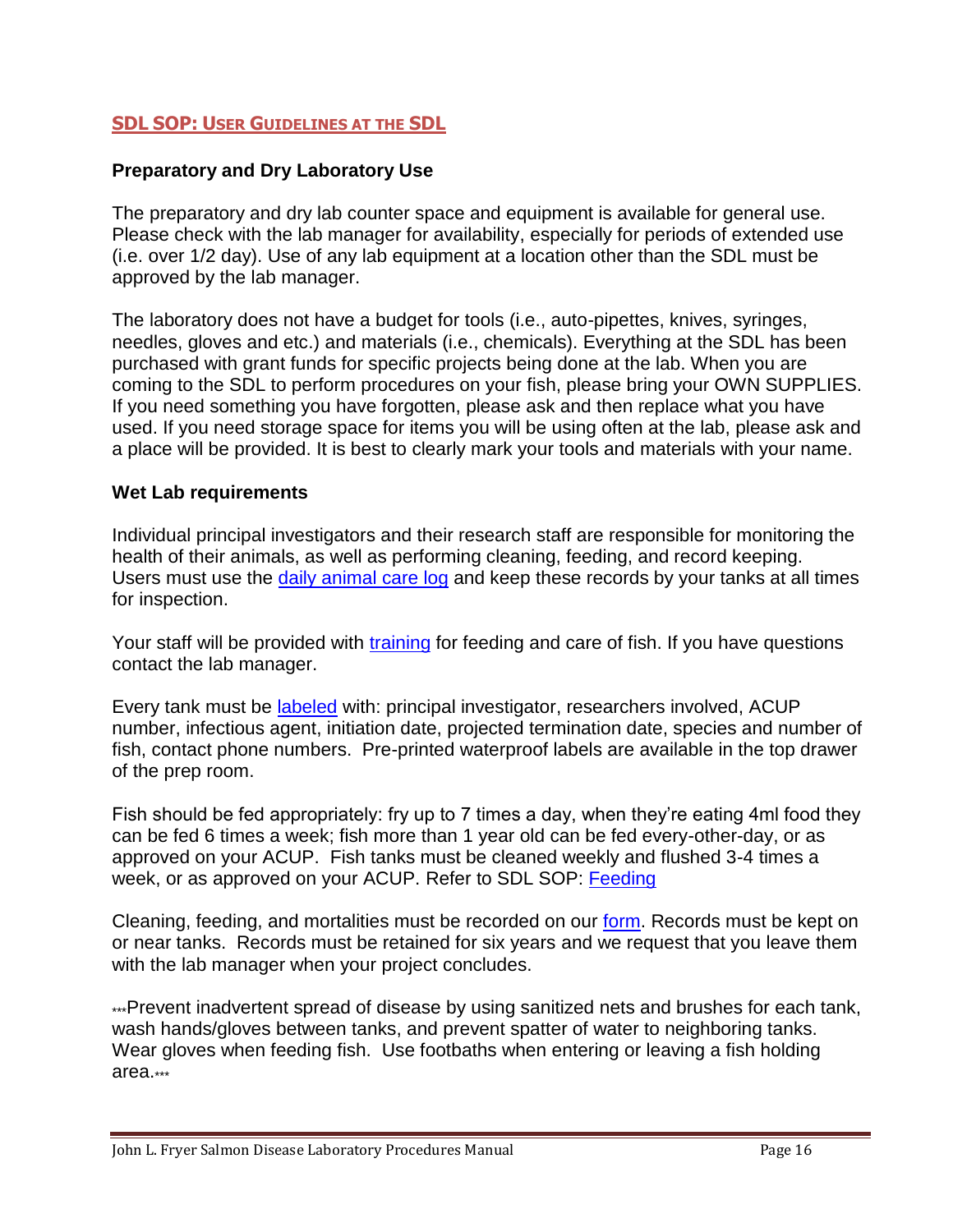## SDL SOP: User Guidelines at the SDL

### Preparatory and Dry Laboratory Use

The preparatory and dry lab counter space and equipment is available for general use. Please check with the lab manager for availability, especially for periods of extended use (i.e. over 1/2 day). Use of any lab equipment at a location other than the SDL must be approved by the lab manager.

The laboratory does not have a budget for tools (i.e., auto-pipettes, knives, syringes, needles, gloves and etc.) and materials (i.e., chemicals). Everything at the SDL has been purchased with grant funds for specific projects being done at the lab. When you are coming to the SDL to perform procedures on your fish, please bring your OWN SUPPLIES. If you need something you have forgotten, please ask and then replace what you have used. If you need storage space for items you will be using often at the lab, please ask and a place will be provided. It is best to clearly mark your tools and materials with your name.

### Wet Lab requirements

Individual principal investigators and their research staff are responsible for monitoring the health of their animals, as well as performing cleaning, feeding, and record keeping. Users must use the daily animal care log and keep these records by your tanks at all times for inspection.

Your staff will be provided with training for feeding and care of fish. If you have questions contact the lab manager.

Every tank must be labeled with: principal investigator, researchers involved, ACUP number, infectious agent, initiation date, projected termination date, species and number of fish, contact phone numbers. Pre-printed waterproof labels are available in the top drawer of the prep room.

Fish should be fed appropriately: fry up to 7 times a day, when they're eating 4ml food they can be fed 6 times a week; fish more than 1 year old can be fed every-other-day, or as approved on your ACUP. Fish tanks must be cleaned weekly and flushed 3-4 times a week, or as approved on your ACUP. Refer to SDL SOP: Feeding

Cleaning, feeding, and mortalities must be recorded on our form. Records must be kept on or near tanks. Records must be retained for six years and we request that you leave them with the lab manager when your project concludes.

***Prevent inadvertent spread of disease by using sanitized nets and brushes for each tank, wash hands/gloves between tanks, and prevent spatter of water to neighboring tanks. Wear gloves when feeding fish. Use footbaths when entering or leaving a fish holding area.***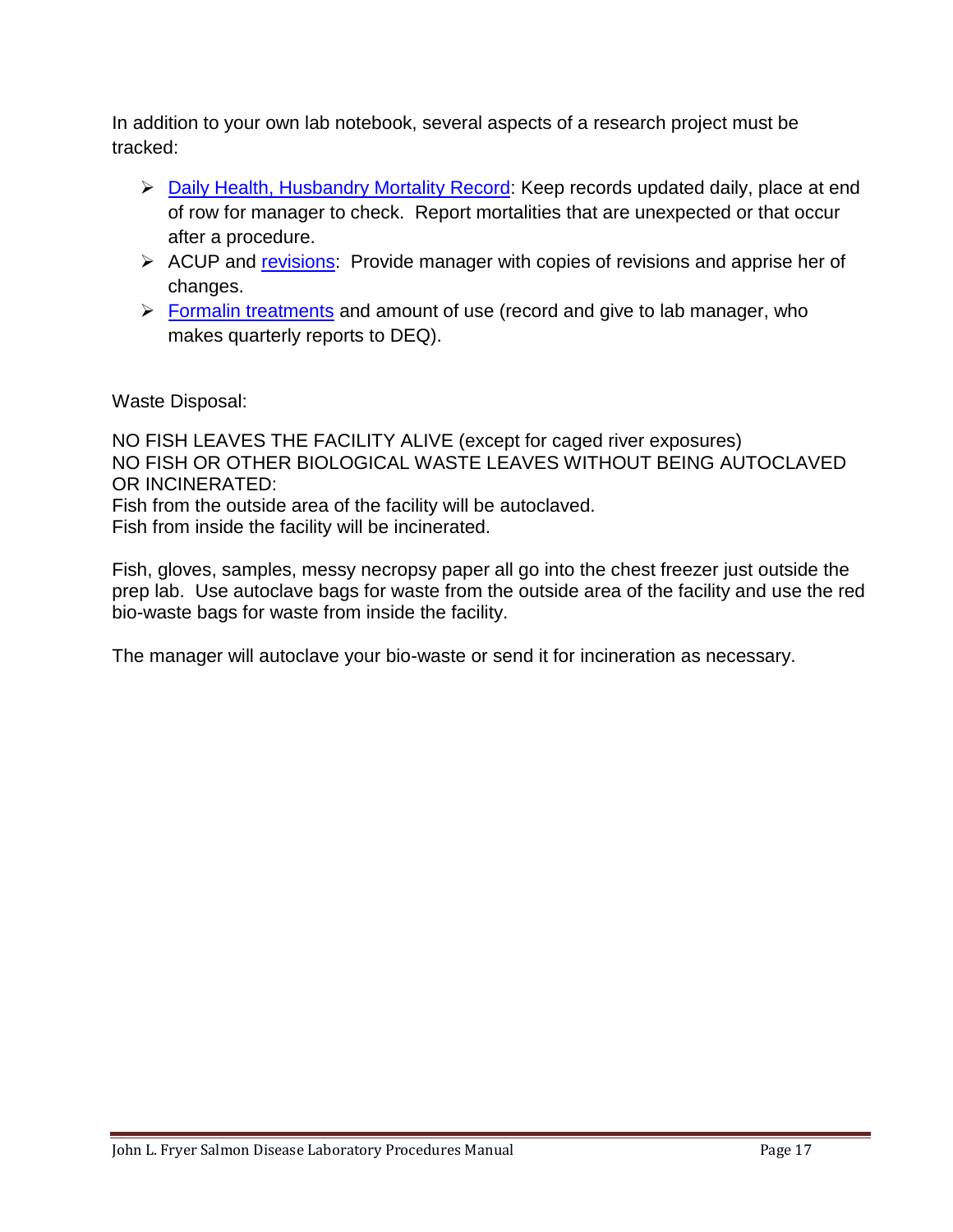In addition to your own lab notebook, several aspects of a research project must be tracked:

- Daily Health, Husbandry Mortality Record: Keep records updated daily, place at end of row for manager to check. Report mortalities that are unexpected or that occur after a procedure.
- ACUP and revisions: Provide manager with copies of revisions and apprise her of changes.
- Formalin treatments and amount of use (record and give to lab manager, who makes quarterly reports to DEQ).

Waste Disposal:

NO FISH LEAVES THE FACILITY ALIVE (except for caged river exposures)
NO FISH OR OTHER BIOLOGICAL WASTE LEAVES WITHOUT BEING AUTOCLAVED OR INCINERATED:
Fish from the outside area of the facility will be autoclaved.
Fish from inside the facility will be incinerated.

Fish, gloves, samples, messy necropsy paper all go into the chest freezer just outside the prep lab. Use autoclave bags for waste from the outside area of the facility and use the red bio-waste bags for waste from inside the facility.

The manager will autoclave your bio-waste or send it for incineration as necessary.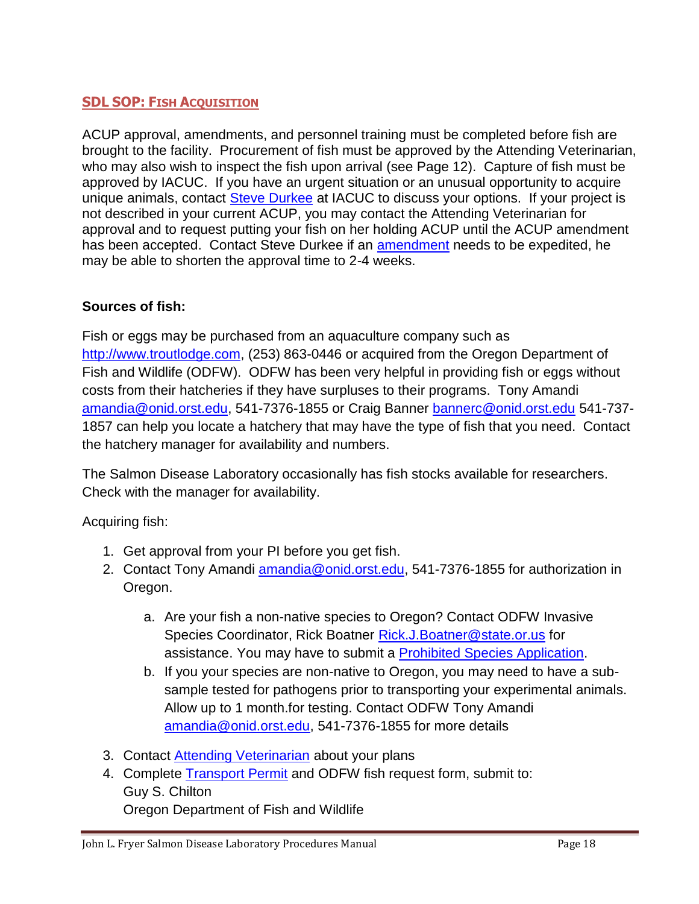## SDL SOP: Fish Acquisition

ACUP approval, amendments, and personnel training must be completed before fish are brought to the facility. Procurement of fish must be approved by the Attending Veterinarian, who may also wish to inspect the fish upon arrival (see Page 12). Capture of fish must be approved by IACUC. If you have an urgent situation or an unusual opportunity to acquire unique animals, contact Steve Durkee at IACUC to discuss your options. If your project is not described in your current ACUP, you may contact the Attending Veterinarian for approval and to request putting your fish on her holding ACUP until the ACUP amendment has been accepted. Contact Steve Durkee if an amendment needs to be expedited, he may be able to shorten the approval time to 2-4 weeks.

**Sources of fish:**

Fish or eggs may be purchased from an aquaculture company such as http://www.troutlodge.com, (253) 863-0446 or acquired from the Oregon Department of Fish and Wildlife (ODFW). ODFW has been very helpful in providing fish or eggs without costs from their hatcheries if they have surpluses to their programs. Tony Amandi amandia@onid.orst.edu, 541-7376-1855 or Craig Banner bannerc@onid.orst.edu 541-737-1857 can help you locate a hatchery that may have the type of fish that you need. Contact the hatchery manager for availability and numbers.

The Salmon Disease Laboratory occasionally has fish stocks available for researchers. Check with the manager for availability.

Acquiring fish:

1. Get approval from your PI before you get fish.
2. Contact Tony Amandi amandia@onid.orst.edu, 541-7376-1855 for authorization in Oregon.
   a. Are your fish a non-native species to Oregon? Contact ODFW Invasive Species Coordinator, Rick Boatner Rick.J.Boatner@state.or.us for assistance. You may have to submit a Prohibited Species Application.
   b. If you your species are non-native to Oregon, you may need to have a sub-sample tested for pathogens prior to transporting your experimental animals. Allow up to 1 month.for testing. Contact ODFW Tony Amandi amandia@onid.orst.edu, 541-7376-1855 for more details
3. Contact Attending Veterinarian about your plans
4. Complete Transport Permit and ODFW fish request form, submit to:
   Guy S. Chilton
   Oregon Department of Fish and Wildlife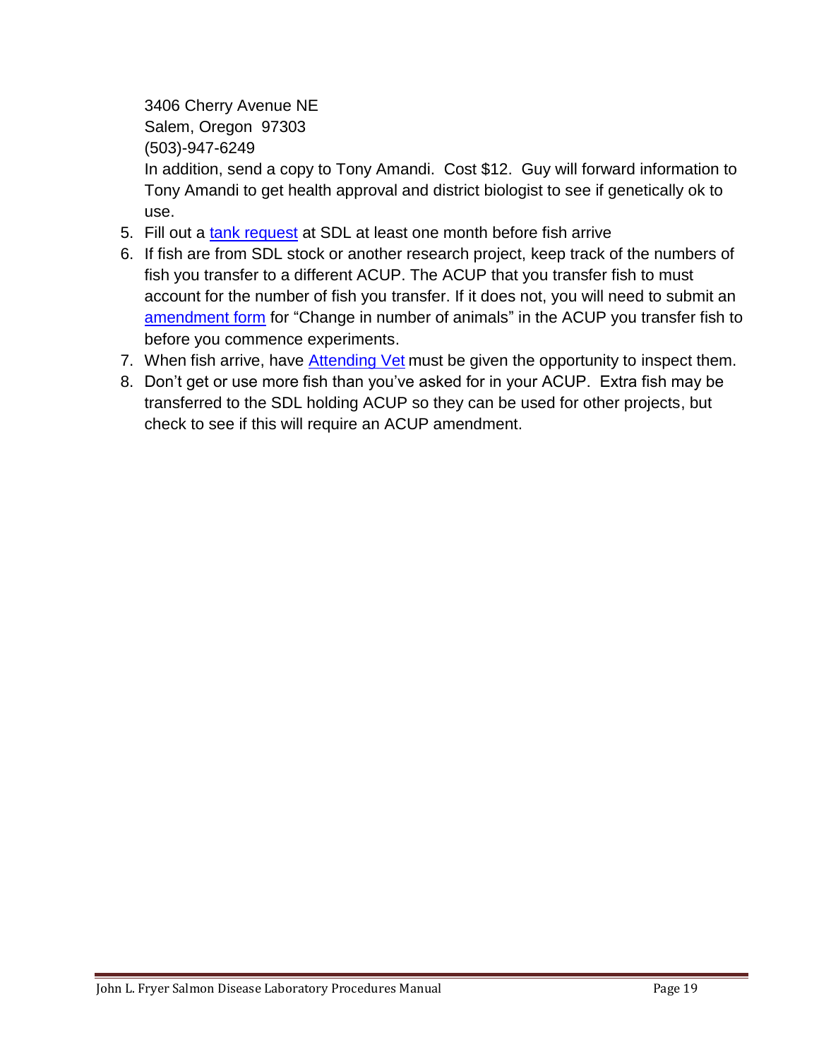3406 Cherry Avenue NE
Salem, Oregon 97303
(503)-947-6249
In addition, send a copy to Tony Amandi. Cost $12. Guy will forward information to Tony Amandi to get health approval and district biologist to see if genetically ok to use.

5. Fill out a tank request at SDL at least one month before fish arrive
6. If fish are from SDL stock or another research project, keep track of the numbers of fish you transfer to a different ACUP. The ACUP that you transfer fish to must account for the number of fish you transfer. If it does not, you will need to submit an amendment form for "Change in number of animals" in the ACUP you transfer fish to before you commence experiments.
7. When fish arrive, have Attending Vet must be given the opportunity to inspect them.
8. Don't get or use more fish than you've asked for in your ACUP. Extra fish may be transferred to the SDL holding ACUP so they can be used for other projects, but check to see if this will require an ACUP amendment.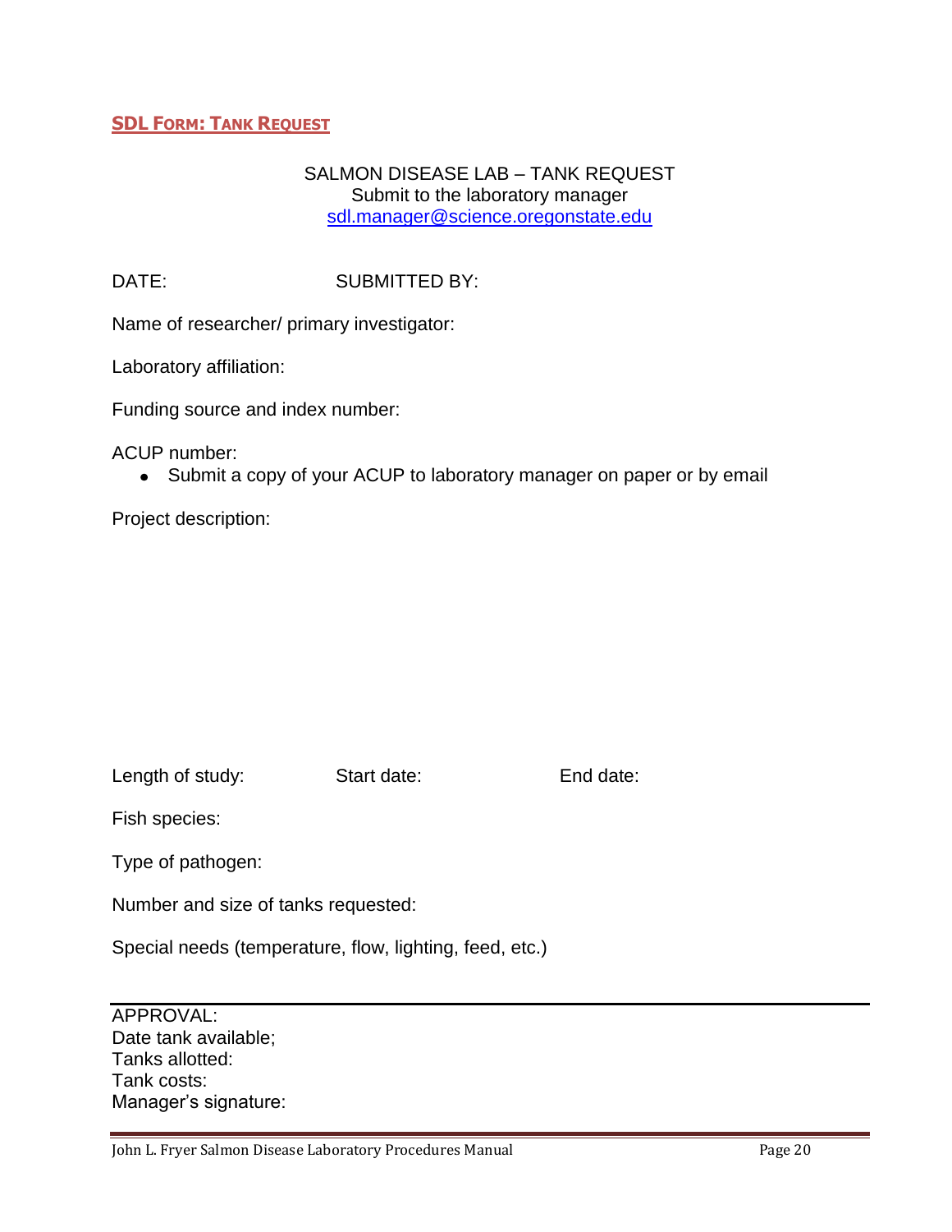## SDL Form: Tank Request

SALMON DISEASE LAB – TANK REQUEST
Submit to the laboratory manager
sdl.manager@science.oregonstate.edu

DATE: SUBMITTED BY:

Name of researcher/ primary investigator:

Laboratory affiliation:

Funding source and index number:

ACUP number:

- Submit a copy of your ACUP to laboratory manager on paper or by email

Project description:

Length of study: Start date: End date:

Fish species:

Type of pathogen:

Number and size of tanks requested:

Special needs (temperature, flow, lighting, feed, etc.)

---

APPROVAL:
Date tank available;
Tanks allotted:
Tank costs:
Manager's signature: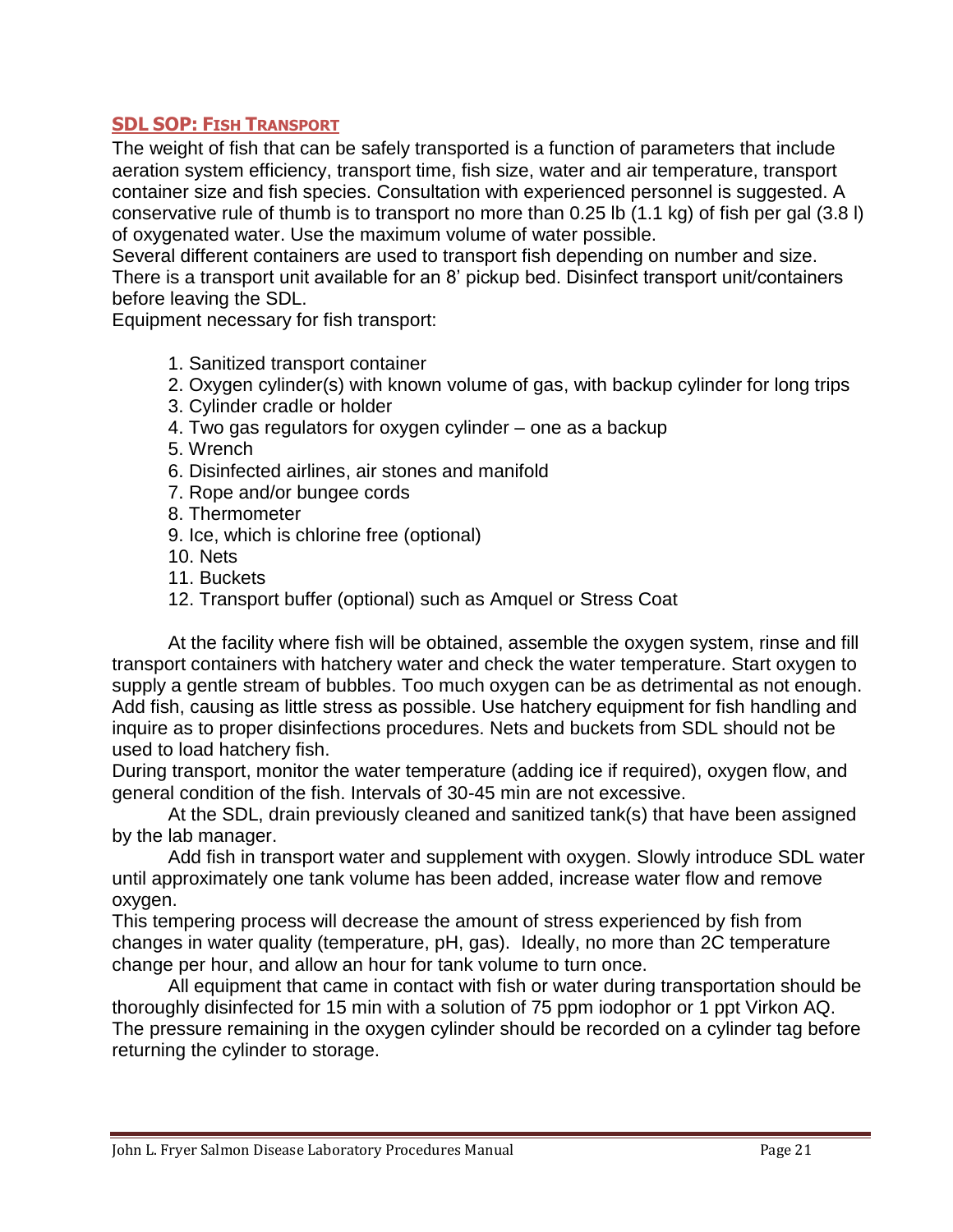## SDL SOP: Fish Transport

The weight of fish that can be safely transported is a function of parameters that include aeration system efficiency, transport time, fish size, water and air temperature, transport container size and fish species. Consultation with experienced personnel is suggested. A conservative rule of thumb is to transport no more than 0.25 lb (1.1 kg) of fish per gal (3.8 l) of oxygenated water. Use the maximum volume of water possible.

Several different containers are used to transport fish depending on number and size. There is a transport unit available for an 8' pickup bed. Disinfect transport unit/containers before leaving the SDL.

Equipment necessary for fish transport:

1. Sanitized transport container
2. Oxygen cylinder(s) with known volume of gas, with backup cylinder for long trips
3. Cylinder cradle or holder
4. Two gas regulators for oxygen cylinder – one as a backup
5. Wrench
6. Disinfected airlines, air stones and manifold
7. Rope and/or bungee cords
8. Thermometer
9. Ice, which is chlorine free (optional)
10. Nets
11. Buckets
12. Transport buffer (optional) such as Amquel or Stress Coat

At the facility where fish will be obtained, assemble the oxygen system, rinse and fill transport containers with hatchery water and check the water temperature. Start oxygen to supply a gentle stream of bubbles. Too much oxygen can be as detrimental as not enough. Add fish, causing as little stress as possible. Use hatchery equipment for fish handling and inquire as to proper disinfections procedures. Nets and buckets from SDL should not be used to load hatchery fish.

During transport, monitor the water temperature (adding ice if required), oxygen flow, and general condition of the fish. Intervals of 30-45 min are not excessive.

At the SDL, drain previously cleaned and sanitized tank(s) that have been assigned by the lab manager.

Add fish in transport water and supplement with oxygen. Slowly introduce SDL water until approximately one tank volume has been added, increase water flow and remove oxygen.

This tempering process will decrease the amount of stress experienced by fish from changes in water quality (temperature, pH, gas). Ideally, no more than 2C temperature change per hour, and allow an hour for tank volume to turn once.

All equipment that came in contact with fish or water during transportation should be thoroughly disinfected for 15 min with a solution of 75 ppm iodophor or 1 ppt Virkon AQ. The pressure remaining in the oxygen cylinder should be recorded on a cylinder tag before returning the cylinder to storage.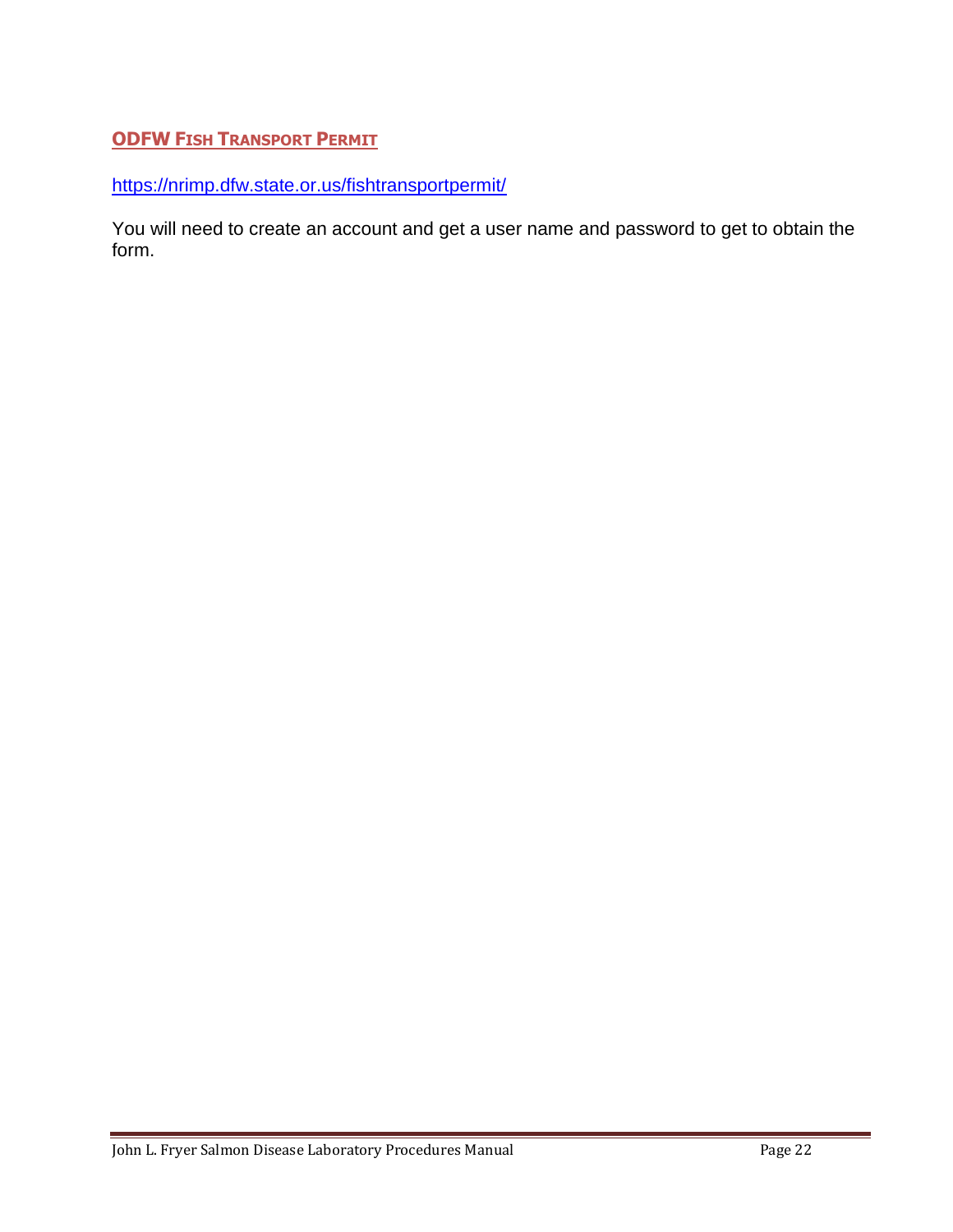## ODFW Fish Transport Permit

https://nrimp.dfw.state.or.us/fishtransportpermit/

You will need to create an account and get a user name and password to get to obtain the form.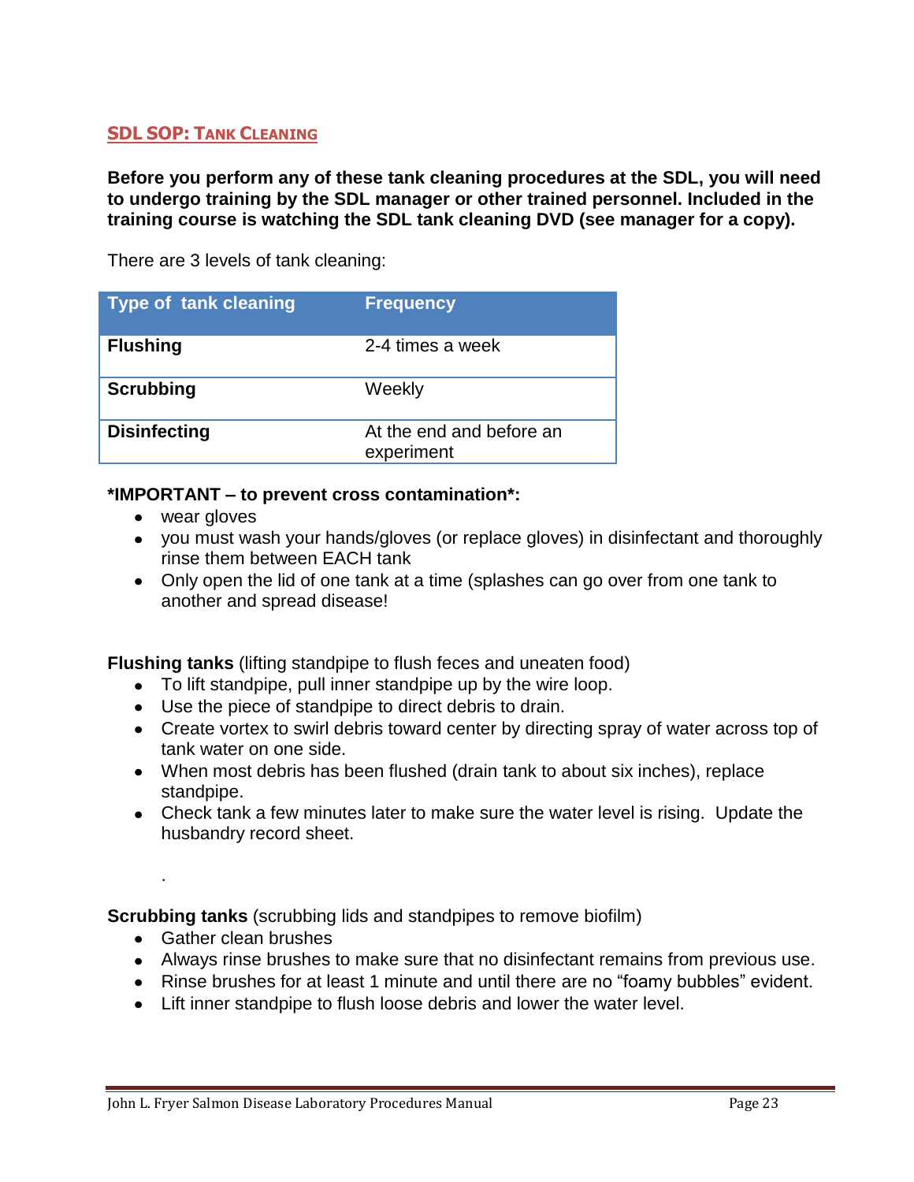## SDL SOP: Tank Cleaning

**Before you perform any of these tank cleaning procedures at the SDL, you will need to undergo training by the SDL manager or other trained personnel. Included in the training course is watching the SDL tank cleaning DVD (see manager for a copy).**

There are 3 levels of tank cleaning:

| Type of tank cleaning | Frequency |
|---|---|
| **Flushing** | 2-4 times a week |
| **Scrubbing** | Weekly |
| **Disinfecting** | At the end and before an experiment |

**\*IMPORTANT – to prevent cross contamination\*:**

- wear gloves
- you must wash your hands/gloves (or replace gloves) in disinfectant and thoroughly rinse them between EACH tank
- Only open the lid of one tank at a time (splashes can go over from one tank to another and spread disease!

**Flushing tanks** (lifting standpipe to flush feces and uneaten food)

- To lift standpipe, pull inner standpipe up by the wire loop.
- Use the piece of standpipe to direct debris to drain.
- Create vortex to swirl debris toward center by directing spray of water across top of tank water on one side.
- When most debris has been flushed (drain tank to about six inches), replace standpipe.
- Check tank a few minutes later to make sure the water level is rising. Update the husbandry record sheet.

.

**Scrubbing tanks** (scrubbing lids and standpipes to remove biofilm)

- Gather clean brushes
- Always rinse brushes to make sure that no disinfectant remains from previous use.
- Rinse brushes for at least 1 minute and until there are no "foamy bubbles" evident.
- Lift inner standpipe to flush loose debris and lower the water level.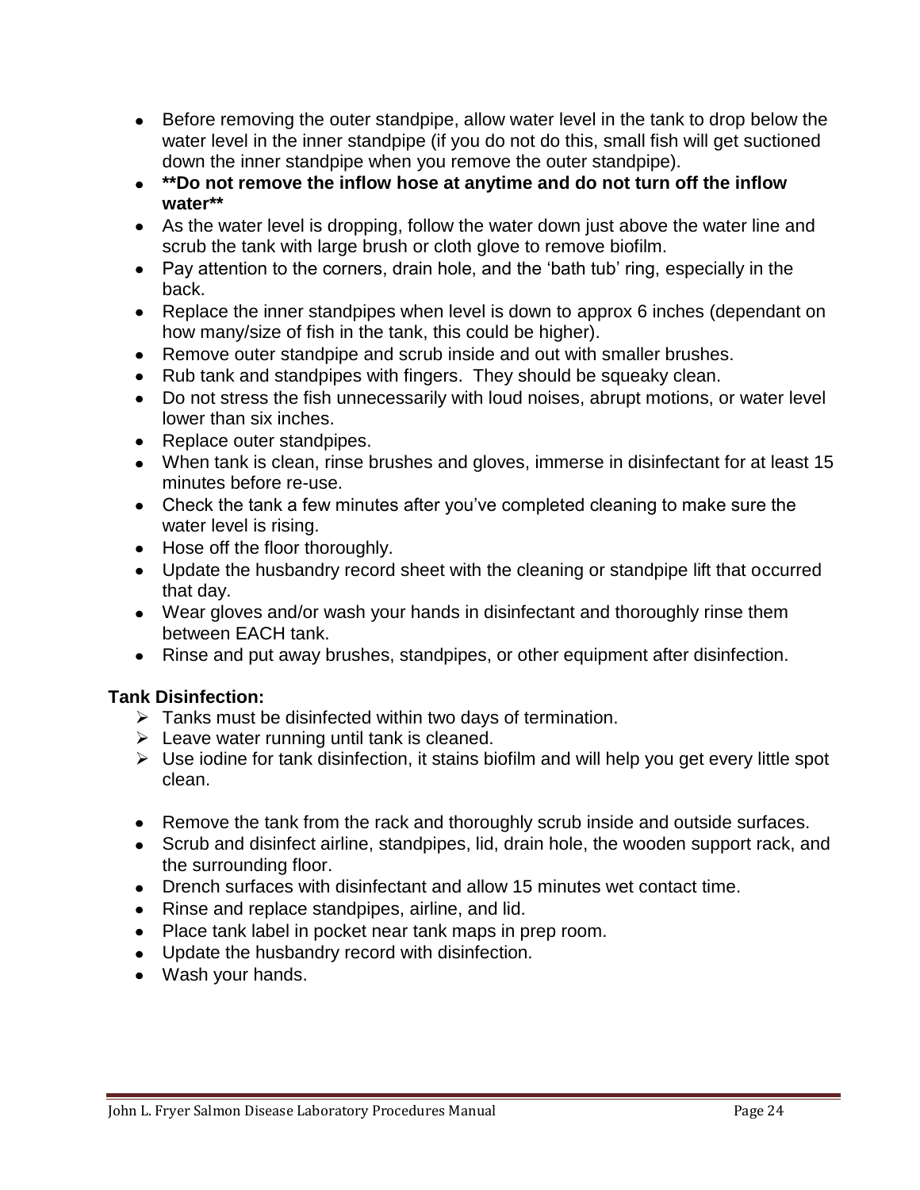- Before removing the outer standpipe, allow water level in the tank to drop below the water level in the inner standpipe (if you do not do this, small fish will get suctioned down the inner standpipe when you remove the outer standpipe).
- ****Do not remove the inflow hose at anytime and do not turn off the inflow water****
- As the water level is dropping, follow the water down just above the water line and scrub the tank with large brush or cloth glove to remove biofilm.
- Pay attention to the corners, drain hole, and the ‘bath tub’ ring, especially in the back.
- Replace the inner standpipes when level is down to approx 6 inches (dependant on how many/size of fish in the tank, this could be higher).
- Remove outer standpipe and scrub inside and out with smaller brushes.
- Rub tank and standpipes with fingers. They should be squeaky clean.
- Do not stress the fish unnecessarily with loud noises, abrupt motions, or water level lower than six inches.
- Replace outer standpipes.
- When tank is clean, rinse brushes and gloves, immerse in disinfectant for at least 15 minutes before re-use.
- Check the tank a few minutes after you’ve completed cleaning to make sure the water level is rising.
- Hose off the floor thoroughly.
- Update the husbandry record sheet with the cleaning or standpipe lift that occurred that day.
- Wear gloves and/or wash your hands in disinfectant and thoroughly rinse them between EACH tank.
- Rinse and put away brushes, standpipes, or other equipment after disinfection.

**Tank Disinfection:**

- Tanks must be disinfected within two days of termination.
- Leave water running until tank is cleaned.
- Use iodine for tank disinfection, it stains biofilm and will help you get every little spot clean.

- Remove the tank from the rack and thoroughly scrub inside and outside surfaces.
- Scrub and disinfect airline, standpipes, lid, drain hole, the wooden support rack, and the surrounding floor.
- Drench surfaces with disinfectant and allow 15 minutes wet contact time.
- Rinse and replace standpipes, airline, and lid.
- Place tank label in pocket near tank maps in prep room.
- Update the husbandry record with disinfection.
- Wash your hands.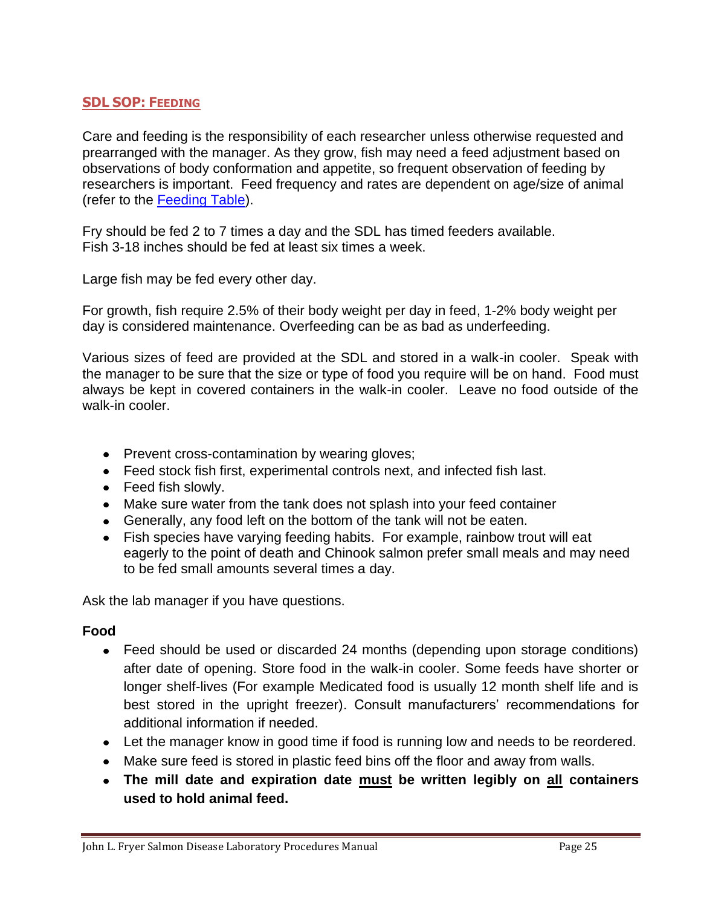## SDL SOP: Feeding

Care and feeding is the responsibility of each researcher unless otherwise requested and prearranged with the manager. As they grow, fish may need a feed adjustment based on observations of body conformation and appetite, so frequent observation of feeding by researchers is important. Feed frequency and rates are dependent on age/size of animal (refer to the Feeding Table).

Fry should be fed 2 to 7 times a day and the SDL has timed feeders available.
Fish 3-18 inches should be fed at least six times a week.

Large fish may be fed every other day.

For growth, fish require 2.5% of their body weight per day in feed, 1-2% body weight per day is considered maintenance. Overfeeding can be as bad as underfeeding.

Various sizes of feed are provided at the SDL and stored in a walk-in cooler. Speak with the manager to be sure that the size or type of food you require will be on hand. Food must always be kept in covered containers in the walk-in cooler. Leave no food outside of the walk-in cooler.

- Prevent cross-contamination by wearing gloves;
- Feed stock fish first, experimental controls next, and infected fish last.
- Feed fish slowly.
- Make sure water from the tank does not splash into your feed container
- Generally, any food left on the bottom of the tank will not be eaten.
- Fish species have varying feeding habits. For example, rainbow trout will eat eagerly to the point of death and Chinook salmon prefer small meals and may need to be fed small amounts several times a day.

Ask the lab manager if you have questions.

**Food**

- Feed should be used or discarded 24 months (depending upon storage conditions) after date of opening. Store food in the walk-in cooler. Some feeds have shorter or longer shelf-lives (For example Medicated food is usually 12 month shelf life and is best stored in the upright freezer). Consult manufacturers' recommendations for additional information if needed.
- Let the manager know in good time if food is running low and needs to be reordered.
- Make sure feed is stored in plastic feed bins off the floor and away from walls.
- **The mill date and expiration date <u>must</u> be written legibly on <u>all</u> containers used to hold animal feed.**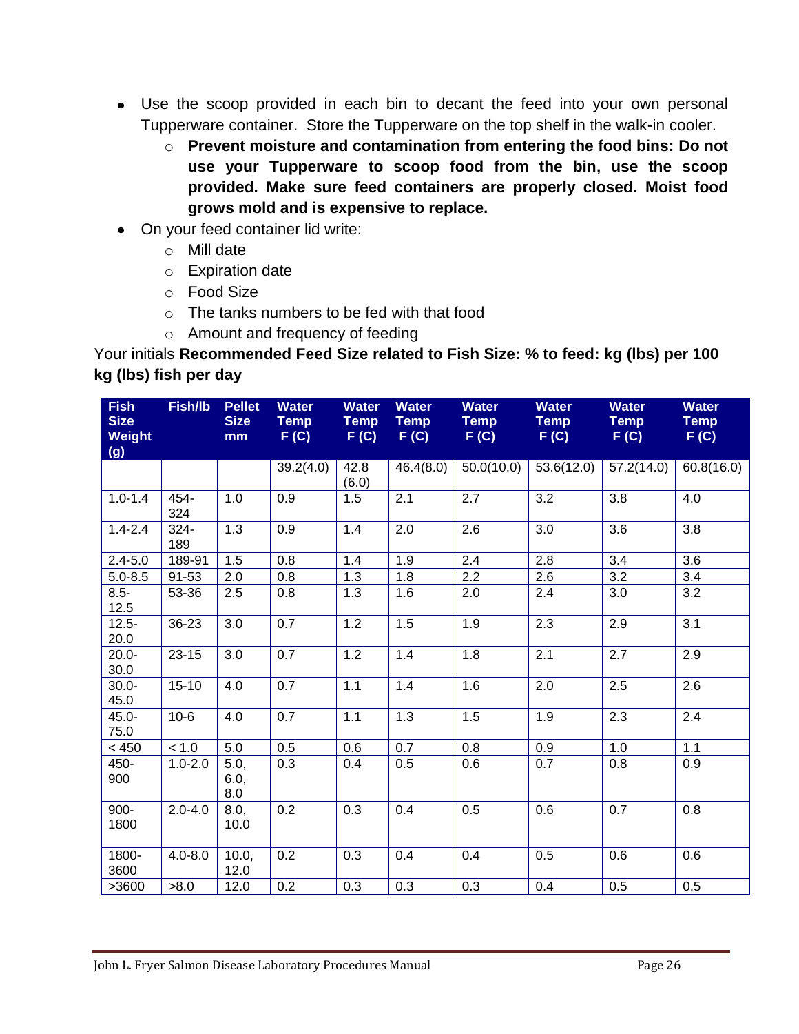- Use the scoop provided in each bin to decant the feed into your own personal Tupperware container. Store the Tupperware on the top shelf in the walk-in cooler.
    - **Prevent moisture and contamination from entering the food bins: Do not use your Tupperware to scoop food from the bin, use the scoop provided. Make sure feed containers are properly closed. Moist food grows mold and is expensive to replace.**
- On your feed container lid write:
    - Mill date
    - Expiration date
    - Food Size
    - The tanks numbers to be fed with that food
    - Amount and frequency of feeding

Your initials **Recommended Feed Size related to Fish Size: % to feed: kg (lbs) per 100 kg (lbs) fish per day**

| Fish Size Weight (g) | Fish/lb | Pellet Size mm | Water Temp F (C) | Water Temp F (C) | Water Temp F (C) | Water Temp F (C) | Water Temp F (C) | Water Temp F (C) | Water Temp F (C) |
|---|---|---|---|---|---|---|---|---|---|
| | | | 39.2(4.0) | 42.8 (6.0) | 46.4(8.0) | 50.0(10.0) | 53.6(12.0) | 57.2(14.0) | 60.8(16.0) |
| 1.0-1.4 | 454-324 | 1.0 | 0.9 | 1.5 | 2.1 | 2.7 | 3.2 | 3.8 | 4.0 |
| 1.4-2.4 | 324-189 | 1.3 | 0.9 | 1.4 | 2.0 | 2.6 | 3.0 | 3.6 | 3.8 |
| 2.4-5.0 | 189-91 | 1.5 | 0.8 | 1.4 | 1.9 | 2.4 | 2.8 | 3.4 | 3.6 |
| 5.0-8.5 | 91-53 | 2.0 | 0.8 | 1.3 | 1.8 | 2.2 | 2.6 | 3.2 | 3.4 |
| 8.5-12.5 | 53-36 | 2.5 | 0.8 | 1.3 | 1.6 | 2.0 | 2.4 | 3.0 | 3.2 |
| 12.5-20.0 | 36-23 | 3.0 | 0.7 | 1.2 | 1.5 | 1.9 | 2.3 | 2.9 | 3.1 |
| 20.0-30.0 | 23-15 | 3.0 | 0.7 | 1.2 | 1.4 | 1.8 | 2.1 | 2.7 | 2.9 |
| 30.0-45.0 | 15-10 | 4.0 | 0.7 | 1.1 | 1.4 | 1.6 | 2.0 | 2.5 | 2.6 |
| 45.0-75.0 | 10-6 | 4.0 | 0.7 | 1.1 | 1.3 | 1.5 | 1.9 | 2.3 | 2.4 |
| < 450 | < 1.0 | 5.0 | 0.5 | 0.6 | 0.7 | 0.8 | 0.9 | 1.0 | 1.1 |
| 450-900 | 1.0-2.0 | 5.0, 6.0, 8.0 | 0.3 | 0.4 | 0.5 | 0.6 | 0.7 | 0.8 | 0.9 |
| 900-1800 | 2.0-4.0 | 8.0, 10.0 | 0.2 | 0.3 | 0.4 | 0.5 | 0.6 | 0.7 | 0.8 |
| 1800-3600 | 4.0-8.0 | 10.0, 12.0 | 0.2 | 0.3 | 0.4 | 0.4 | 0.5 | 0.6 | 0.6 |
| >3600 | >8.0 | 12.0 | 0.2 | 0.3 | 0.3 | 0.3 | 0.4 | 0.5 | 0.5 |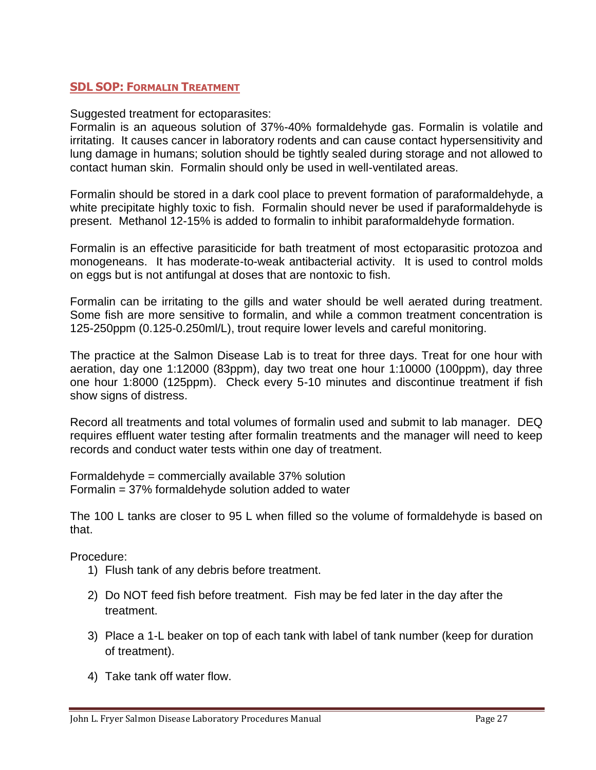## SDL SOP: FORMALIN TREATMENT

Suggested treatment for ectoparasites:
Formalin is an aqueous solution of 37%-40% formaldehyde gas. Formalin is volatile and irritating. It causes cancer in laboratory rodents and can cause contact hypersensitivity and lung damage in humans; solution should be tightly sealed during storage and not allowed to contact human skin. Formalin should only be used in well-ventilated areas.

Formalin should be stored in a dark cool place to prevent formation of paraformaldehyde, a white precipitate highly toxic to fish. Formalin should never be used if paraformaldehyde is present. Methanol 12-15% is added to formalin to inhibit paraformaldehyde formation.

Formalin is an effective parasiticide for bath treatment of most ectoparasitic protozoa and monogeneans. It has moderate-to-weak antibacterial activity. It is used to control molds on eggs but is not antifungal at doses that are nontoxic to fish.

Formalin can be irritating to the gills and water should be well aerated during treatment. Some fish are more sensitive to formalin, and while a common treatment concentration is 125-250ppm (0.125-0.250ml/L), trout require lower levels and careful monitoring.

The practice at the Salmon Disease Lab is to treat for three days. Treat for one hour with aeration, day one 1:12000 (83ppm), day two treat one hour 1:10000 (100ppm), day three one hour 1:8000 (125ppm). Check every 5-10 minutes and discontinue treatment if fish show signs of distress.

Record all treatments and total volumes of formalin used and submit to lab manager. DEQ requires effluent water testing after formalin treatments and the manager will need to keep records and conduct water tests within one day of treatment.

Formaldehyde = commercially available 37% solution
Formalin = 37% formaldehyde solution added to water

The 100 L tanks are closer to 95 L when filled so the volume of formaldehyde is based on that.

Procedure:

1) Flush tank of any debris before treatment.
2) Do NOT feed fish before treatment. Fish may be fed later in the day after the treatment.
3) Place a 1-L beaker on top of each tank with label of tank number (keep for duration of treatment).
4) Take tank off water flow.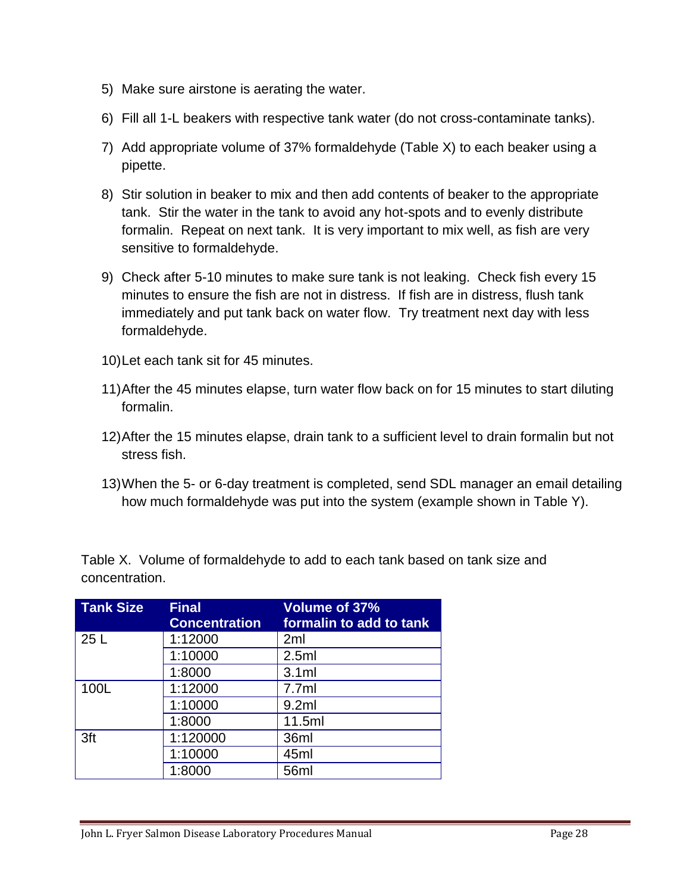5) Make sure airstone is aerating the water.

6) Fill all 1-L beakers with respective tank water (do not cross-contaminate tanks).

7) Add appropriate volume of 37% formaldehyde (Table X) to each beaker using a pipette.

8) Stir solution in beaker to mix and then add contents of beaker to the appropriate tank. Stir the water in the tank to avoid any hot-spots and to evenly distribute formalin. Repeat on next tank. It is very important to mix well, as fish are very sensitive to formaldehyde.

9) Check after 5-10 minutes to make sure tank is not leaking. Check fish every 15 minutes to ensure the fish are not in distress. If fish are in distress, flush tank immediately and put tank back on water flow. Try treatment next day with less formaldehyde.

10) Let each tank sit for 45 minutes.

11) After the 45 minutes elapse, turn water flow back on for 15 minutes to start diluting formalin.

12) After the 15 minutes elapse, drain tank to a sufficient level to drain formalin but not stress fish.

13) When the 5- or 6-day treatment is completed, send SDL manager an email detailing how much formaldehyde was put into the system (example shown in Table Y).

Table X. Volume of formaldehyde to add to each tank based on tank size and concentration.

| Tank Size | Final Concentration | Volume of 37% formalin to add to tank |
|---|---|---|
| 25 L | 1:12000 | 2ml |
| | 1:10000 | 2.5ml |
| | 1:8000 | 3.1ml |
| 100L | 1:12000 | 7.7ml |
| | 1:10000 | 9.2ml |
| | 1:8000 | 11.5ml |
| 3ft | 1:120000 | 36ml |
| | 1:10000 | 45ml |
| | 1:8000 | 56ml |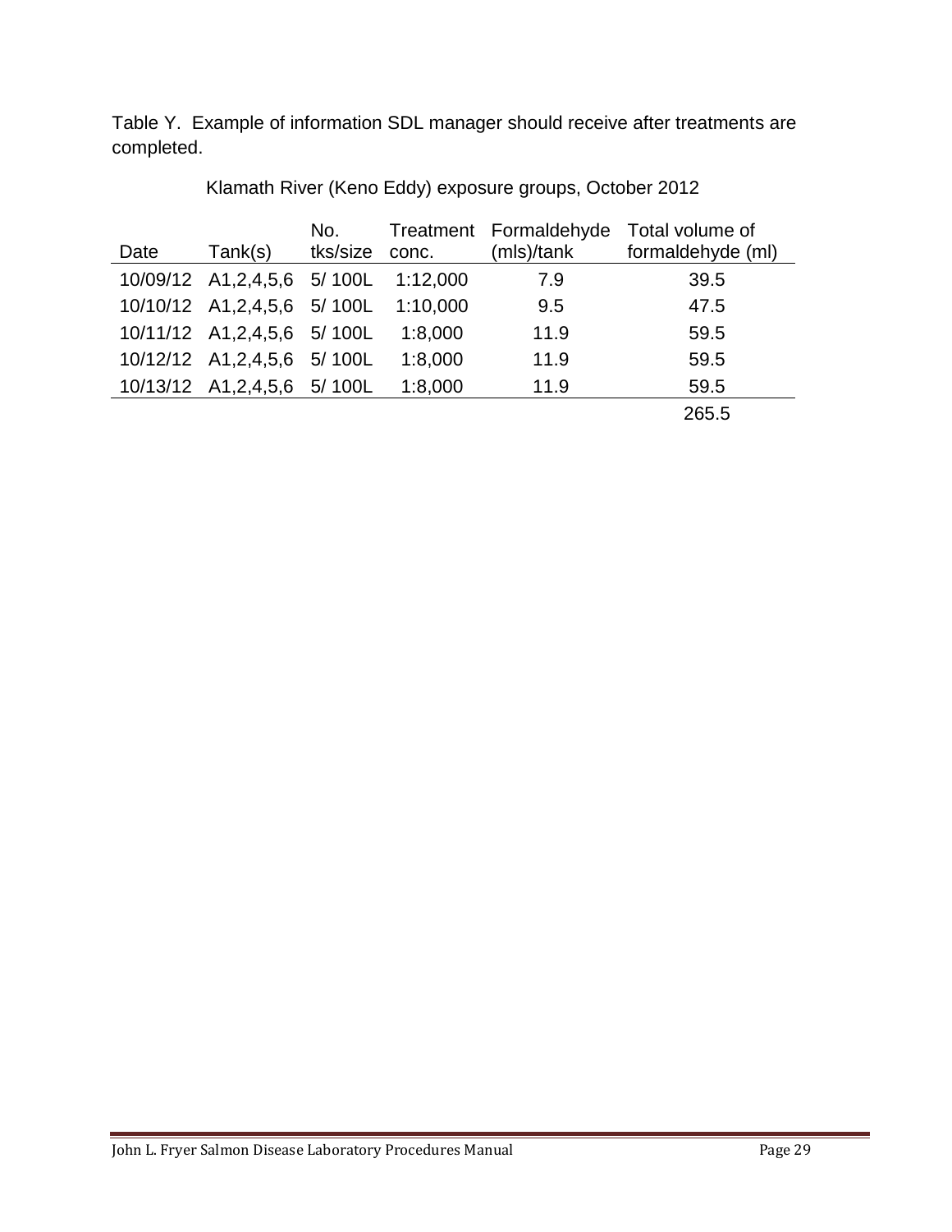Table Y. Example of information SDL manager should receive after treatments are completed.

Klamath River (Keno Eddy) exposure groups, October 2012

| Date | Tank(s) | No. tks/size | Treatment conc. | Formaldehyde (mls)/tank | Total volume of formaldehyde (ml) |
|---|---|---|---|---|---|
| 10/09/12 | A1,2,4,5,6 | 5/ 100L | 1:12,000 | 7.9 | 39.5 |
| 10/10/12 | A1,2,4,5,6 | 5/ 100L | 1:10,000 | 9.5 | 47.5 |
| 10/11/12 | A1,2,4,5,6 | 5/ 100L | 1:8,000 | 11.9 | 59.5 |
| 10/12/12 | A1,2,4,5,6 | 5/ 100L | 1:8,000 | 11.9 | 59.5 |
| 10/13/12 | A1,2,4,5,6 | 5/ 100L | 1:8,000 | 11.9 | 59.5 |
| | | | | | 265.5 |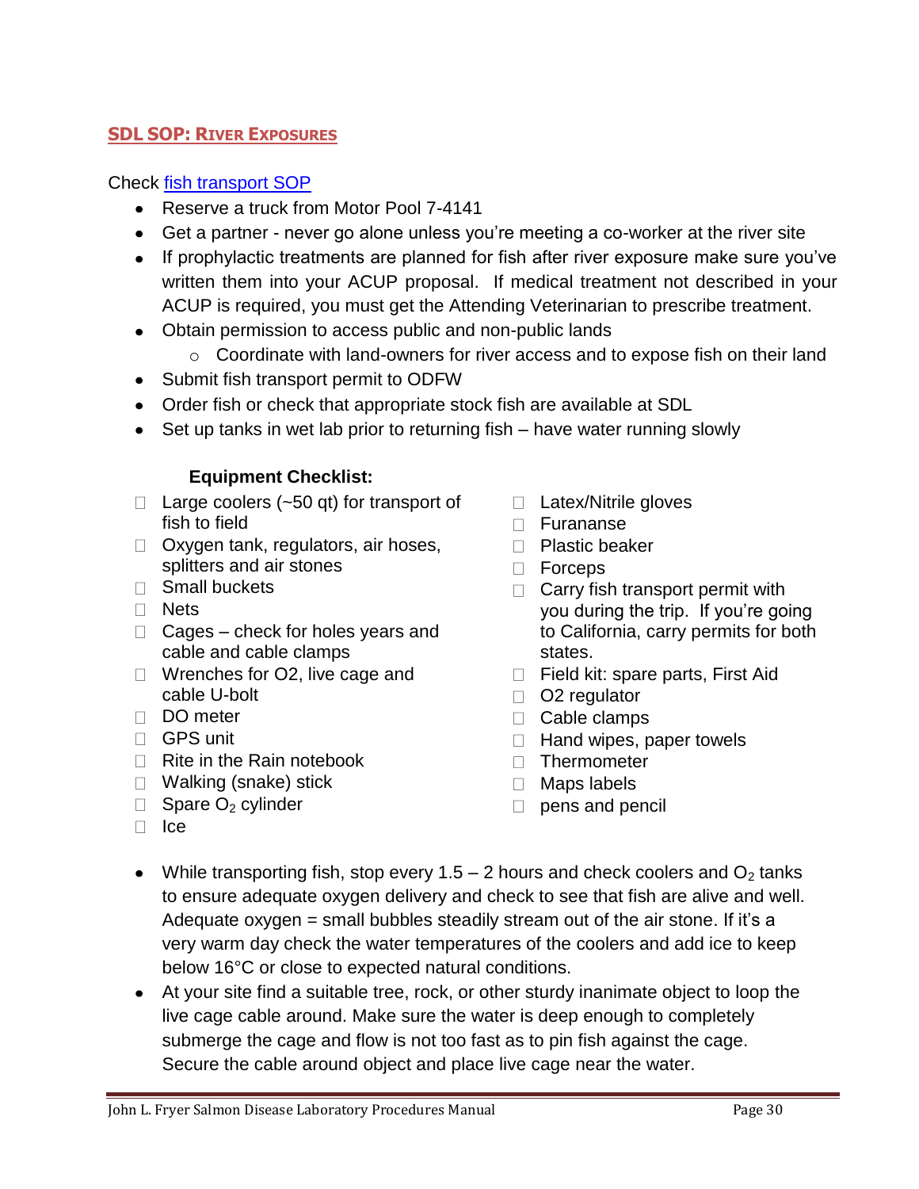## SDL SOP: River Exposures

Check [fish transport SOP]

- Reserve a truck from Motor Pool 7-4141
- Get a partner - never go alone unless you're meeting a co-worker at the river site
- If prophylactic treatments are planned for fish after river exposure make sure you've written them into your ACUP proposal. If medical treatment not described in your ACUP is required, you must get the Attending Veterinarian to prescribe treatment.
- Obtain permission to access public and non-public lands
  - Coordinate with land-owners for river access and to expose fish on their land
- Submit fish transport permit to ODFW
- Order fish or check that appropriate stock fish are available at SDL
- Set up tanks in wet lab prior to returning fish – have water running slowly

**Equipment Checklist:**

- [ ] Large coolers (~50 qt) for transport of fish to field
- [ ] Oxygen tank, regulators, air hoses, splitters and air stones
- [ ] Small buckets
- [ ] Nets
- [ ] Cages – check for holes years and cable and cable clamps
- [ ] Wrenches for O2, live cage and cable U-bolt
- [ ] DO meter
- [ ] GPS unit
- [ ] Rite in the Rain notebook
- [ ] Walking (snake) stick
- [ ] Spare $O_2$ cylinder
- [ ] Ice
- [ ] Latex/Nitrile gloves
- [ ] Furananse
- [ ] Plastic beaker
- [ ] Forceps
- [ ] Carry fish transport permit with you during the trip. If you're going to California, carry permits for both states.
- [ ] Field kit: spare parts, First Aid
- [ ] O2 regulator
- [ ] Cable clamps
- [ ] Hand wipes, paper towels
- [ ] Thermometer
- [ ] Maps labels
- [ ] pens and pencil

- While transporting fish, stop every 1.5 – 2 hours and check coolers and $O_2$ tanks to ensure adequate oxygen delivery and check to see that fish are alive and well. Adequate oxygen = small bubbles steadily stream out of the air stone. If it's a very warm day check the water temperatures of the coolers and add ice to keep below 16°C or close to expected natural conditions.
- At your site find a suitable tree, rock, or other sturdy inanimate object to loop the live cage cable around. Make sure the water is deep enough to completely submerge the cage and flow is not too fast as to pin fish against the cage. Secure the cable around object and place live cage near the water.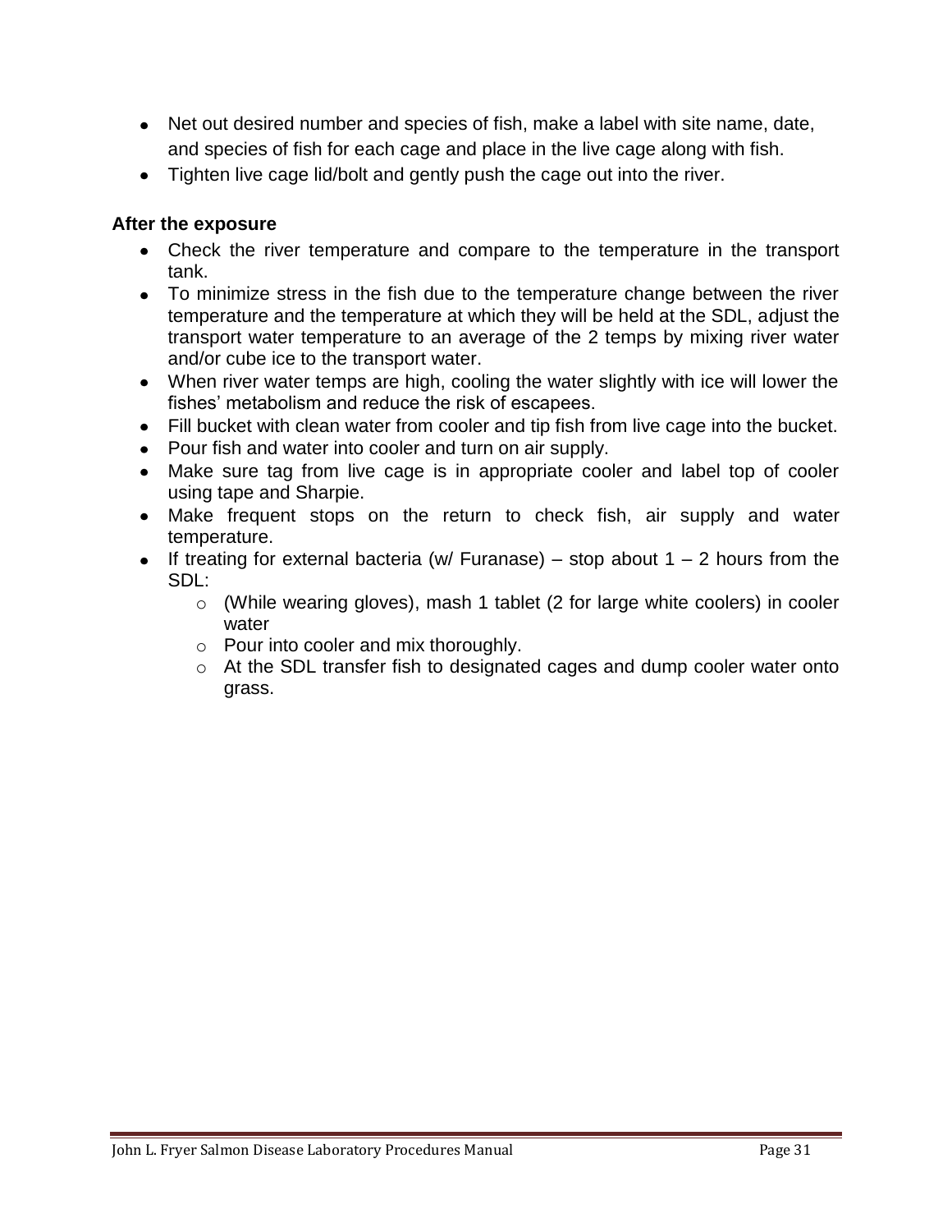- Net out desired number and species of fish, make a label with site name, date, and species of fish for each cage and place in the live cage along with fish.
- Tighten live cage lid/bolt and gently push the cage out into the river.

**After the exposure**

- Check the river temperature and compare to the temperature in the transport tank.
- To minimize stress in the fish due to the temperature change between the river temperature and the temperature at which they will be held at the SDL, adjust the transport water temperature to an average of the 2 temps by mixing river water and/or cube ice to the transport water.
- When river water temps are high, cooling the water slightly with ice will lower the fishes' metabolism and reduce the risk of escapees.
- Fill bucket with clean water from cooler and tip fish from live cage into the bucket.
- Pour fish and water into cooler and turn on air supply.
- Make sure tag from live cage is in appropriate cooler and label top of cooler using tape and Sharpie.
- Make frequent stops on the return to check fish, air supply and water temperature.
- If treating for external bacteria (w/ Furanase) – stop about 1 – 2 hours from the SDL:
  - (While wearing gloves), mash 1 tablet (2 for large white coolers) in cooler water
  - Pour into cooler and mix thoroughly.
  - At the SDL transfer fish to designated cages and dump cooler water onto grass.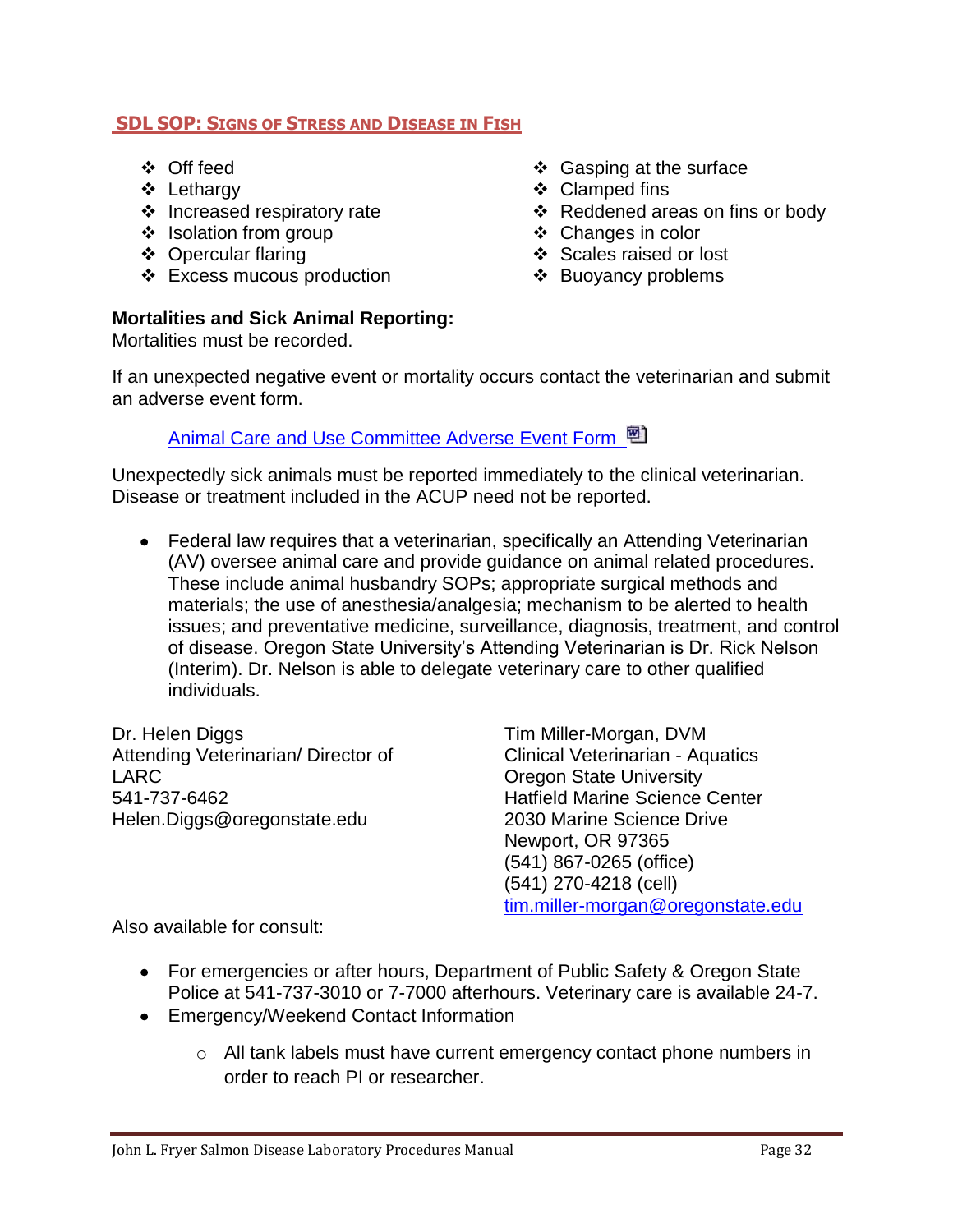## SDL SOP: Signs of Stress and Disease in Fish

- Off feed
- Lethargy
- Increased respiratory rate
- Isolation from group
- Opercular flaring
- Excess mucous production
- Gasping at the surface
- Clamped fins
- Reddened areas on fins or body
- Changes in color
- Scales raised or lost
- Buoyancy problems

**Mortalities and Sick Animal Reporting:**
Mortalities must be recorded.

If an unexpected negative event or mortality occurs contact the veterinarian and submit an adverse event form.

Animal Care and Use Committee Adverse Event Form

Unexpectedly sick animals must be reported immediately to the clinical veterinarian. Disease or treatment included in the ACUP need not be reported.

- Federal law requires that a veterinarian, specifically an Attending Veterinarian (AV) oversee animal care and provide guidance on animal related procedures. These include animal husbandry SOPs; appropriate surgical methods and materials; the use of anesthesia/analgesia; mechanism to be alerted to health issues; and preventative medicine, surveillance, diagnosis, treatment, and control of disease. Oregon State University's Attending Veterinarian is Dr. Rick Nelson (Interim). Dr. Nelson is able to delegate veterinary care to other qualified individuals.

Dr. Helen Diggs
Attending Veterinarian/ Director of LARC
541-737-6462
Helen.Diggs@oregonstate.edu

Tim Miller-Morgan, DVM
Clinical Veterinarian - Aquatics
Oregon State University
Hatfield Marine Science Center
2030 Marine Science Drive
Newport, OR 97365
(541) 867-0265 (office)
(541) 270-4218 (cell)
tim.miller-morgan@oregonstate.edu

Also available for consult:

- For emergencies or after hours, Department of Public Safety & Oregon State Police at 541-737-3010 or 7-7000 afterhours. Veterinary care is available 24-7.
- Emergency/Weekend Contact Information
  - All tank labels must have current emergency contact phone numbers in order to reach PI or researcher.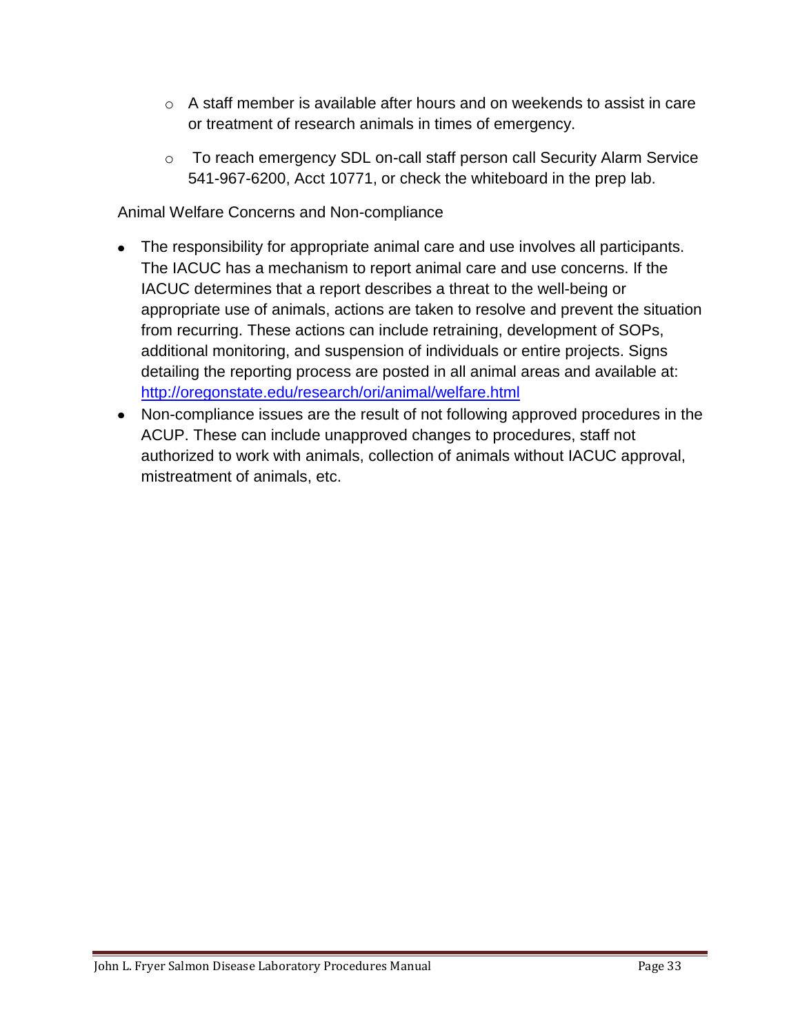- A staff member is available after hours and on weekends to assist in care or treatment of research animals in times of emergency.
- To reach emergency SDL on-call staff person call Security Alarm Service 541-967-6200, Acct 10771, or check the whiteboard in the prep lab.

Animal Welfare Concerns and Non-compliance

- The responsibility for appropriate animal care and use involves all participants. The IACUC has a mechanism to report animal care and use concerns. If the IACUC determines that a report describes a threat to the well-being or appropriate use of animals, actions are taken to resolve and prevent the situation from recurring. These actions can include retraining, development of SOPs, additional monitoring, and suspension of individuals or entire projects. Signs detailing the reporting process are posted in all animal areas and available at: [http://oregonstate.edu/research/ori/animal/welfare.html](http://oregonstate.edu/research/ori/animal/welfare.html)
- Non-compliance issues are the result of not following approved procedures in the ACUP. These can include unapproved changes to procedures, staff not authorized to work with animals, collection of animals without IACUC approval, mistreatment of animals, etc.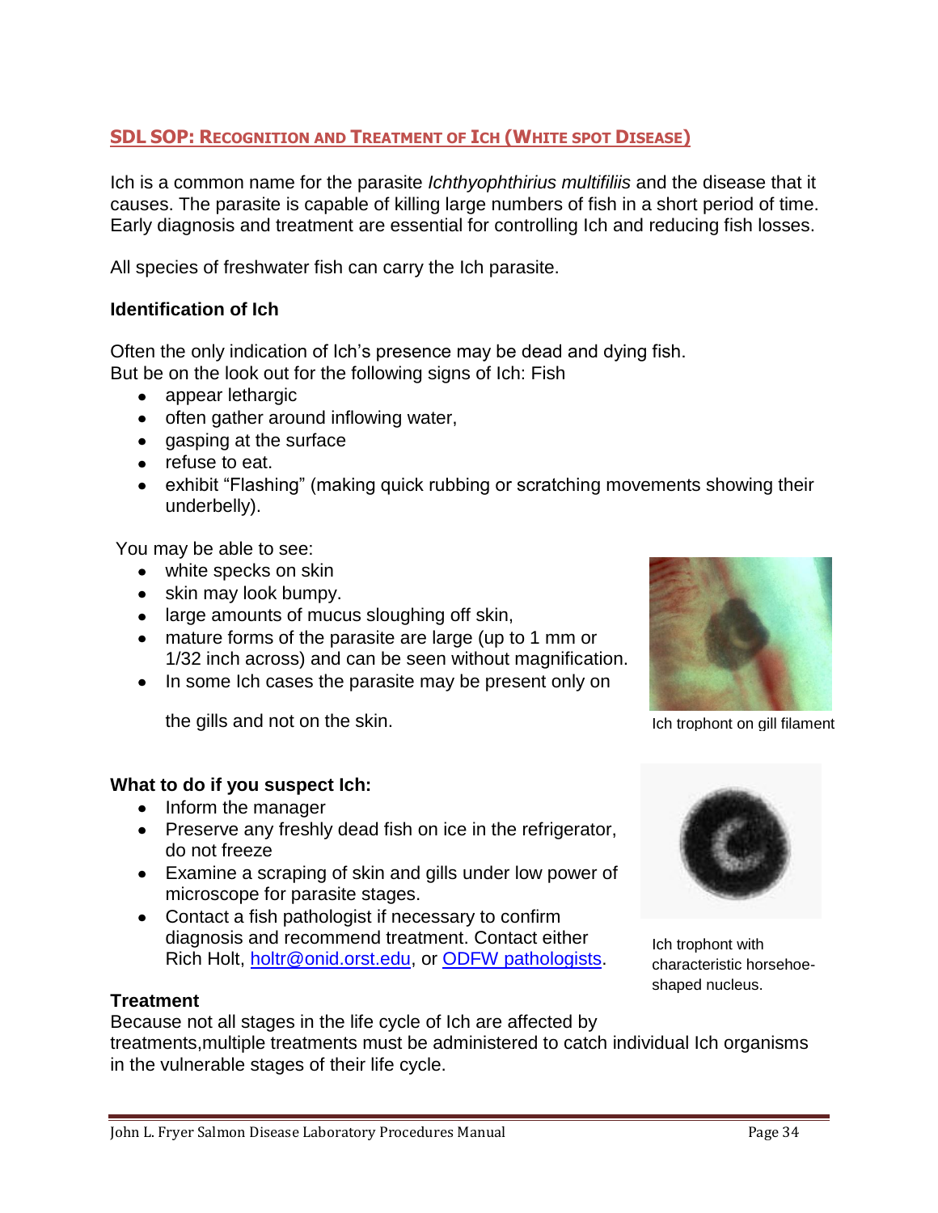## SDL SOP: Recognition and Treatment of Ich (White spot Disease)

Ich is a common name for the parasite *Ichthyophthirius multifiliis* and the disease that it causes. The parasite is capable of killing large numbers of fish in a short period of time. Early diagnosis and treatment are essential for controlling Ich and reducing fish losses.

All species of freshwater fish can carry the Ich parasite.

### Identification of Ich

Often the only indication of Ich's presence may be dead and dying fish.
But be on the look out for the following signs of Ich: Fish

- appear lethargic
- often gather around inflowing water,
- gasping at the surface
- refuse to eat.
- exhibit "Flashing" (making quick rubbing or scratching movements showing their underbelly).

You may be able to see:

- white specks on skin
- skin may look bumpy.
- large amounts of mucus sloughing off skin,
- mature forms of the parasite are large (up to 1 mm or 1/32 inch across) and can be seen without magnification.
- In some Ich cases the parasite may be present only on the gills and not on the skin.

Ich trophont on gill filament

### What to do if you suspect Ich:

- Inform the manager
- Preserve any freshly dead fish on ice in the refrigerator, do not freeze
- Examine a scraping of skin and gills under low power of microscope for parasite stages.
- Contact a fish pathologist if necessary to confirm diagnosis and recommend treatment. Contact either Rich Holt, holtr@onid.orst.edu, or ODFW pathologists.

Ich trophont with characteristic horsehoe-shaped nucleus.

### Treatment

Because not all stages in the life cycle of Ich are affected by treatments,multiple treatments must be administered to catch individual Ich organisms in the vulnerable stages of their life cycle.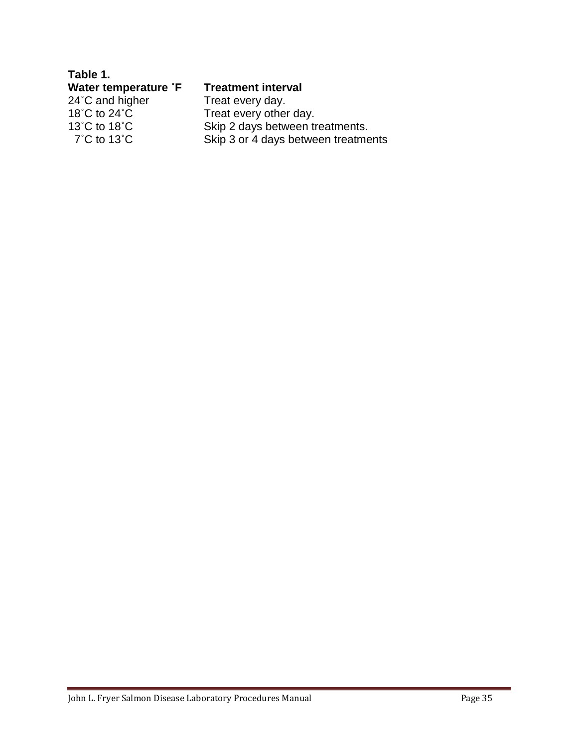**Table 1.**

| Water temperature ˚F | Treatment interval |
|---|---|
| 24˚C and higher | Treat every day. |
| 18˚C to 24˚C | Treat every other day. |
| 13˚C to 18˚C | Skip 2 days between treatments. |
| 7˚C to 13˚C | Skip 3 or 4 days between treatments |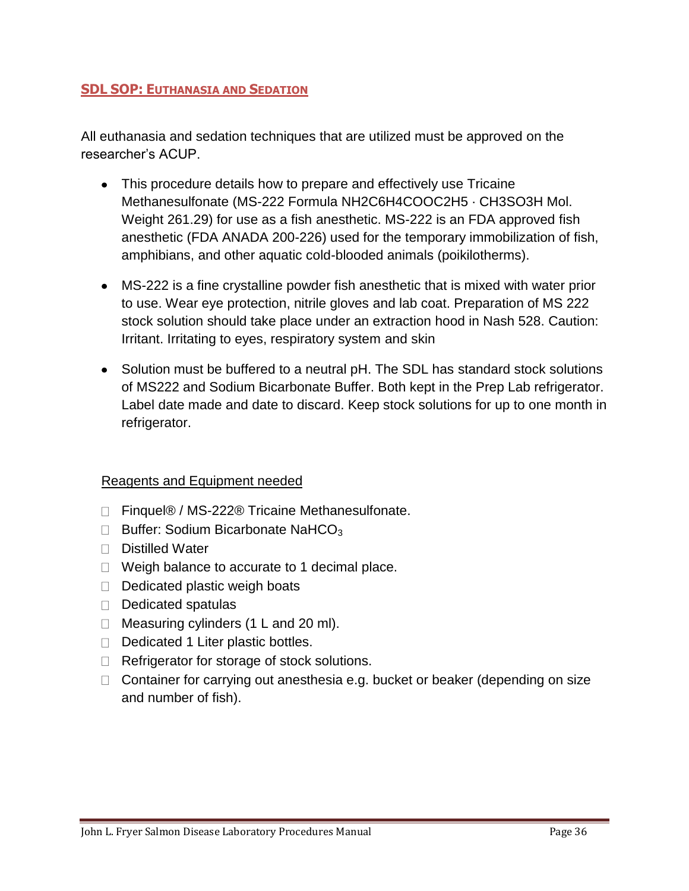## SDL SOP: Euthanasia and Sedation

All euthanasia and sedation techniques that are utilized must be approved on the researcher's ACUP.

- This procedure details how to prepare and effectively use Tricaine Methanesulfonate (MS-222 Formula NH2C6H4COOC2H5 · CH3SO3H Mol. Weight 261.29) for use as a fish anesthetic. MS-222 is an FDA approved fish anesthetic (FDA ANADA 200-226) used for the temporary immobilization of fish, amphibians, and other aquatic cold-blooded animals (poikilotherms).

- MS-222 is a fine crystalline powder fish anesthetic that is mixed with water prior to use. Wear eye protection, nitrile gloves and lab coat. Preparation of MS 222 stock solution should take place under an extraction hood in Nash 528. Caution: Irritant. Irritating to eyes, respiratory system and skin

- Solution must be buffered to a neutral pH. The SDL has standard stock solutions of MS222 and Sodium Bicarbonate Buffer. Both kept in the Prep Lab refrigerator. Label date made and date to discard. Keep stock solutions for up to one month in refrigerator.

Reagents and Equipment needed

- Finquel® / MS-222® Tricaine Methanesulfonate.
- Buffer: Sodium Bicarbonate $NaHCO_3$
- Distilled Water
- Weigh balance to accurate to 1 decimal place.
- Dedicated plastic weigh boats
- Dedicated spatulas
- Measuring cylinders (1 L and 20 ml).
- Dedicated 1 Liter plastic bottles.
- Refrigerator for storage of stock solutions.
- Container for carrying out anesthesia e.g. bucket or beaker (depending on size and number of fish).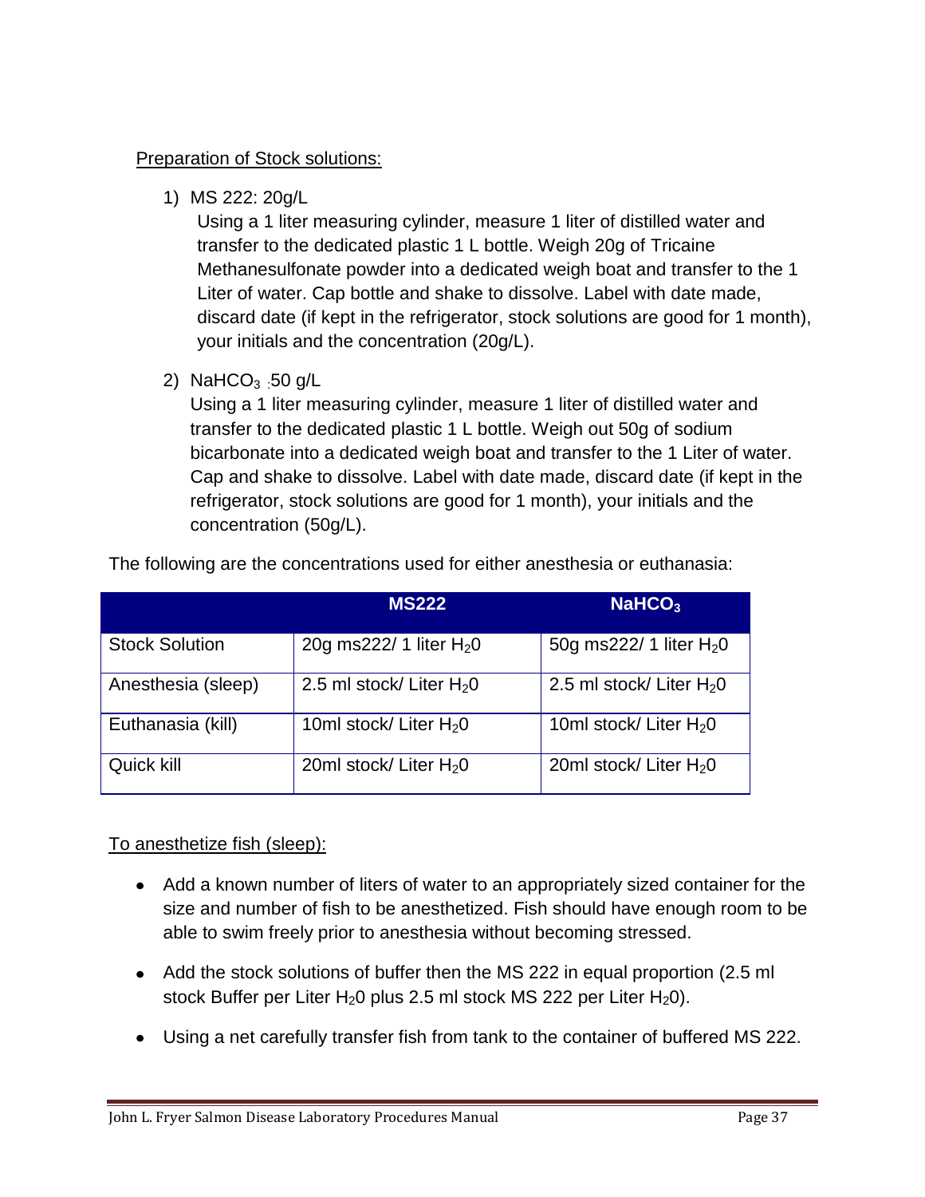<u>Preparation of Stock solutions:</u>

1) MS 222: 20g/L
   Using a 1 liter measuring cylinder, measure 1 liter of distilled water and transfer to the dedicated plastic 1 L bottle. Weigh 20g of Tricaine Methanesulfonate powder into a dedicated weigh boat and transfer to the 1 Liter of water. Cap bottle and shake to dissolve. Label with date made, discard date (if kept in the refrigerator, stock solutions are good for 1 month), your initials and the concentration (20g/L).

2) $NaHCO_3$ :50 g/L
   Using a 1 liter measuring cylinder, measure 1 liter of distilled water and transfer to the dedicated plastic 1 L bottle. Weigh out 50g of sodium bicarbonate into a dedicated weigh boat and transfer to the 1 Liter of water. Cap and shake to dissolve. Label with date made, discard date (if kept in the refrigerator, stock solutions are good for 1 month), your initials and the concentration (50g/L).

The following are the concentrations used for either anesthesia or euthanasia:

| | MS222 | $NaHCO_3$ |
|---|---|---|
| Stock Solution | 20g ms222/ 1 liter $H_20$ | 50g ms222/ 1 liter $H_20$ |
| Anesthesia (sleep) | 2.5 ml stock/ Liter $H_20$ | 2.5 ml stock/ Liter $H_20$ |
| Euthanasia (kill) | 10ml stock/ Liter $H_20$ | 10ml stock/ Liter $H_20$ |
| Quick kill | 20ml stock/ Liter $H_20$ | 20ml stock/ Liter $H_20$ |

<u>To anesthetize fish (sleep):</u>

- Add a known number of liters of water to an appropriately sized container for the size and number of fish to be anesthetized. Fish should have enough room to be able to swim freely prior to anesthesia without becoming stressed.
- Add the stock solutions of buffer then the MS 222 in equal proportion (2.5 ml stock Buffer per Liter $H_20$ plus 2.5 ml stock MS 222 per Liter $H_20$).
- Using a net carefully transfer fish from tank to the container of buffered MS 222.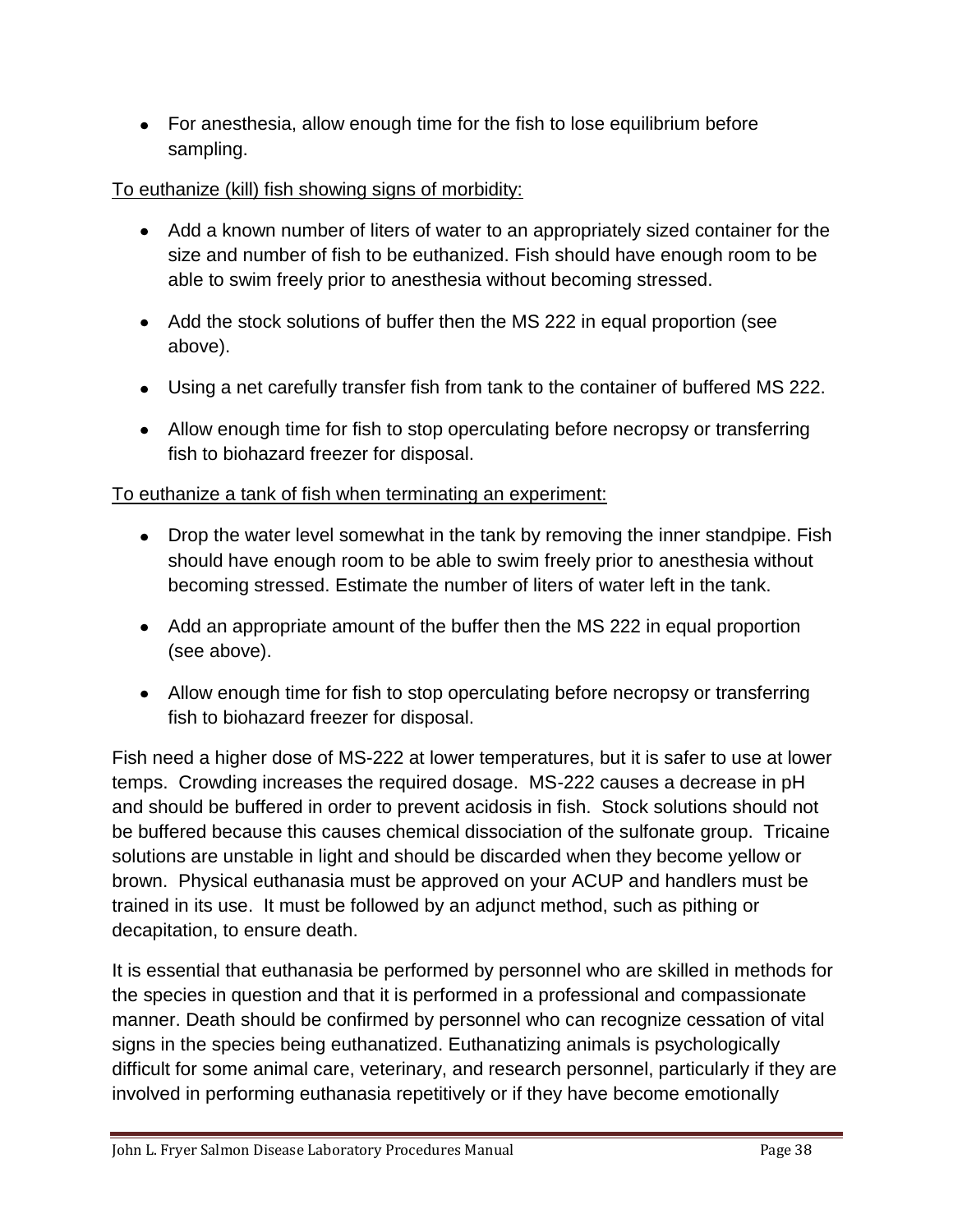- For anesthesia, allow enough time for the fish to lose equilibrium before sampling.

To euthanize (kill) fish showing signs of morbidity:

- Add a known number of liters of water to an appropriately sized container for the size and number of fish to be euthanized. Fish should have enough room to be able to swim freely prior to anesthesia without becoming stressed.
- Add the stock solutions of buffer then the MS 222 in equal proportion (see above).
- Using a net carefully transfer fish from tank to the container of buffered MS 222.
- Allow enough time for fish to stop operculating before necropsy or transferring fish to biohazard freezer for disposal.

To euthanize a tank of fish when terminating an experiment:

- Drop the water level somewhat in the tank by removing the inner standpipe. Fish should have enough room to be able to swim freely prior to anesthesia without becoming stressed. Estimate the number of liters of water left in the tank.
- Add an appropriate amount of the buffer then the MS 222 in equal proportion (see above).
- Allow enough time for fish to stop operculating before necropsy or transferring fish to biohazard freezer for disposal.

Fish need a higher dose of MS-222 at lower temperatures, but it is safer to use at lower temps. Crowding increases the required dosage. MS-222 causes a decrease in pH and should be buffered in order to prevent acidosis in fish. Stock solutions should not be buffered because this causes chemical dissociation of the sulfonate group. Tricaine solutions are unstable in light and should be discarded when they become yellow or brown. Physical euthanasia must be approved on your ACUP and handlers must be trained in its use. It must be followed by an adjunct method, such as pithing or decapitation, to ensure death.

It is essential that euthanasia be performed by personnel who are skilled in methods for the species in question and that it is performed in a professional and compassionate manner. Death should be confirmed by personnel who can recognize cessation of vital signs in the species being euthanatized. Euthanatizing animals is psychologically difficult for some animal care, veterinary, and research personnel, particularly if they are involved in performing euthanasia repetitively or if they have become emotionally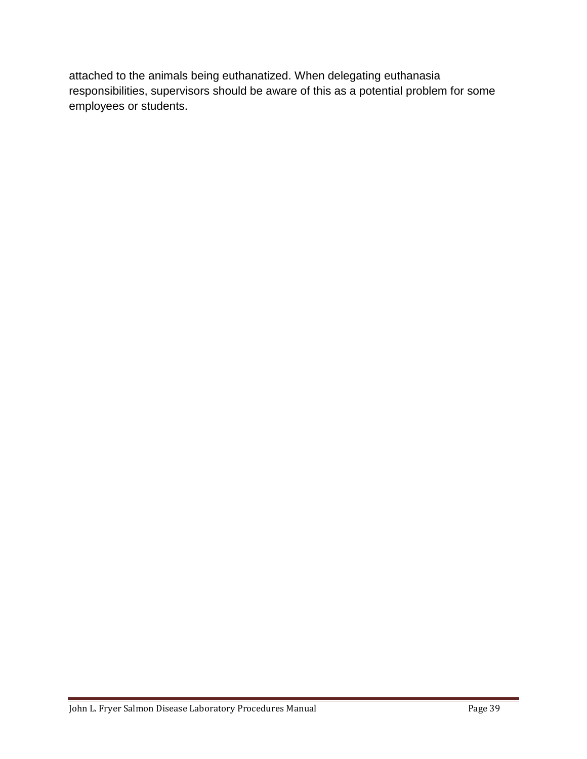attached to the animals being euthanatized. When delegating euthanasia responsibilities, supervisors should be aware of this as a potential problem for some employees or students.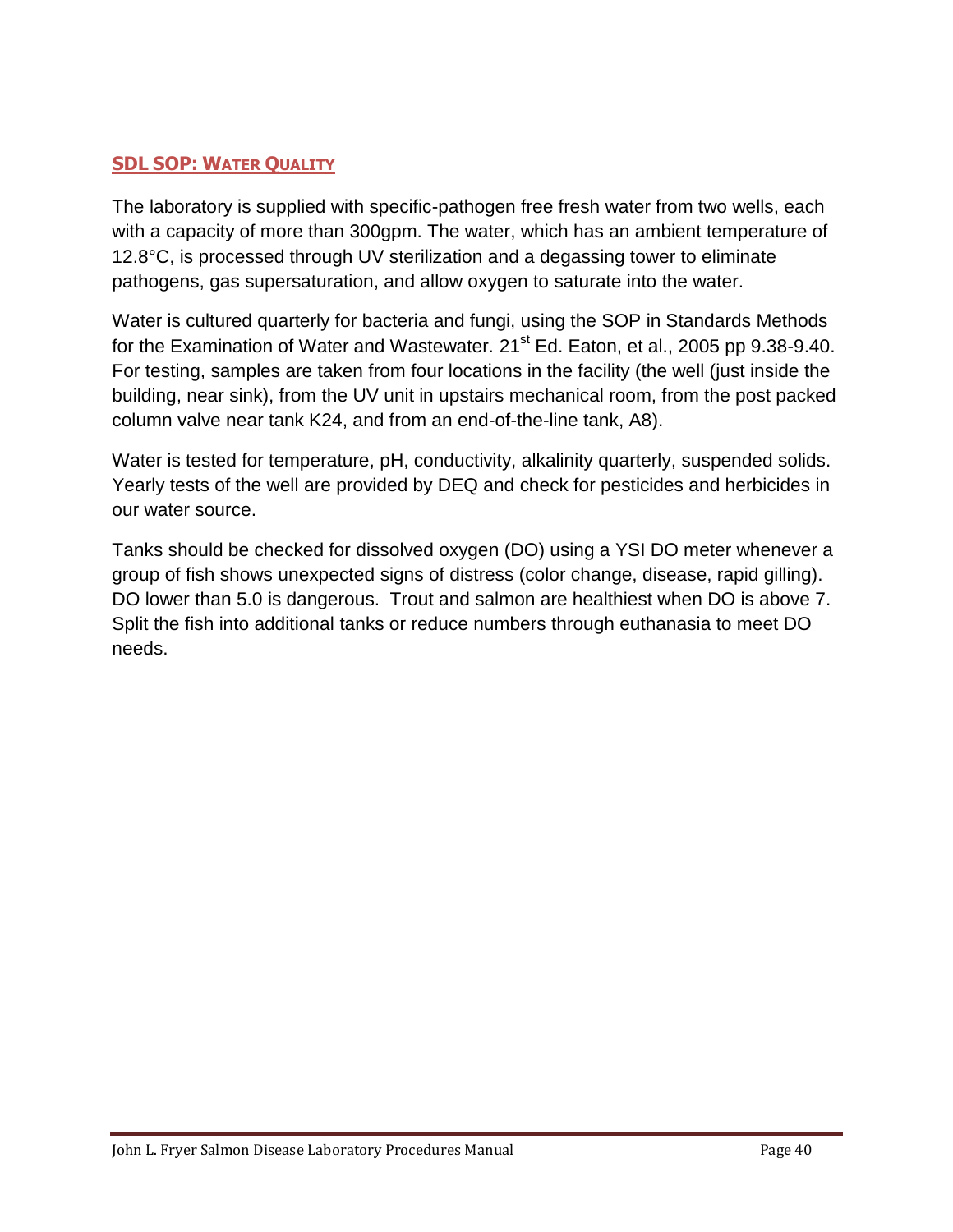## SDL SOP: Water Quality

The laboratory is supplied with specific-pathogen free fresh water from two wells, each with a capacity of more than 300gpm. The water, which has an ambient temperature of 12.8°C, is processed through UV sterilization and a degassing tower to eliminate pathogens, gas supersaturation, and allow oxygen to saturate into the water.

Water is cultured quarterly for bacteria and fungi, using the SOP in Standards Methods for the Examination of Water and Wastewater. 21st Ed. Eaton, et al., 2005 pp 9.38-9.40. For testing, samples are taken from four locations in the facility (the well (just inside the building, near sink), from the UV unit in upstairs mechanical room, from the post packed column valve near tank K24, and from an end-of-the-line tank, A8).

Water is tested for temperature, pH, conductivity, alkalinity quarterly, suspended solids. Yearly tests of the well are provided by DEQ and check for pesticides and herbicides in our water source.

Tanks should be checked for dissolved oxygen (DO) using a YSI DO meter whenever a group of fish shows unexpected signs of distress (color change, disease, rapid gilling). DO lower than 5.0 is dangerous. Trout and salmon are healthiest when DO is above 7. Split the fish into additional tanks or reduce numbers through euthanasia to meet DO needs.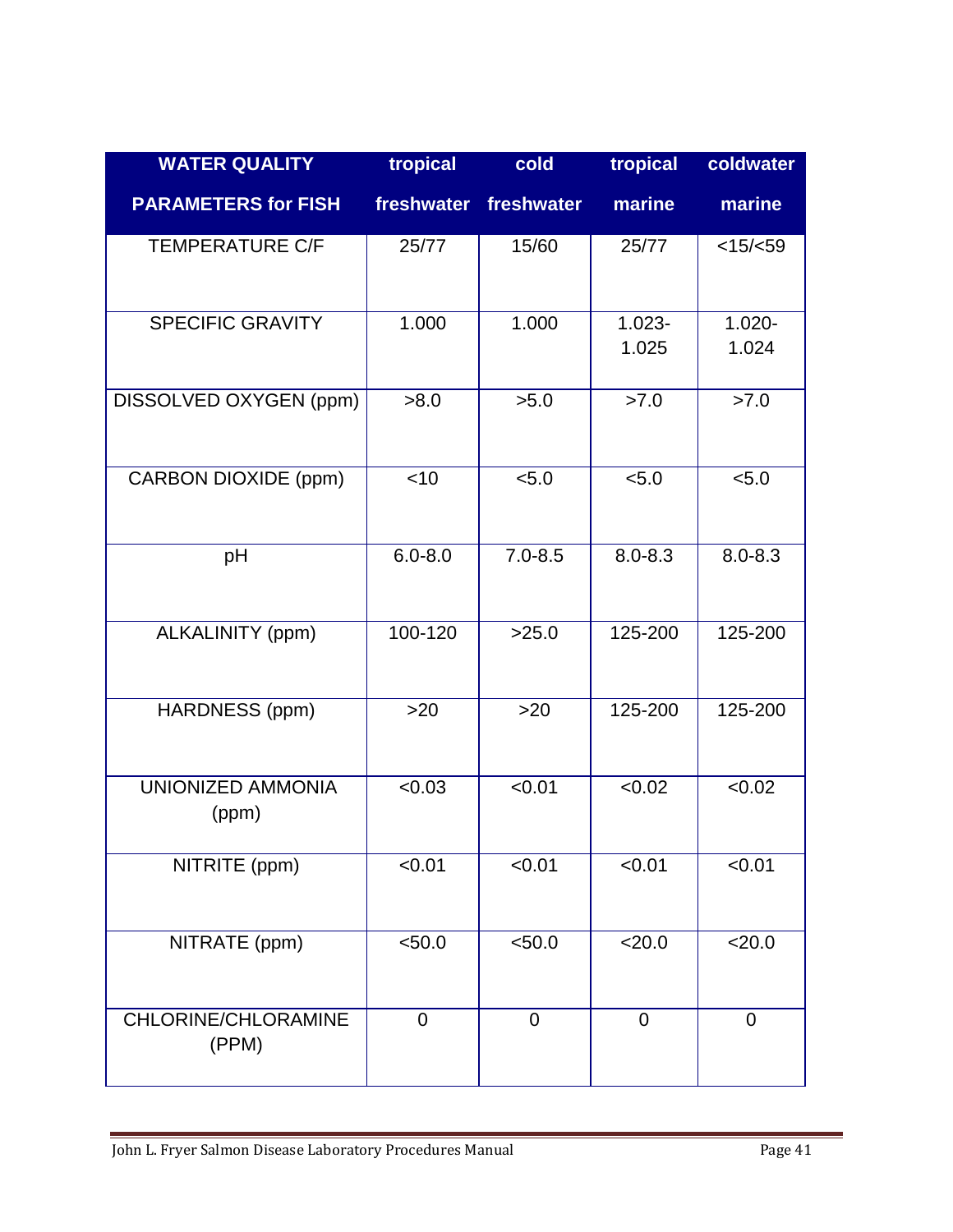| WATER QUALITY PARAMETERS for FISH | tropical freshwater | cold freshwater | tropical marine | coldwater marine |
|---|---|---|---|---|
| TEMPERATURE C/F | 25/77 | 15/60 | 25/77 | <15/<59 |
| SPECIFIC GRAVITY | 1.000 | 1.000 | 1.023-1.025 | 1.020-1.024 |
| DISSOLVED OXYGEN (ppm) | >8.0 | >5.0 | >7.0 | >7.0 |
| CARBON DIOXIDE (ppm) | <10 | <5.0 | <5.0 | <5.0 |
| pH | 6.0-8.0 | 7.0-8.5 | 8.0-8.3 | 8.0-8.3 |
| ALKALINITY (ppm) | 100-120 | >25.0 | 125-200 | 125-200 |
| HARDNESS (ppm) | >20 | >20 | 125-200 | 125-200 |
| UNIONIZED AMMONIA (ppm) | <0.03 | <0.01 | <0.02 | <0.02 |
| NITRITE (ppm) | <0.01 | <0.01 | <0.01 | <0.01 |
| NITRATE (ppm) | <50.0 | <50.0 | <20.0 | <20.0 |
| CHLORINE/CHLORAMINE (PPM) | 0 | 0 | 0 | 0 |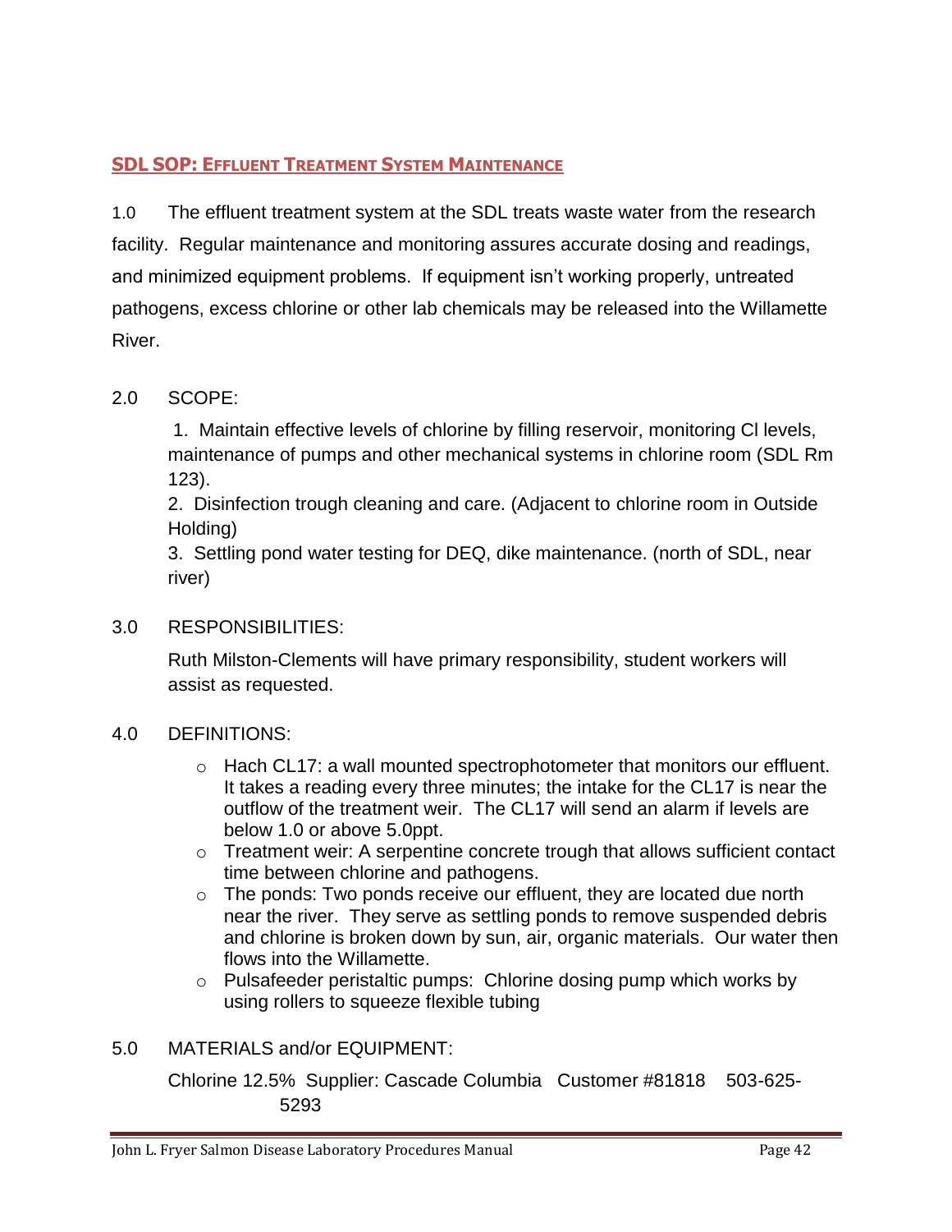## SDL SOP: EFFLUENT TREATMENT SYSTEM MAINTENANCE

1.0 The effluent treatment system at the SDL treats waste water from the research facility. Regular maintenance and monitoring assures accurate dosing and readings, and minimized equipment problems. If equipment isn't working properly, untreated pathogens, excess chlorine or other lab chemicals may be released into the Willamette River.

2.0 SCOPE:

1. Maintain effective levels of chlorine by filling reservoir, monitoring Cl levels, maintenance of pumps and other mechanical systems in chlorine room (SDL Rm 123).
2. Disinfection trough cleaning and care. (Adjacent to chlorine room in Outside Holding)
3. Settling pond water testing for DEQ, dike maintenance. (north of SDL, near river)

3.0 RESPONSIBILITIES:

Ruth Milston-Clements will have primary responsibility, student workers will assist as requested.

4.0 DEFINITIONS:

- Hach CL17: a wall mounted spectrophotometer that monitors our effluent. It takes a reading every three minutes; the intake for the CL17 is near the outflow of the treatment weir. The CL17 will send an alarm if levels are below 1.0 or above 5.0ppt.
- Treatment weir: A serpentine concrete trough that allows sufficient contact time between chlorine and pathogens.
- The ponds: Two ponds receive our effluent, they are located due north near the river. They serve as settling ponds to remove suspended debris and chlorine is broken down by sun, air, organic materials. Our water then flows into the Willamette.
- Pulsafeeder peristaltic pumps: Chlorine dosing pump which works by using rollers to squeeze flexible tubing

5.0 MATERIALS and/or EQUIPMENT:

Chlorine 12.5% Supplier: Cascade Columbia Customer #81818 503-625-5293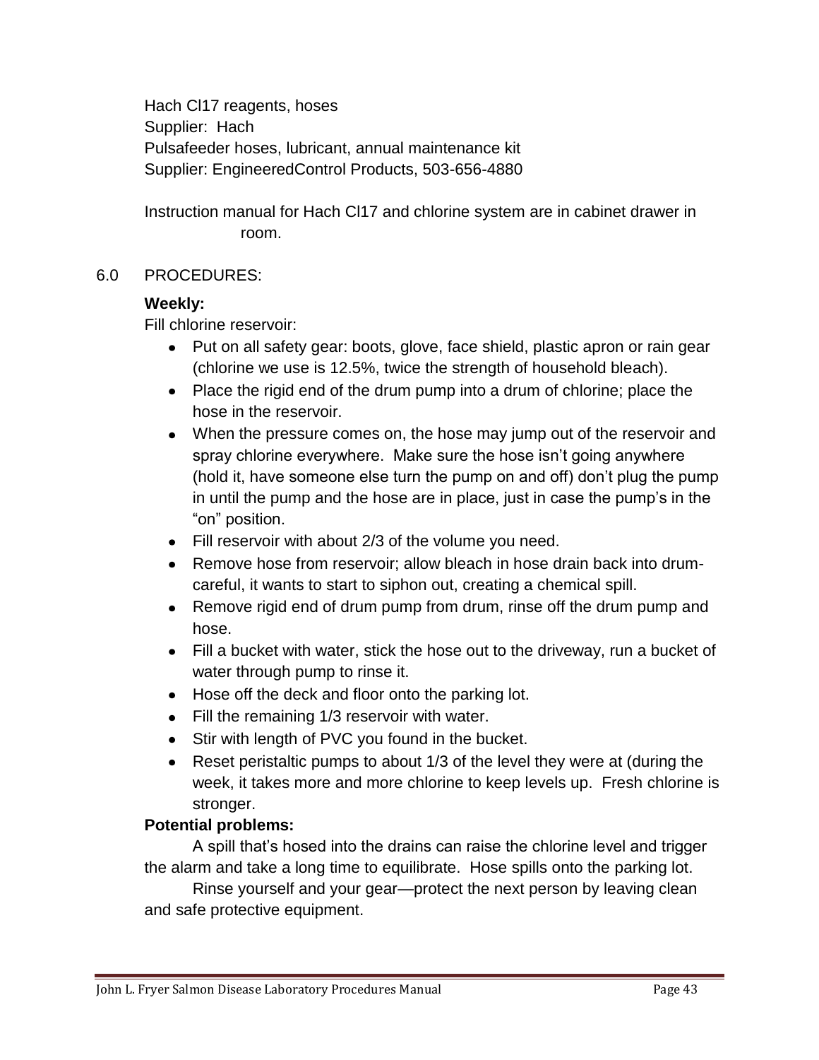Hach Cl17 reagents, hoses
Supplier: Hach
Pulsafeeder hoses, lubricant, annual maintenance kit
Supplier: EngineeredControl Products, 503-656-4880

Instruction manual for Hach Cl17 and chlorine system are in cabinet drawer in room.

## 6.0 PROCEDURES:

**Weekly:**

Fill chlorine reservoir:

- Put on all safety gear: boots, glove, face shield, plastic apron or rain gear (chlorine we use is 12.5%, twice the strength of household bleach).
- Place the rigid end of the drum pump into a drum of chlorine; place the hose in the reservoir.
- When the pressure comes on, the hose may jump out of the reservoir and spray chlorine everywhere. Make sure the hose isn't going anywhere (hold it, have someone else turn the pump on and off) don't plug the pump in until the pump and the hose are in place, just in case the pump's in the "on" position.
- Fill reservoir with about 2/3 of the volume you need.
- Remove hose from reservoir; allow bleach in hose drain back into drum- careful, it wants to start to siphon out, creating a chemical spill.
- Remove rigid end of drum pump from drum, rinse off the drum pump and hose.
- Fill a bucket with water, stick the hose out to the driveway, run a bucket of water through pump to rinse it.
- Hose off the deck and floor onto the parking lot.
- Fill the remaining 1/3 reservoir with water.
- Stir with length of PVC you found in the bucket.
- Reset peristaltic pumps to about 1/3 of the level they were at (during the week, it takes more and more chlorine to keep levels up. Fresh chlorine is stronger.

**Potential problems:**

A spill that's hosed into the drains can raise the chlorine level and trigger the alarm and take a long time to equilibrate. Hose spills onto the parking lot.

Rinse yourself and your gear—protect the next person by leaving clean and safe protective equipment.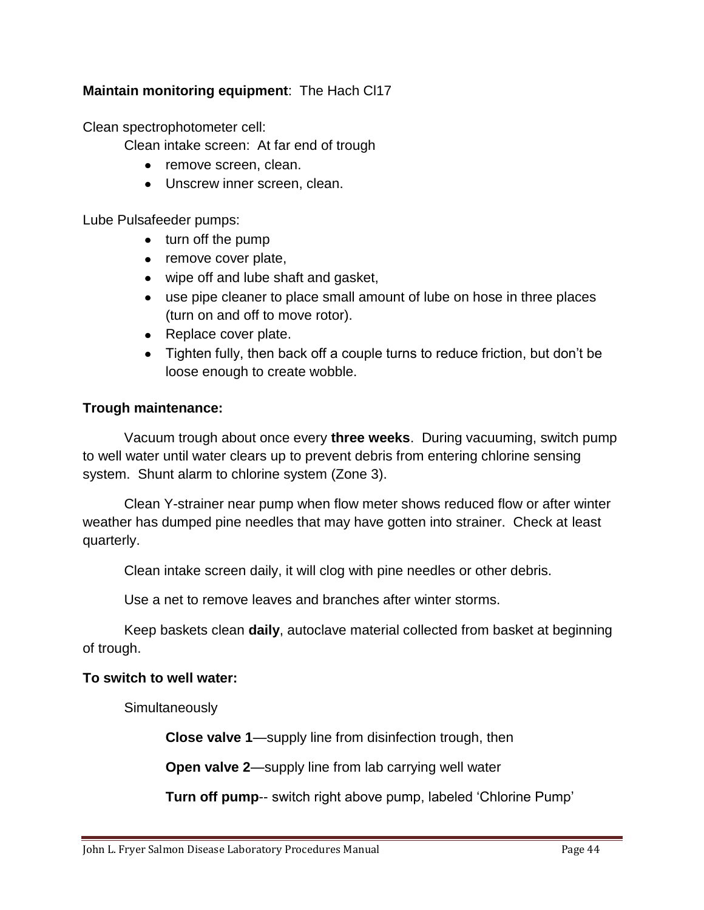**Maintain monitoring equipment**: The Hach Cl17

Clean spectrophotometer cell:

Clean intake screen: At far end of trough

- remove screen, clean.
- Unscrew inner screen, clean.

Lube Pulsafeeder pumps:

- turn off the pump
- remove cover plate,
- wipe off and lube shaft and gasket,
- use pipe cleaner to place small amount of lube on hose in three places (turn on and off to move rotor).
- Replace cover plate.
- Tighten fully, then back off a couple turns to reduce friction, but don’t be loose enough to create wobble.

**Trough maintenance:**

Vacuum trough about once every **three weeks**. During vacuuming, switch pump to well water until water clears up to prevent debris from entering chlorine sensing system. Shunt alarm to chlorine system (Zone 3).

Clean Y-strainer near pump when flow meter shows reduced flow or after winter weather has dumped pine needles that may have gotten into strainer. Check at least quarterly.

Clean intake screen daily, it will clog with pine needles or other debris.

Use a net to remove leaves and branches after winter storms.

Keep baskets clean **daily**, autoclave material collected from basket at beginning of trough.

**To switch to well water:**

Simultaneously

**Close valve 1**—supply line from disinfection trough, then

**Open valve 2**—supply line from lab carrying well water

**Turn off pump**-- switch right above pump, labeled ‘Chlorine Pump’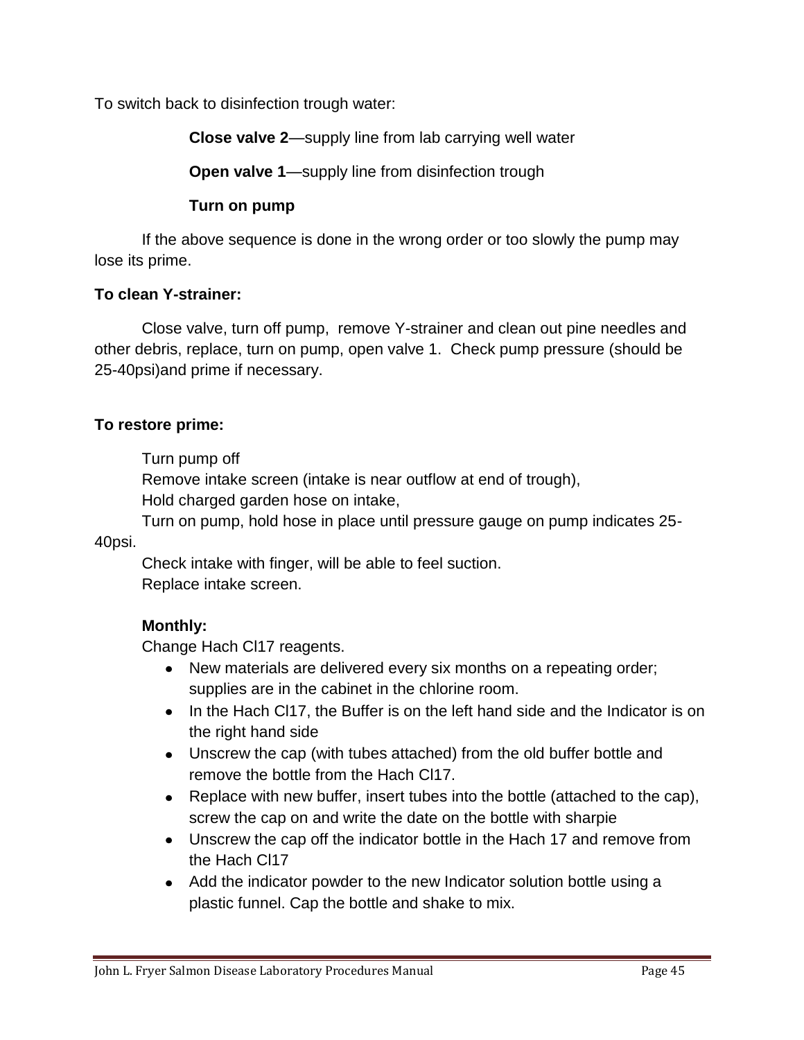To switch back to disinfection trough water:

**Close valve 2**—supply line from lab carrying well water

**Open valve 1**—supply line from disinfection trough

**Turn on pump**

If the above sequence is done in the wrong order or too slowly the pump may lose its prime.

**To clean Y-strainer:**

Close valve, turn off pump, remove Y-strainer and clean out pine needles and other debris, replace, turn on pump, open valve 1. Check pump pressure (should be 25-40psi)and prime if necessary.

**To restore prime:**

Turn pump off
Remove intake screen (intake is near outflow at end of trough),
Hold charged garden hose on intake,
Turn on pump, hold hose in place until pressure gauge on pump indicates 25-40psi.
Check intake with finger, will be able to feel suction.
Replace intake screen.

**Monthly:**

Change Hach Cl17 reagents.

- New materials are delivered every six months on a repeating order; supplies are in the cabinet in the chlorine room.
- In the Hach Cl17, the Buffer is on the left hand side and the Indicator is on the right hand side
- Unscrew the cap (with tubes attached) from the old buffer bottle and remove the bottle from the Hach Cl17.
- Replace with new buffer, insert tubes into the bottle (attached to the cap), screw the cap on and write the date on the bottle with sharpie
- Unscrew the cap off the indicator bottle in the Hach 17 and remove from the Hach Cl17
- Add the indicator powder to the new Indicator solution bottle using a plastic funnel. Cap the bottle and shake to mix.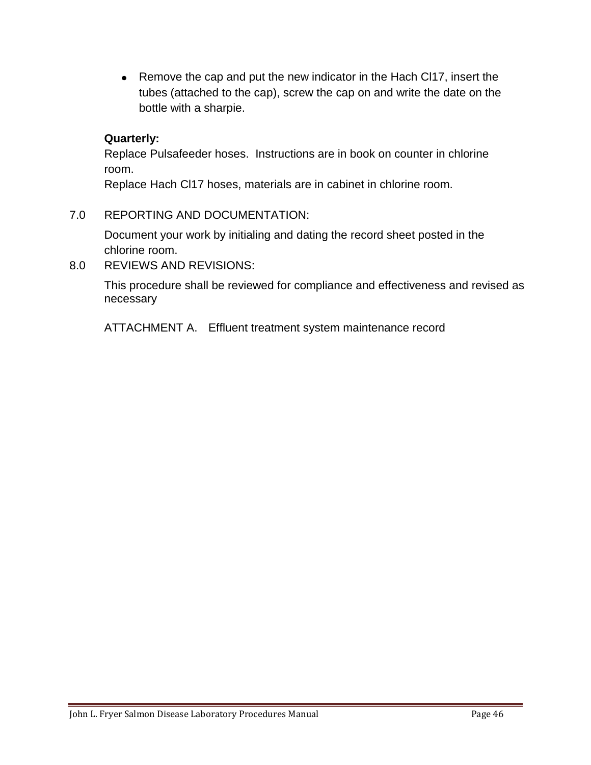- Remove the cap and put the new indicator in the Hach Cl17, insert the tubes (attached to the cap), screw the cap on and write the date on the bottle with a sharpie.

**Quarterly:**

Replace Pulsafeeder hoses. Instructions are in book on counter in chlorine room.

Replace Hach Cl17 hoses, materials are in cabinet in chlorine room.

7.0 REPORTING AND DOCUMENTATION:

Document your work by initialing and dating the record sheet posted in the chlorine room.

8.0 REVIEWS AND REVISIONS:

This procedure shall be reviewed for compliance and effectiveness and revised as necessary

ATTACHMENT A. Effluent treatment system maintenance record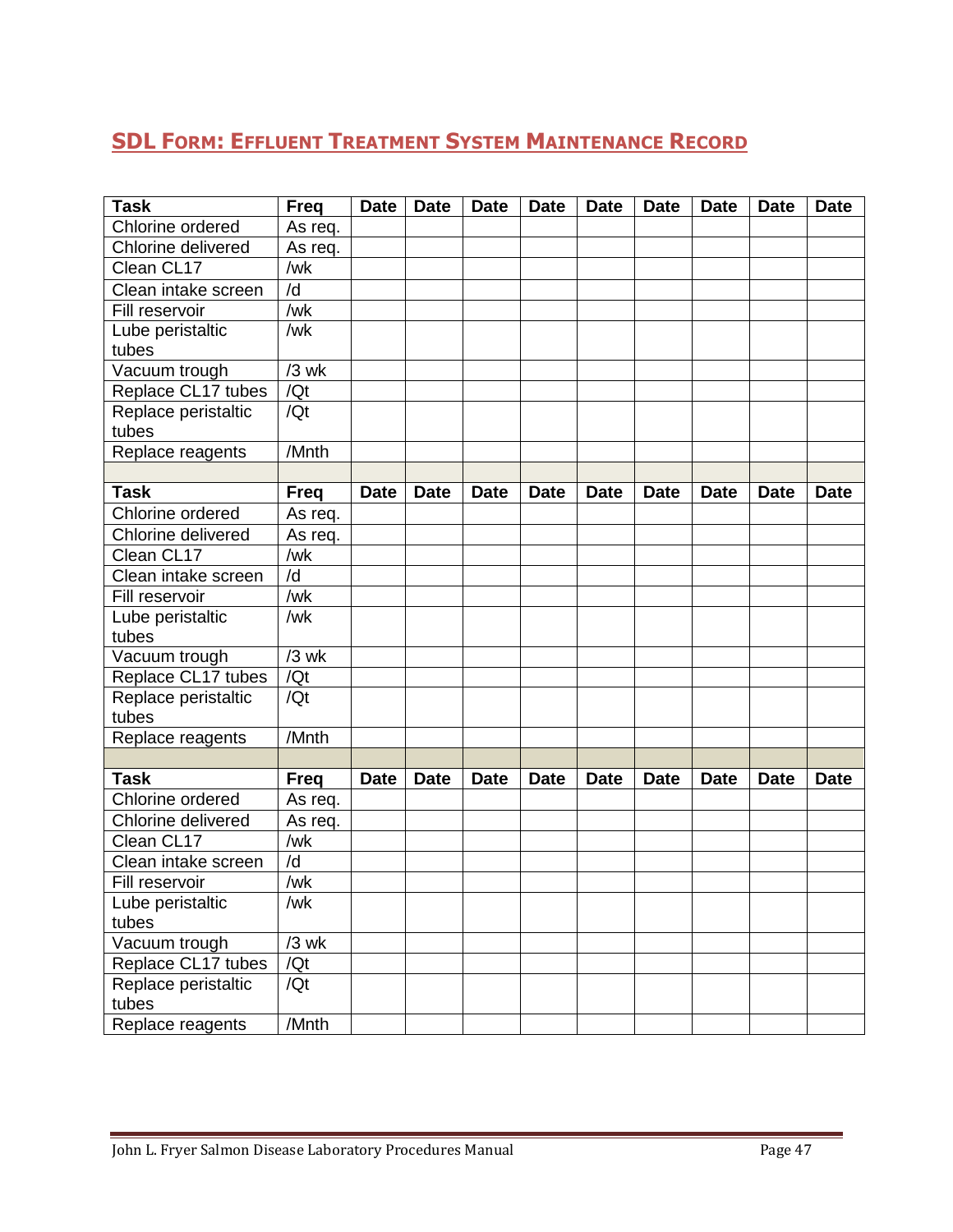## SDL Form: Effluent Treatment System Maintenance Record

| Task | Freq | Date | Date | Date | Date | Date | Date | Date | Date | Date |
|---|---|---|---|---|---|---|---|---|---|---|
| Chlorine ordered | As req. | | | | | | | | | |
| Chlorine delivered | As req. | | | | | | | | | |
| Clean CL17 | /wk | | | | | | | | | |
| Clean intake screen | /d | | | | | | | | | |
| Fill reservoir | /wk | | | | | | | | | |
| Lube peristaltic tubes | /wk | | | | | | | | | |
| Vacuum trough | /3 wk | | | | | | | | | |
| Replace CL17 tubes | /Qt | | | | | | | | | |
| Replace peristaltic tubes | /Qt | | | | | | | | | |
| Replace reagents | /Mnth | | | | | | | | | |
| | | | | | | | | | | |
| **Task** | **Freq** | **Date** | **Date** | **Date** | **Date** | **Date** | **Date** | **Date** | **Date** | **Date** |
| Chlorine ordered | As req. | | | | | | | | | |
| Chlorine delivered | As req. | | | | | | | | | |
| Clean CL17 | /wk | | | | | | | | | |
| Clean intake screen | /d | | | | | | | | | |
| Fill reservoir | /wk | | | | | | | | | |
| Lube peristaltic tubes | /wk | | | | | | | | | |
| Vacuum trough | /3 wk | | | | | | | | | |
| Replace CL17 tubes | /Qt | | | | | | | | | |
| Replace peristaltic tubes | /Qt | | | | | | | | | |
| Replace reagents | /Mnth | | | | | | | | | |
| | | | | | | | | | | |
| **Task** | **Freq** | **Date** | **Date** | **Date** | **Date** | **Date** | **Date** | **Date** | **Date** | **Date** |
| Chlorine ordered | As req. | | | | | | | | | |
| Chlorine delivered | As req. | | | | | | | | | |
| Clean CL17 | /wk | | | | | | | | | |
| Clean intake screen | /d | | | | | | | | | |
| Fill reservoir | /wk | | | | | | | | | |
| Lube peristaltic tubes | /wk | | | | | | | | | |
| Vacuum trough | /3 wk | | | | | | | | | |
| Replace CL17 tubes | /Qt | | | | | | | | | |
| Replace peristaltic tubes | /Qt | | | | | | | | | |
| Replace reagents | /Mnth | | | | | | | | | |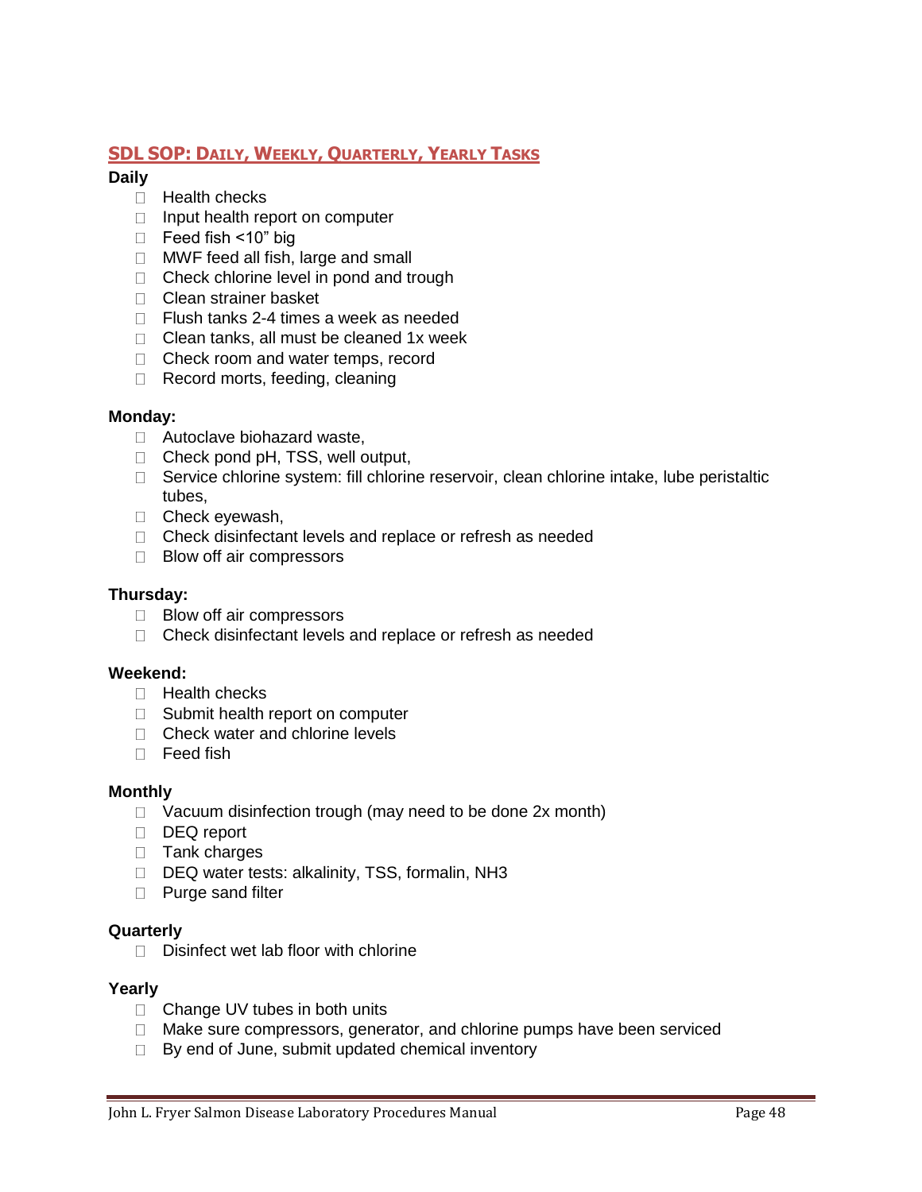## SDL SOP: Daily, Weekly, Quarterly, Yearly Tasks

**Daily**

- Health checks
- Input health report on computer
- Feed fish <10" big
- MWF feed all fish, large and small
- Check chlorine level in pond and trough
- Clean strainer basket
- Flush tanks 2-4 times a week as needed
- Clean tanks, all must be cleaned 1x week
- Check room and water temps, record
- Record morts, feeding, cleaning

**Monday:**

- Autoclave biohazard waste,
- Check pond pH, TSS, well output,
- Service chlorine system: fill chlorine reservoir, clean chlorine intake, lube peristaltic tubes,
- Check eyewash,
- Check disinfectant levels and replace or refresh as needed
- Blow off air compressors

**Thursday:**

- Blow off air compressors
- Check disinfectant levels and replace or refresh as needed

**Weekend:**

- Health checks
- Submit health report on computer
- Check water and chlorine levels
- Feed fish

**Monthly**

- Vacuum disinfection trough (may need to be done 2x month)
- DEQ report
- Tank charges
- DEQ water tests: alkalinity, TSS, formalin, $NH_3$
- Purge sand filter

**Quarterly**

- Disinfect wet lab floor with chlorine

**Yearly**

- Change UV tubes in both units
- Make sure compressors, generator, and chlorine pumps have been serviced
- By end of June, submit updated chemical inventory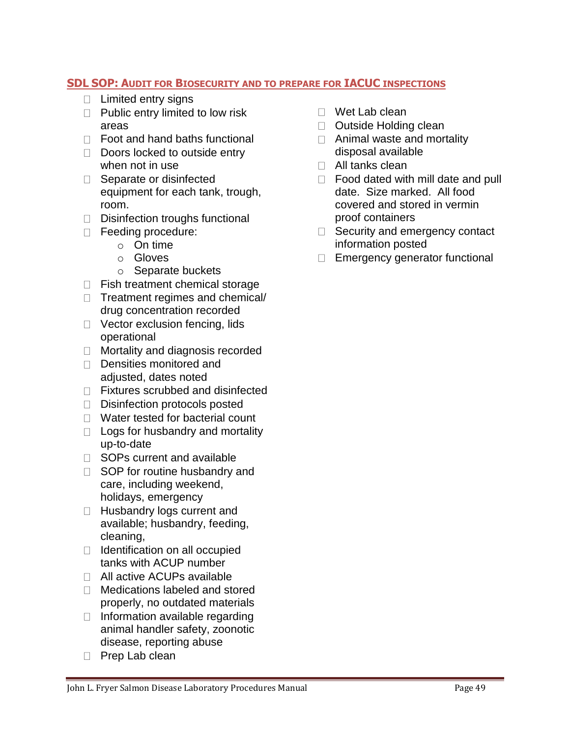## SDL SOP: Audit for Biosecurity and to Prepare for IACUC Inspections

- ☐ Limited entry signs
- ☐ Public entry limited to low risk areas
- ☐ Foot and hand baths functional
- ☐ Doors locked to outside entry when not in use
- ☐ Separate or disinfected equipment for each tank, trough, room.
- ☐ Disinfection troughs functional
- ☐ Feeding procedure:
  - On time
  - Gloves
  - Separate buckets
- ☐ Fish treatment chemical storage
- ☐ Treatment regimes and chemical/ drug concentration recorded
- ☐ Vector exclusion fencing, lids operational
- ☐ Mortality and diagnosis recorded
- ☐ Densities monitored and adjusted, dates noted
- ☐ Fixtures scrubbed and disinfected
- ☐ Disinfection protocols posted
- ☐ Water tested for bacterial count
- ☐ Logs for husbandry and mortality up-to-date
- ☐ SOPs current and available
- ☐ SOP for routine husbandry and care, including weekend, holidays, emergency
- ☐ Husbandry logs current and available; husbandry, feeding, cleaning,
- ☐ Identification on all occupied tanks with ACUP number
- ☐ All active ACUPs available
- ☐ Medications labeled and stored properly, no outdated materials
- ☐ Information available regarding animal handler safety, zoonotic disease, reporting abuse
- ☐ Prep Lab clean
- ☐ Wet Lab clean
- ☐ Outside Holding clean
- ☐ Animal waste and mortality disposal available
- ☐ All tanks clean
- ☐ Food dated with mill date and pull date. Size marked. All food covered and stored in vermin proof containers
- ☐ Security and emergency contact information posted
- ☐ Emergency generator functional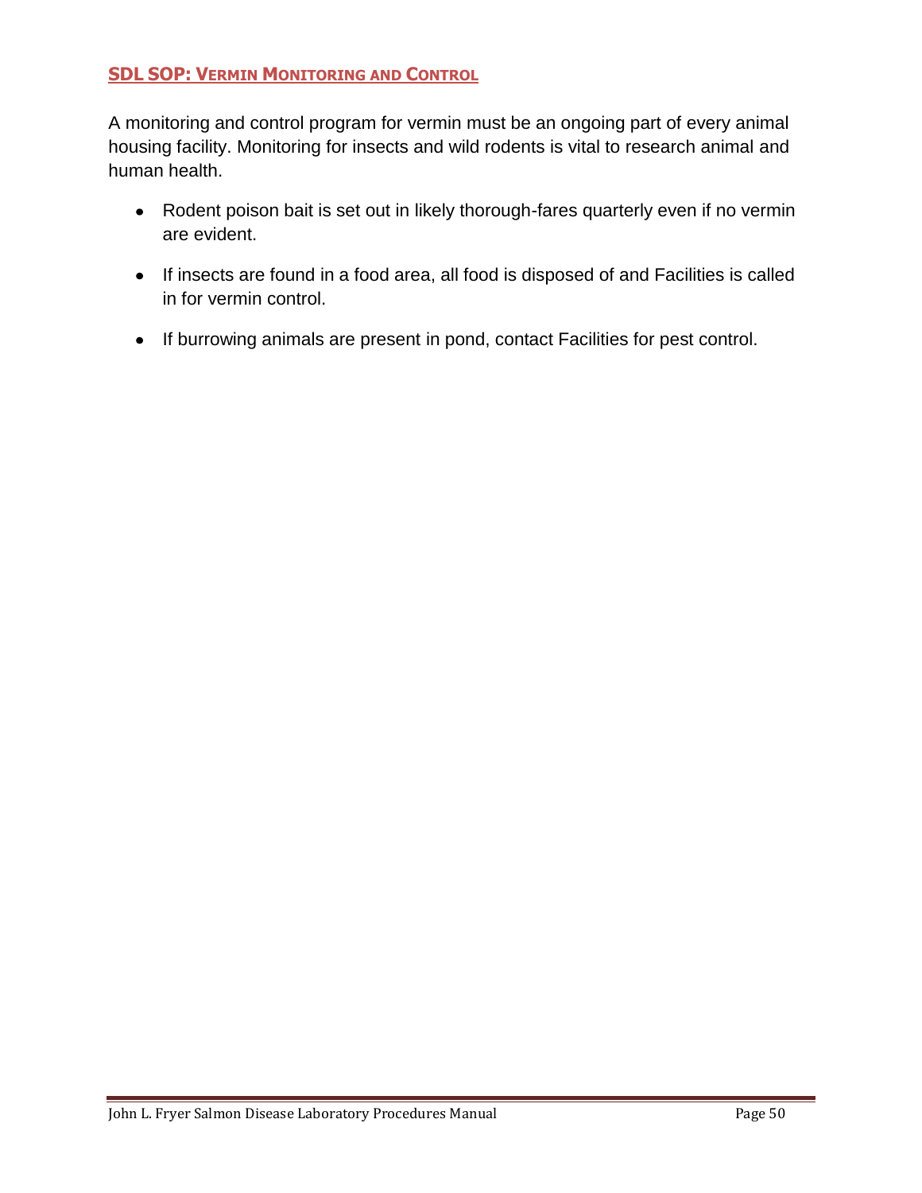## SDL SOP: VERMIN MONITORING AND CONTROL

A monitoring and control program for vermin must be an ongoing part of every animal housing facility. Monitoring for insects and wild rodents is vital to research animal and human health.

- Rodent poison bait is set out in likely thorough-fares quarterly even if no vermin are evident.
- If insects are found in a food area, all food is disposed of and Facilities is called in for vermin control.
- If burrowing animals are present in pond, contact Facilities for pest control.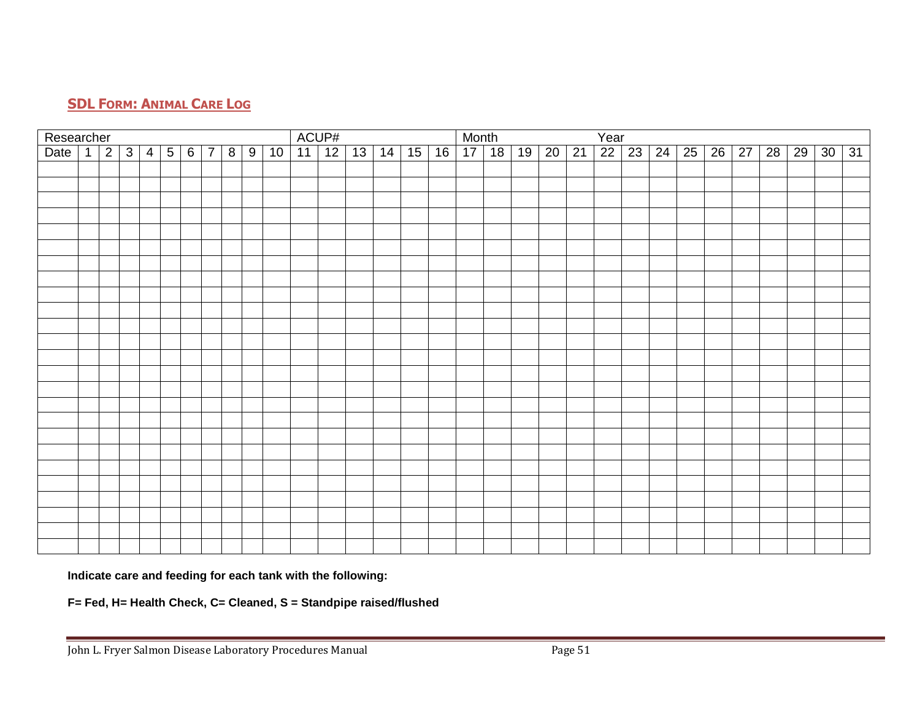## SDL FORM: ANIMAL CARE LOG

| Researcher | | | | | | | | | | | ACUP# | | | | | | Month | | | | | Year | | | | | | | | | |
|---|---|---|---|---|---|---|---|---|---|---|---|---|---|---|---|---|---|---|---|---|---|---|---|---|---|---|---|---|---|---|---|
| Date | 1 | 2 | 3 | 4 | 5 | 6 | 7 | 8 | 9 | 10 | 11 | 12 | 13 | 14 | 15 | 16 | 17 | 18 | 19 | 20 | 21 | 22 | 23 | 24 | 25 | 26 | 27 | 28 | 29 | 30 | 31 |
| | | | | | | | | | | | | | | | | | | | | | | | | | | | | | | | |
| | | | | | | | | | | | | | | | | | | | | | | | | | | | | | | | |
| | | | | | | | | | | | | | | | | | | | | | | | | | | | | | | | |
| | | | | | | | | | | | | | | | | | | | | | | | | | | | | | | | |
| | | | | | | | | | | | | | | | | | | | | | | | | | | | | | | | |
| | | | | | | | | | | | | | | | | | | | | | | | | | | | | | | | |
| | | | | | | | | | | | | | | | | | | | | | | | | | | | | | | | |
| | | | | | | | | | | | | | | | | | | | | | | | | | | | | | | | |
| | | | | | | | | | | | | | | | | | | | | | | | | | | | | | | | |
| | | | | | | | | | | | | | | | | | | | | | | | | | | | | | | | |
| | | | | | | | | | | | | | | | | | | | | | | | | | | | | | | | |
| | | | | | | | | | | | | | | | | | | | | | | | | | | | | | | | |
| | | | | | | | | | | | | | | | | | | | | | | | | | | | | | | | |
| | | | | | | | | | | | | | | | | | | | | | | | | | | | | | | | |
| | | | | | | | | | | | | | | | | | | | | | | | | | | | | | | | |
| | | | | | | | | | | | | | | | | | | | | | | | | | | | | | | | |
| | | | | | | | | | | | | | | | | | | | | | | | | | | | | | | | |
| | | | | | | | | | | | | | | | | | | | | | | | | | | | | | | | |
| | | | | | | | | | | | | | | | | | | | | | | | | | | | | | | | |
| | | | | | | | | | | | | | | | | | | | | | | | | | | | | | | | |
| | | | | | | | | | | | | | | | | | | | | | | | | | | | | | | | |
| | | | | | | | | | | | | | | | | | | | | | | | | | | | | | | | |
| | | | | | | | | | | | | | | | | | | | | | | | | | | | | | | | |
| | | | | | | | | | | | | | | | | | | | | | | | | | | | | | | | |
| | | | | | | | | | | | | | | | | | | | | | | | | | | | | | | | |

**Indicate care and feeding for each tank with the following:**

**F= Fed, H= Health Check, C= Cleaned, S = Standpipe raised/flushed**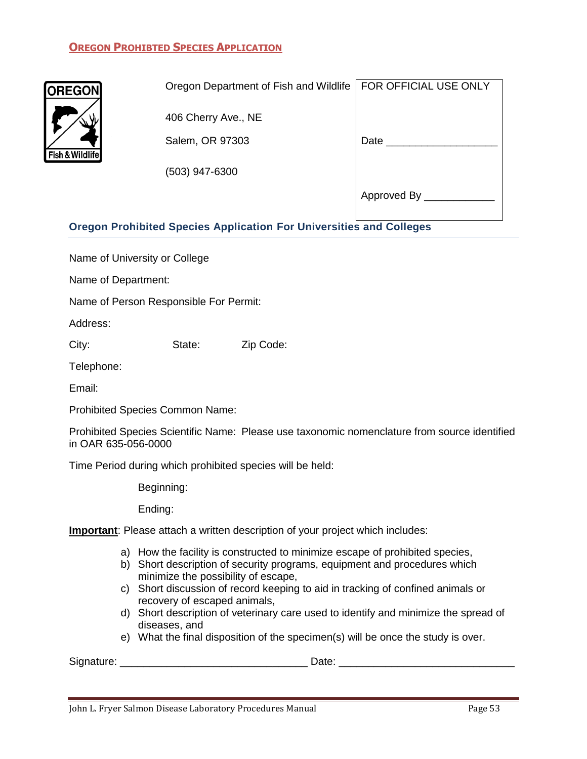## OREGON PROHIBTED SPECIES APPLICATION

Oregon Department of Fish and Wildlife

406 Cherry Ave., NE

Salem, OR 97303

(503) 947-6300

| FOR OFFICIAL USE ONLY |
|---|
| Date ___________________ |
| Approved By ____________ |

### Oregon Prohibited Species Application For Universities and Colleges

Name of University or College

Name of Department:

Name of Person Responsible For Permit:

Address:

City: State: Zip Code:

Telephone:

Email:

Prohibited Species Common Name:

Prohibited Species Scientific Name: Please use taxonomic nomenclature from source identified in OAR 635-056-0000

Time Period during which prohibited species will be held:

Beginning:

Ending:

**Important**: Please attach a written description of your project which includes:

a) How the facility is constructed to minimize escape of prohibited species,
b) Short description of security programs, equipment and procedures which minimize the possibility of escape,
c) Short discussion of record keeping to aid in tracking of confined animals or recovery of escaped animals,
d) Short description of veterinary care used to identify and minimize the spread of diseases, and
e) What the final disposition of the specimen(s) will be once the study is over.

Signature: _______________________________ Date: _____________________________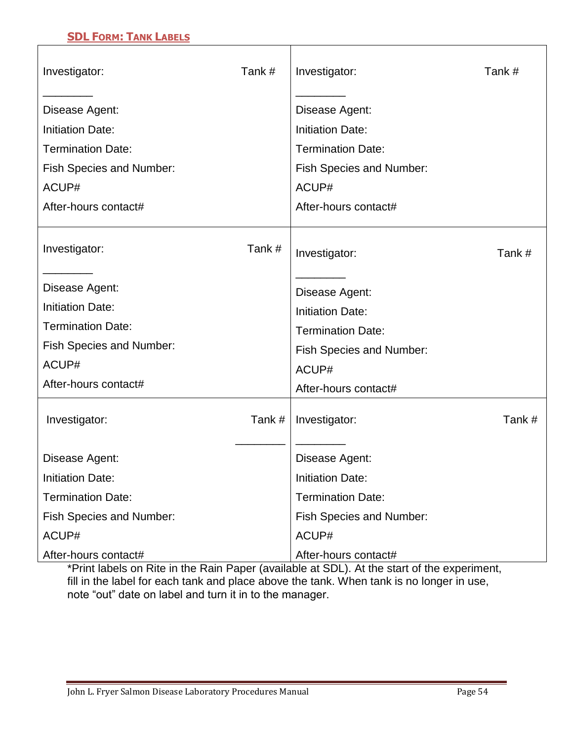## SDL Form: Tank Labels

| | |
|---|---|
| Investigator: Tank # ________<br>Disease Agent:<br>Initiation Date:<br>Termination Date:<br>Fish Species and Number:<br>ACUP#<br>After-hours contact# | Investigator: Tank # ________<br>Disease Agent:<br>Initiation Date:<br>Termination Date:<br>Fish Species and Number:<br>ACUP#<br>After-hours contact# |
| Investigator: Tank # ________<br>Disease Agent:<br>Initiation Date:<br>Termination Date:<br>Fish Species and Number:<br>ACUP#<br>After-hours contact# | Investigator: Tank # ________<br>Disease Agent:<br>Initiation Date:<br>Termination Date:<br>Fish Species and Number:<br>ACUP#<br>After-hours contact# |
| Investigator: Tank # ________<br>Disease Agent:<br>Initiation Date:<br>Termination Date:<br>Fish Species and Number:<br>ACUP#<br>After-hours contact# | Investigator: Tank # ________<br>Disease Agent:<br>Initiation Date:<br>Termination Date:<br>Fish Species and Number:<br>ACUP#<br>After-hours contact# |

*Print labels on Rite in the Rain Paper (available at SDL). At the start of the experiment, fill in the label for each tank and place above the tank. When tank is no longer in use, note "out" date on label and turn it in to the manager.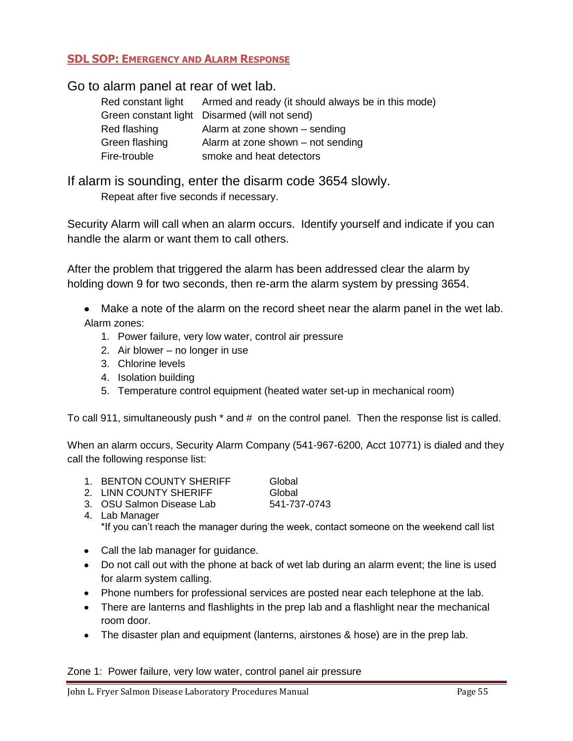## SDL SOP: Emergency and Alarm Response

Go to alarm panel at rear of wet lab.

| | |
|---|---|
| Red constant light | Armed and ready (it should always be in this mode) |
| Green constant light | Disarmed (will not send) |
| Red flashing | Alarm at zone shown – sending |
| Green flashing | Alarm at zone shown – not sending |
| Fire-trouble | smoke and heat detectors |

If alarm is sounding, enter the disarm code 3654 slowly.

Repeat after five seconds if necessary.

Security Alarm will call when an alarm occurs. Identify yourself and indicate if you can handle the alarm or want them to call others.

After the problem that triggered the alarm has been addressed clear the alarm by holding down 9 for two seconds, then re-arm the alarm system by pressing 3654.

- Make a note of the alarm on the record sheet near the alarm panel in the wet lab.

Alarm zones:

1. Power failure, very low water, control air pressure
2. Air blower – no longer in use
3. Chlorine levels
4. Isolation building
5. Temperature control equipment (heated water set-up in mechanical room)

To call 911, simultaneously push * and # on the control panel. Then the response list is called.

When an alarm occurs, Security Alarm Company (541-967-6200, Acct 10771) is dialed and they call the following response list:

1. BENTON COUNTY SHERIFF — Global
2. LINN COUNTY SHERIFF — Global
3. OSU Salmon Disease Lab — 541-737-0743
4. Lab Manager
   *If you can't reach the manager during the week, contact someone on the weekend call list

- Call the lab manager for guidance.
- Do not call out with the phone at back of wet lab during an alarm event; the line is used for alarm system calling.
- Phone numbers for professional services are posted near each telephone at the lab.
- There are lanterns and flashlights in the prep lab and a flashlight near the mechanical room door.
- The disaster plan and equipment (lanterns, airstones & hose) are in the prep lab.

Zone 1: Power failure, very low water, control panel air pressure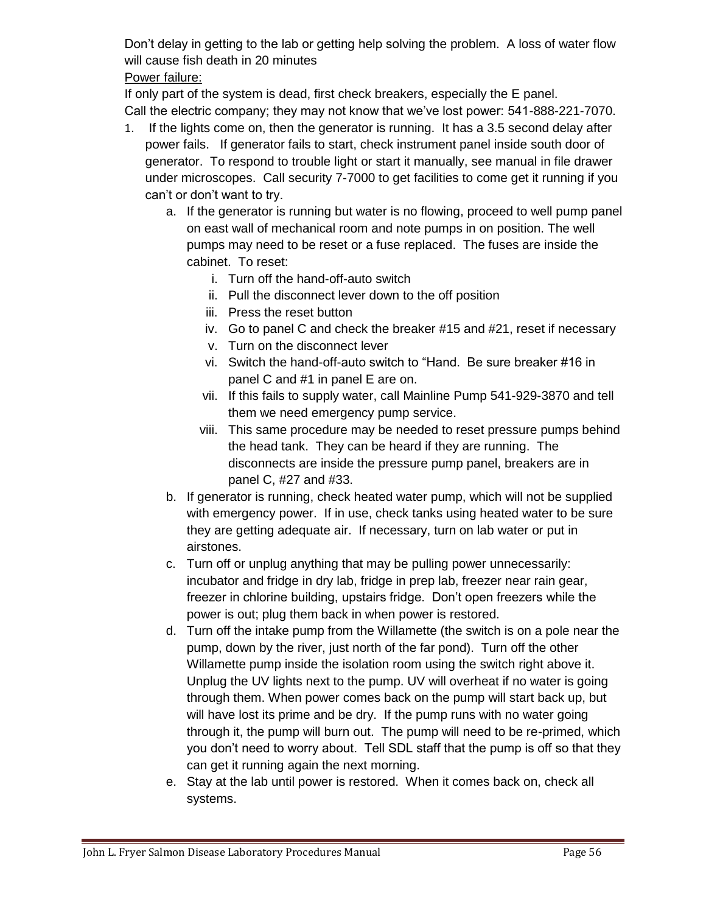Don't delay in getting to the lab or getting help solving the problem. A loss of water flow will cause fish death in 20 minutes

Power failure:

If only part of the system is dead, first check breakers, especially the E panel.
Call the electric company; they may not know that we've lost power: 541-888-221-7070.

1. If the lights come on, then the generator is running. It has a 3.5 second delay after power fails. If generator fails to start, check instrument panel inside south door of generator. To respond to trouble light or start it manually, see manual in file drawer under microscopes. Call security 7-7000 to get facilities to come get it running if you can't or don't want to try.
   a. If the generator is running but water is no flowing, proceed to well pump panel on east wall of mechanical room and note pumps in on position. The well pumps may need to be reset or a fuse replaced. The fuses are inside the cabinet. To reset:
      i. Turn off the hand-off-auto switch
      ii. Pull the disconnect lever down to the off position
      iii. Press the reset button
      iv. Go to panel C and check the breaker #15 and #21, reset if necessary
      v. Turn on the disconnect lever
      vi. Switch the hand-off-auto switch to "Hand. Be sure breaker #16 in panel C and #1 in panel E are on.
      vii. If this fails to supply water, call Mainline Pump 541-929-3870 and tell them we need emergency pump service.
      viii. This same procedure may be needed to reset pressure pumps behind the head tank. They can be heard if they are running. The disconnects are inside the pressure pump panel, breakers are in panel C, #27 and #33.
   b. If generator is running, check heated water pump, which will not be supplied with emergency power. If in use, check tanks using heated water to be sure they are getting adequate air. If necessary, turn on lab water or put in airstones.
   c. Turn off or unplug anything that may be pulling power unnecessarily: incubator and fridge in dry lab, fridge in prep lab, freezer near rain gear, freezer in chlorine building, upstairs fridge. Don't open freezers while the power is out; plug them back in when power is restored.
   d. Turn off the intake pump from the Willamette (the switch is on a pole near the pump, down by the river, just north of the far pond). Turn off the other Willamette pump inside the isolation room using the switch right above it. Unplug the UV lights next to the pump. UV will overheat if no water is going through them. When power comes back on the pump will start back up, but will have lost its prime and be dry. If the pump runs with no water going through it, the pump will burn out. The pump will need to be re-primed, which you don't need to worry about. Tell SDL staff that the pump is off so that they can get it running again the next morning.
   e. Stay at the lab until power is restored. When it comes back on, check all systems.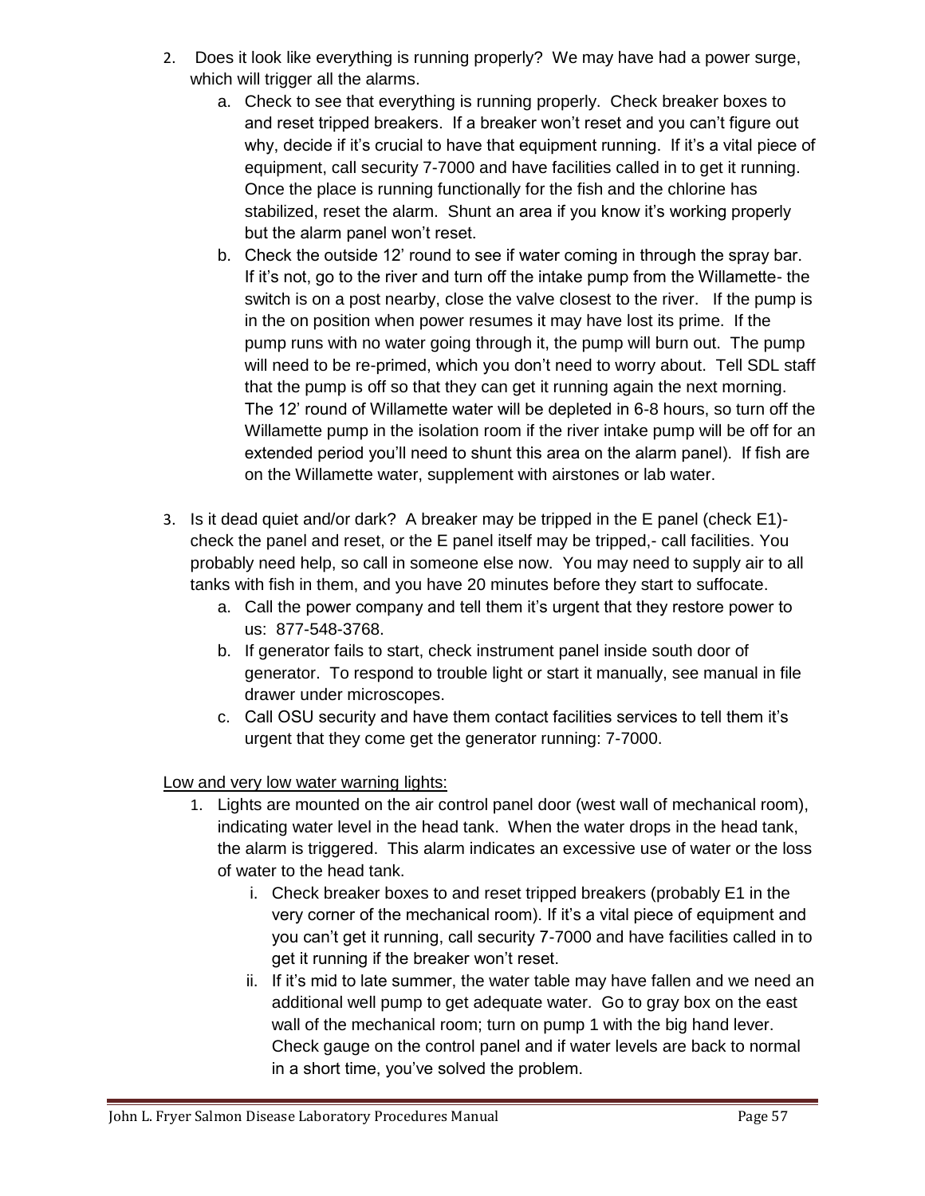2. Does it look like everything is running properly? We may have had a power surge, which will trigger all the alarms.
    a. Check to see that everything is running properly. Check breaker boxes to and reset tripped breakers. If a breaker won't reset and you can't figure out why, decide if it's crucial to have that equipment running. If it's a vital piece of equipment, call security 7-7000 and have facilities called in to get it running. Once the place is running functionally for the fish and the chlorine has stabilized, reset the alarm. Shunt an area if you know it's working properly but the alarm panel won't reset.
    b. Check the outside 12' round to see if water coming in through the spray bar. If it's not, go to the river and turn off the intake pump from the Willamette- the switch is on a post nearby, close the valve closest to the river. If the pump is in the on position when power resumes it may have lost its prime. If the pump runs with no water going through it, the pump will burn out. The pump will need to be re-primed, which you don't need to worry about. Tell SDL staff that the pump is off so that they can get it running again the next morning. The 12' round of Willamette water will be depleted in 6-8 hours, so turn off the Willamette pump in the isolation room if the river intake pump will be off for an extended period you'll need to shunt this area on the alarm panel). If fish are on the Willamette water, supplement with airstones or lab water.

3. Is it dead quiet and/or dark? A breaker may be tripped in the E panel (check E1)- check the panel and reset, or the E panel itself may be tripped,- call facilities. You probably need help, so call in someone else now. You may need to supply air to all tanks with fish in them, and you have 20 minutes before they start to suffocate.
    a. Call the power company and tell them it's urgent that they restore power to us: 877-548-3768.
    b. If generator fails to start, check instrument panel inside south door of generator. To respond to trouble light or start it manually, see manual in file drawer under microscopes.
    c. Call OSU security and have them contact facilities services to tell them it's urgent that they come get the generator running: 7-7000.

<u>Low and very low water warning lights:</u>

1. Lights are mounted on the air control panel door (west wall of mechanical room), indicating water level in the head tank. When the water drops in the head tank, the alarm is triggered. This alarm indicates an excessive use of water or the loss of water to the head tank.
    i. Check breaker boxes to and reset tripped breakers (probably E1 in the very corner of the mechanical room). If it's a vital piece of equipment and you can't get it running, call security 7-7000 and have facilities called in to get it running if the breaker won't reset.
    ii. If it's mid to late summer, the water table may have fallen and we need an additional well pump to get adequate water. Go to gray box on the east wall of the mechanical room; turn on pump 1 with the big hand lever. Check gauge on the control panel and if water levels are back to normal in a short time, you've solved the problem.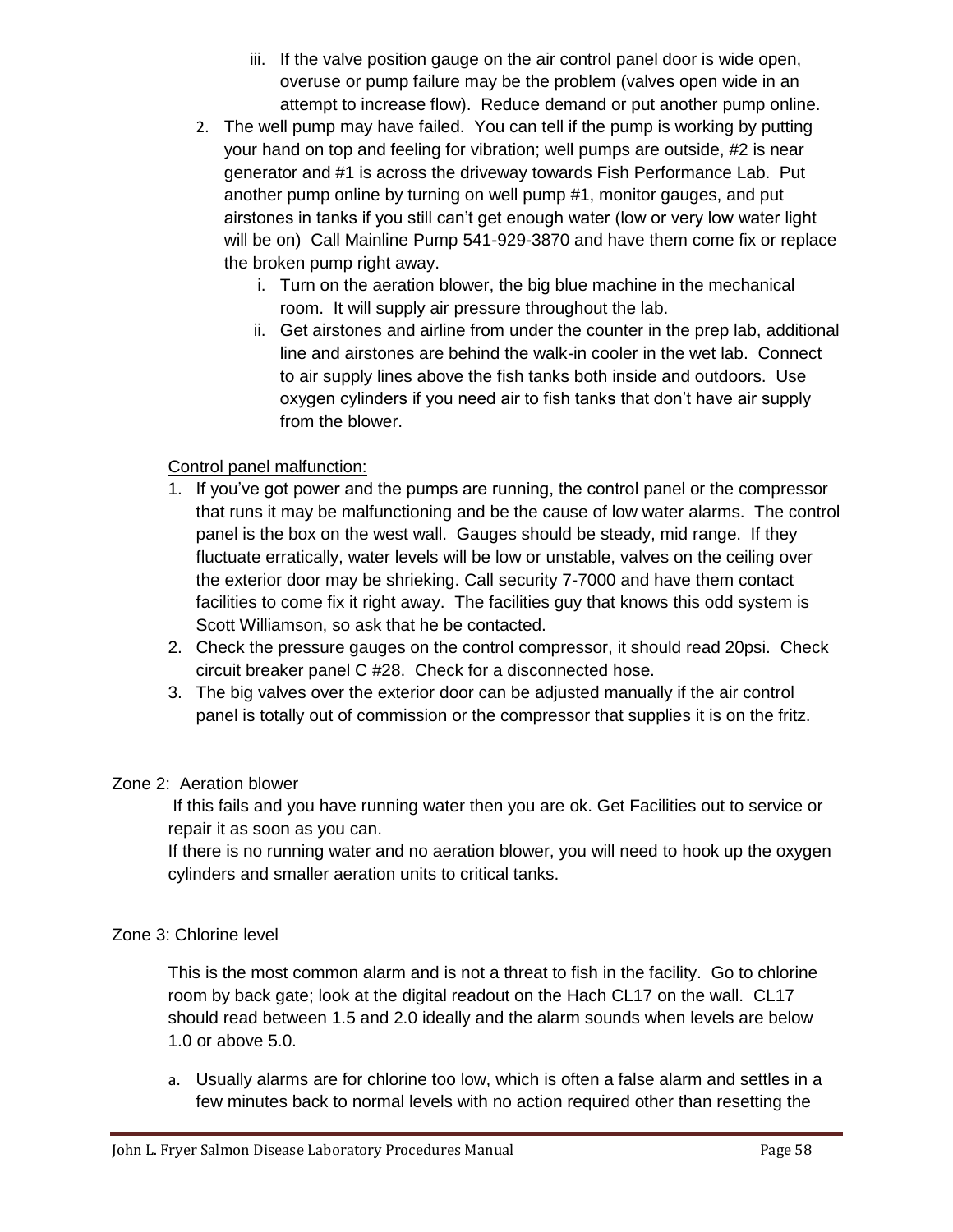iii. If the valve position gauge on the air control panel door is wide open, overuse or pump failure may be the problem (valves open wide in an attempt to increase flow). Reduce demand or put another pump online.

2. The well pump may have failed. You can tell if the pump is working by putting your hand on top and feeling for vibration; well pumps are outside, #2 is near generator and #1 is across the driveway towards Fish Performance Lab. Put another pump online by turning on well pump #1, monitor gauges, and put airstones in tanks if you still can't get enough water (low or very low water light will be on) Call Mainline Pump 541-929-3870 and have them come fix or replace the broken pump right away.
   i. Turn on the aeration blower, the big blue machine in the mechanical room. It will supply air pressure throughout the lab.
   ii. Get airstones and airline from under the counter in the prep lab, additional line and airstones are behind the walk-in cooler in the wet lab. Connect to air supply lines above the fish tanks both inside and outdoors. Use oxygen cylinders if you need air to fish tanks that don't have air supply from the blower.

<u>Control panel malfunction:</u>

1. If you've got power and the pumps are running, the control panel or the compressor that runs it may be malfunctioning and be the cause of low water alarms. The control panel is the box on the west wall. Gauges should be steady, mid range. If they fluctuate erratically, water levels will be low or unstable, valves on the ceiling over the exterior door may be shrieking. Call security 7-7000 and have them contact facilities to come fix it right away. The facilities guy that knows this odd system is Scott Williamson, so ask that he be contacted.
2. Check the pressure gauges on the control compressor, it should read 20psi. Check circuit breaker panel C #28. Check for a disconnected hose.
3. The big valves over the exterior door can be adjusted manually if the air control panel is totally out of commission or the compressor that supplies it is on the fritz.

Zone 2: Aeration blower

If this fails and you have running water then you are ok. Get Facilities out to service or repair it as soon as you can.

If there is no running water and no aeration blower, you will need to hook up the oxygen cylinders and smaller aeration units to critical tanks.

Zone 3: Chlorine level

This is the most common alarm and is not a threat to fish in the facility. Go to chlorine room by back gate; look at the digital readout on the Hach CL17 on the wall. CL17 should read between 1.5 and 2.0 ideally and the alarm sounds when levels are below 1.0 or above 5.0.

a. Usually alarms are for chlorine too low, which is often a false alarm and settles in a few minutes back to normal levels with no action required other than resetting the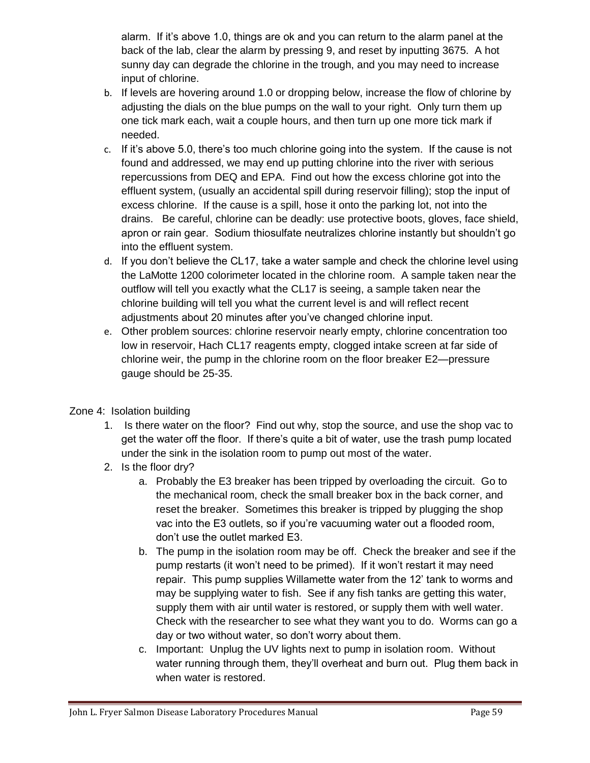alarm. If it's above 1.0, things are ok and you can return to the alarm panel at the back of the lab, clear the alarm by pressing 9, and reset by inputting 3675. A hot sunny day can degrade the chlorine in the trough, and you may need to increase input of chlorine.

b. If levels are hovering around 1.0 or dropping below, increase the flow of chlorine by adjusting the dials on the blue pumps on the wall to your right. Only turn them up one tick mark each, wait a couple hours, and then turn up one more tick mark if needed.

c. If it's above 5.0, there's too much chlorine going into the system. If the cause is not found and addressed, we may end up putting chlorine into the river with serious repercussions from DEQ and EPA. Find out how the excess chlorine got into the effluent system, (usually an accidental spill during reservoir filling); stop the input of excess chlorine. If the cause is a spill, hose it onto the parking lot, not into the drains. Be careful, chlorine can be deadly: use protective boots, gloves, face shield, apron or rain gear. Sodium thiosulfate neutralizes chlorine instantly but shouldn't go into the effluent system.

d. If you don't believe the CL17, take a water sample and check the chlorine level using the LaMotte 1200 colorimeter located in the chlorine room. A sample taken near the outflow will tell you exactly what the CL17 is seeing, a sample taken near the chlorine building will tell you what the current level is and will reflect recent adjustments about 20 minutes after you've changed chlorine input.

e. Other problem sources: chlorine reservoir nearly empty, chlorine concentration too low in reservoir, Hach CL17 reagents empty, clogged intake screen at far side of chlorine weir, the pump in the chlorine room on the floor breaker E2—pressure gauge should be 25-35.

Zone 4: Isolation building

1. Is there water on the floor? Find out why, stop the source, and use the shop vac to get the water off the floor. If there's quite a bit of water, use the trash pump located under the sink in the isolation room to pump out most of the water.
2. Is the floor dry?
   a. Probably the E3 breaker has been tripped by overloading the circuit. Go to the mechanical room, check the small breaker box in the back corner, and reset the breaker. Sometimes this breaker is tripped by plugging the shop vac into the E3 outlets, so if you're vacuuming water out a flooded room, don't use the outlet marked E3.
   b. The pump in the isolation room may be off. Check the breaker and see if the pump restarts (it won't need to be primed). If it won't restart it may need repair. This pump supplies Willamette water from the 12' tank to worms and may be supplying water to fish. See if any fish tanks are getting this water, supply them with air until water is restored, or supply them with well water. Check with the researcher to see what they want you to do. Worms can go a day or two without water, so don't worry about them.
   c. Important: Unplug the UV lights next to pump in isolation room. Without water running through them, they'll overheat and burn out. Plug them back in when water is restored.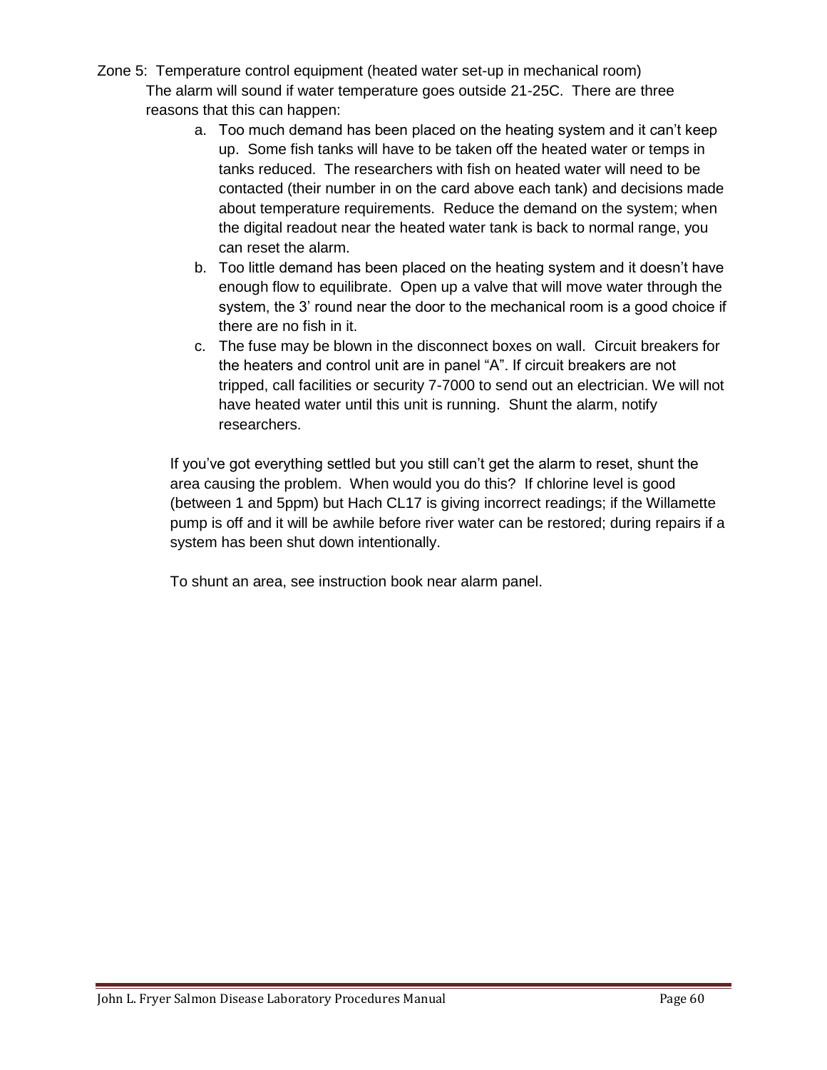Zone 5: Temperature control equipment (heated water set-up in mechanical room)

The alarm will sound if water temperature goes outside 21-25C. There are three reasons that this can happen:

a. Too much demand has been placed on the heating system and it can't keep up. Some fish tanks will have to be taken off the heated water or temps in tanks reduced. The researchers with fish on heated water will need to be contacted (their number in on the card above each tank) and decisions made about temperature requirements. Reduce the demand on the system; when the digital readout near the heated water tank is back to normal range, you can reset the alarm.
b. Too little demand has been placed on the heating system and it doesn't have enough flow to equilibrate. Open up a valve that will move water through the system, the 3' round near the door to the mechanical room is a good choice if there are no fish in it.
c. The fuse may be blown in the disconnect boxes on wall. Circuit breakers for the heaters and control unit are in panel "A". If circuit breakers are not tripped, call facilities or security 7-7000 to send out an electrician. We will not have heated water until this unit is running. Shunt the alarm, notify researchers.

If you've got everything settled but you still can't get the alarm to reset, shunt the area causing the problem. When would you do this? If chlorine level is good (between 1 and 5ppm) but Hach CL17 is giving incorrect readings; if the Willamette pump is off and it will be awhile before river water can be restored; during repairs if a system has been shut down intentionally.

To shunt an area, see instruction book near alarm panel.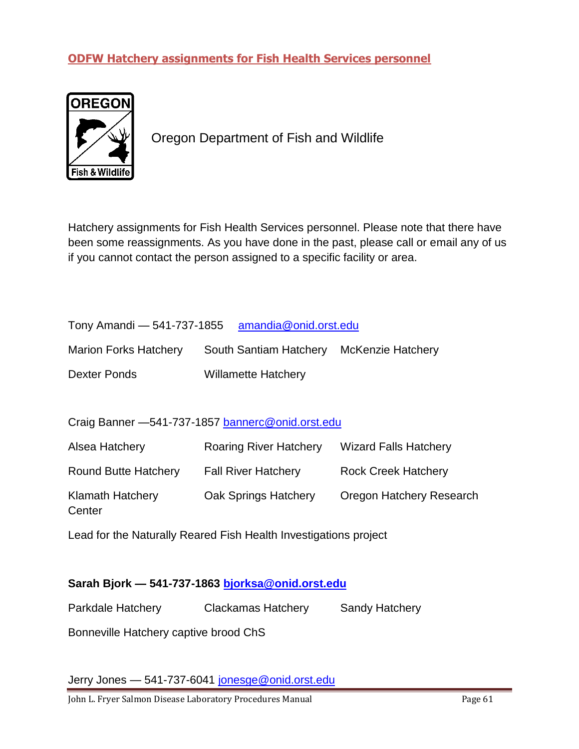## ODFW Hatchery assignments for Fish Health Services personnel

Oregon Department of Fish and Wildlife

Hatchery assignments for Fish Health Services personnel. Please note that there have been some reassignments. As you have done in the past, please call or email any of us if you cannot contact the person assigned to a specific facility or area.

Tony Amandi — 541-737-1855 amandia@onid.orst.edu

| | | |
|---|---|---|
| Marion Forks Hatchery | South Santiam Hatchery | McKenzie Hatchery |
| Dexter Ponds | Willamette Hatchery | |

Craig Banner —541-737-1857 bannerc@onid.orst.edu

| | | |
|---|---|---|
| Alsea Hatchery | Roaring River Hatchery | Wizard Falls Hatchery |
| Round Butte Hatchery | Fall River Hatchery | Rock Creek Hatchery |
| Klamath Hatchery | Oak Springs Hatchery | Oregon Hatchery Research Center |

Lead for the Naturally Reared Fish Health Investigations project

**Sarah Bjork — 541-737-1863 bjorksa@onid.orst.edu**

| | | |
|---|---|---|
| Parkdale Hatchery | Clackamas Hatchery | Sandy Hatchery |

Bonneville Hatchery captive brood ChS

Jerry Jones — 541-737-6041 jonesge@onid.orst.edu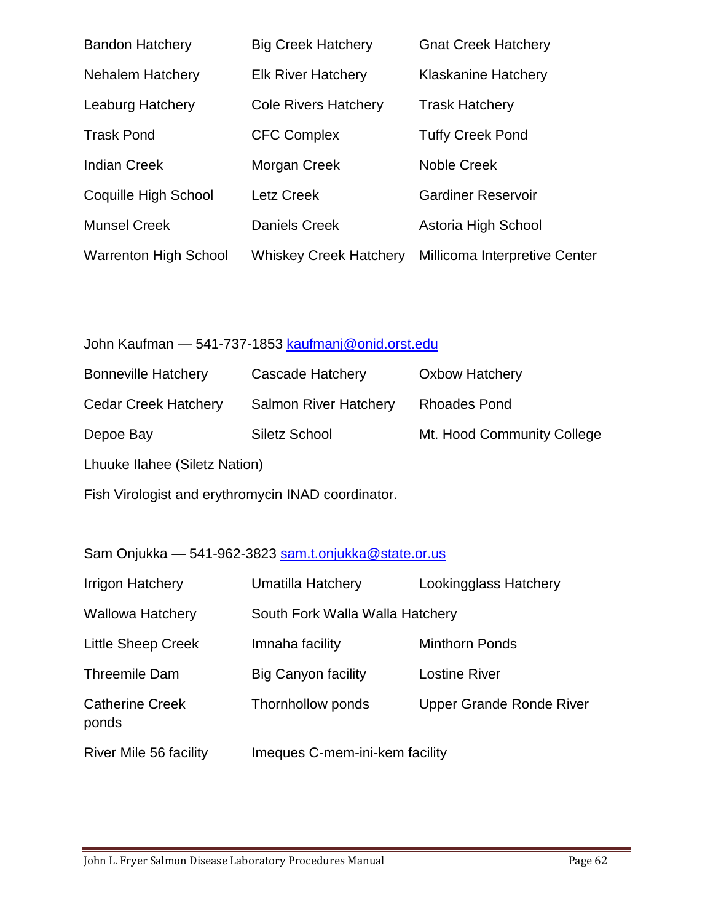| | | |
|---|---|---|
| Bandon Hatchery | Big Creek Hatchery | Gnat Creek Hatchery |
| Nehalem Hatchery | Elk River Hatchery | Klaskanine Hatchery |
| Leaburg Hatchery | Cole Rivers Hatchery | Trask Hatchery |
| Trask Pond | CFC Complex | Tuffy Creek Pond |
| Indian Creek | Morgan Creek | Noble Creek |
| Coquille High School | Letz Creek | Gardiner Reservoir |
| Munsel Creek | Daniels Creek | Astoria High School |
| Warrenton High School | Whiskey Creek Hatchery | Millicoma Interpretive Center |

John Kaufman — 541-737-1853 kaufmanj@onid.orst.edu

| | | |
|---|---|---|
| Bonneville Hatchery | Cascade Hatchery | Oxbow Hatchery |
| Cedar Creek Hatchery | Salmon River Hatchery | Rhoades Pond |
| Depoe Bay | Siletz School | Mt. Hood Community College |

Lhuuke Ilahee (Siletz Nation)

Fish Virologist and erythromycin INAD coordinator.

Sam Onjukka — 541-962-3823 sam.t.onjukka@state.or.us

| | | |
|---|---|---|
| Irrigon Hatchery | Umatilla Hatchery | Lookingglass Hatchery |
| Wallowa Hatchery | South Fork Walla Walla Hatchery | |
| Little Sheep Creek | Imnaha facility | Minthorn Ponds |
| Threemile Dam | Big Canyon facility | Lostine River |
| Catherine Creek ponds | Thornhollow ponds | Upper Grande Ronde River |
| River Mile 56 facility | Imeques C-mem-ini-kem facility | |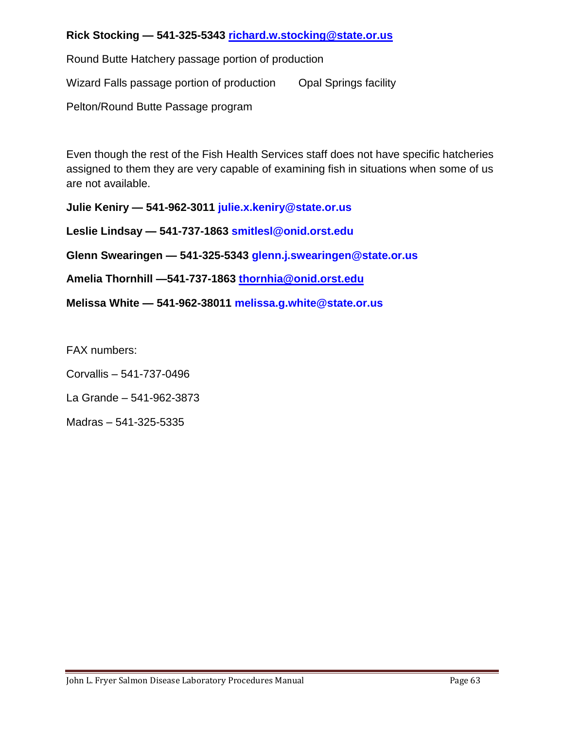**Rick Stocking — 541-325-5343 richard.w.stocking@state.or.us**

Round Butte Hatchery passage portion of production

Wizard Falls passage portion of production    Opal Springs facility

Pelton/Round Butte Passage program

Even though the rest of the Fish Health Services staff does not have specific hatcheries assigned to them they are very capable of examining fish in situations when some of us are not available.

**Julie Keniry — 541-962-3011 julie.x.keniry@state.or.us**

**Leslie Lindsay — 541-737-1863 smitlesl@onid.orst.edu**

**Glenn Swearingen — 541-325-5343 glenn.j.swearingen@state.or.us**

**Amelia Thornhill —541-737-1863 thornhia@onid.orst.edu**

**Melissa White — 541-962-38011 melissa.g.white@state.or.us**

FAX numbers:

Corvallis – 541-737-0496

La Grande – 541-962-3873

Madras – 541-325-5335